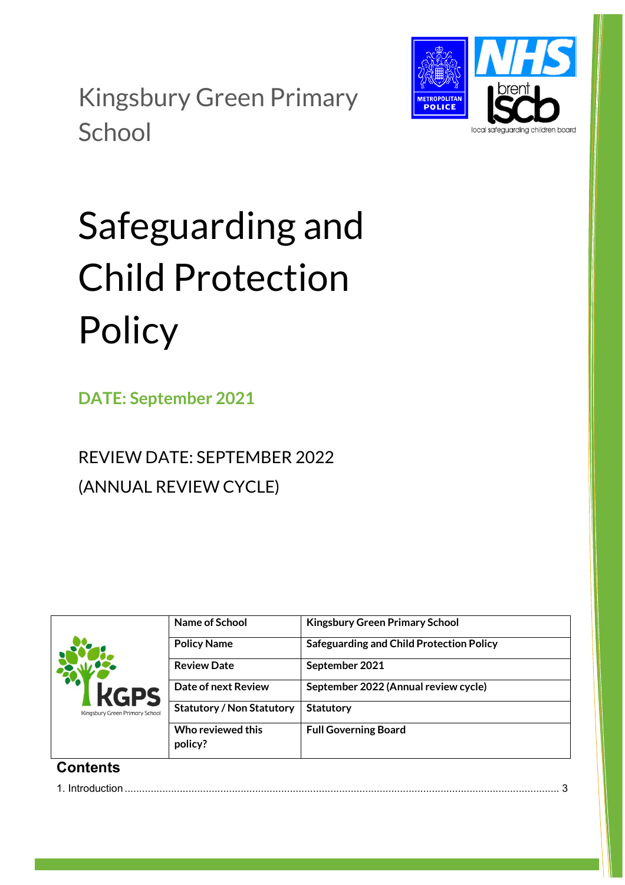Kingsbury Green Primary School

# Safeguarding and Child Protection Policy

**DATE: September 2021**

REVIEW DATE: SEPTEMBER 2022
(ANNUAL REVIEW CYCLE)

| | | |
|---|---|---|
| | **Name of School** | **Kingsbury Green Primary School** |
| | **Policy Name** | **Safeguarding and Child Protection Policy** |
| | **Review Date** | **September 2021** |
| | **Date of next Review** | **September 2022 (Annual review cycle)** |
| | **Statutory / Non Statutory** | **Statutory** |
| | **Who reviewed this policy?** | **Full Governing Board** |

## Contents

1. Introduction ........................................................................ 3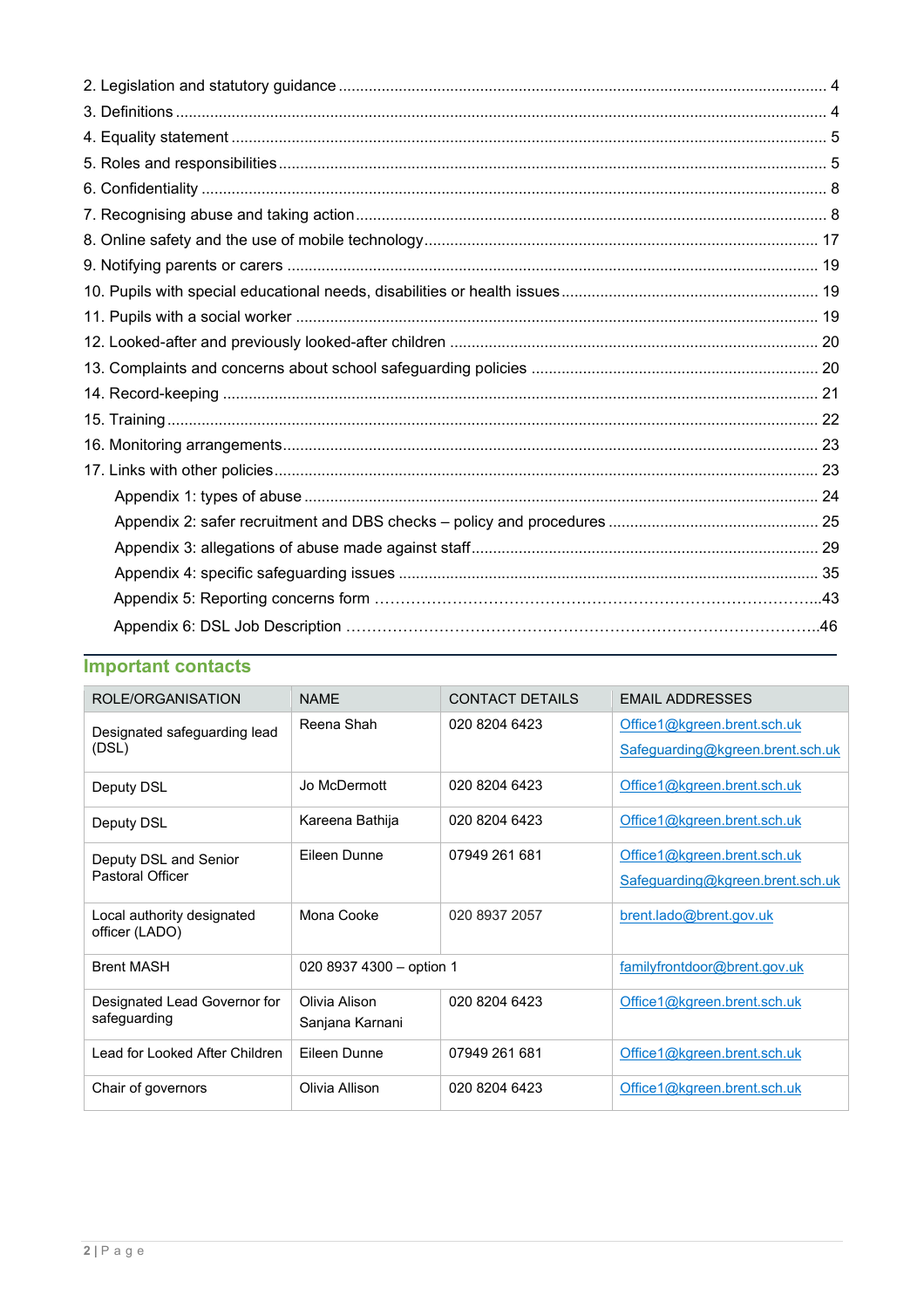2. Legislation and statutory guidance ........................................................................................................ 4
3. Definitions ............................................................................................................................................. 4
4. Equality statement ................................................................................................................................ 5
5. Roles and responsibilities ..................................................................................................................... 5
6. Confidentiality ....................................................................................................................................... 8
7. Recognising abuse and taking action ................................................................................................... 8
8. Online safety and the use of mobile technology ................................................................................. 17
9. Notifying parents or carers .................................................................................................................. 19
10. Pupils with special educational needs, disabilities or health issues .................................................. 19
11. Pupils with a social worker ............................................................................................................... 19
12. Looked-after and previously looked-after children ............................................................................ 20
13. Complaints and concerns about school safeguarding policies .......................................................... 20
14. Record-keeping ................................................................................................................................. 21
15. Training .............................................................................................................................................. 22
16. Monitoring arrangements ................................................................................................................... 23
17. Links with other policies ..................................................................................................................... 23
- Appendix 1: types of abuse ............................................................................................................. 24
- Appendix 2: safer recruitment and DBS checks – policy and procedures ........................................ 25
- Appendix 3: allegations of abuse made against staff ....................................................................... 29
- Appendix 4: specific safeguarding issues ........................................................................................ 35
- Appendix 5: Reporting concerns form ..............................................................................................43
- Appendix 6: DSL Job Description .....................................................................................................46

## Important contacts

| ROLE/ORGANISATION | NAME | CONTACT DETAILS | EMAIL ADDRESSES |
|---|---|---|---|
| Designated safeguarding lead (DSL) | Reena Shah | 020 8204 6423 | Office1@kgreen.brent.sch.uk<br>Safeguarding@kgreen.brent.sch.uk |
| Deputy DSL | Jo McDermott | 020 8204 6423 | Office1@kgreen.brent.sch.uk |
| Deputy DSL | Kareena Bathija | 020 8204 6423 | Office1@kgreen.brent.sch.uk |
| Deputy DSL and Senior Pastoral Officer | Eileen Dunne | 07949 261 681 | Office1@kgreen.brent.sch.uk<br>Safeguarding@kgreen.brent.sch.uk |
| Local authority designated officer (LADO) | Mona Cooke | 020 8937 2057 | brent.lado@brent.gov.uk |
| Brent MASH | 020 8937 4300 – option 1 | | familyfrontdoor@brent.gov.uk |
| Designated Lead Governor for safeguarding | Olivia Alison<br>Sanjana Karnani | 020 8204 6423 | Office1@kgreen.brent.sch.uk |
| Lead for Looked After Children | Eileen Dunne | 07949 261 681 | Office1@kgreen.brent.sch.uk |
| Chair of governors | Olivia Allison | 020 8204 6423 | Office1@kgreen.brent.sch.uk |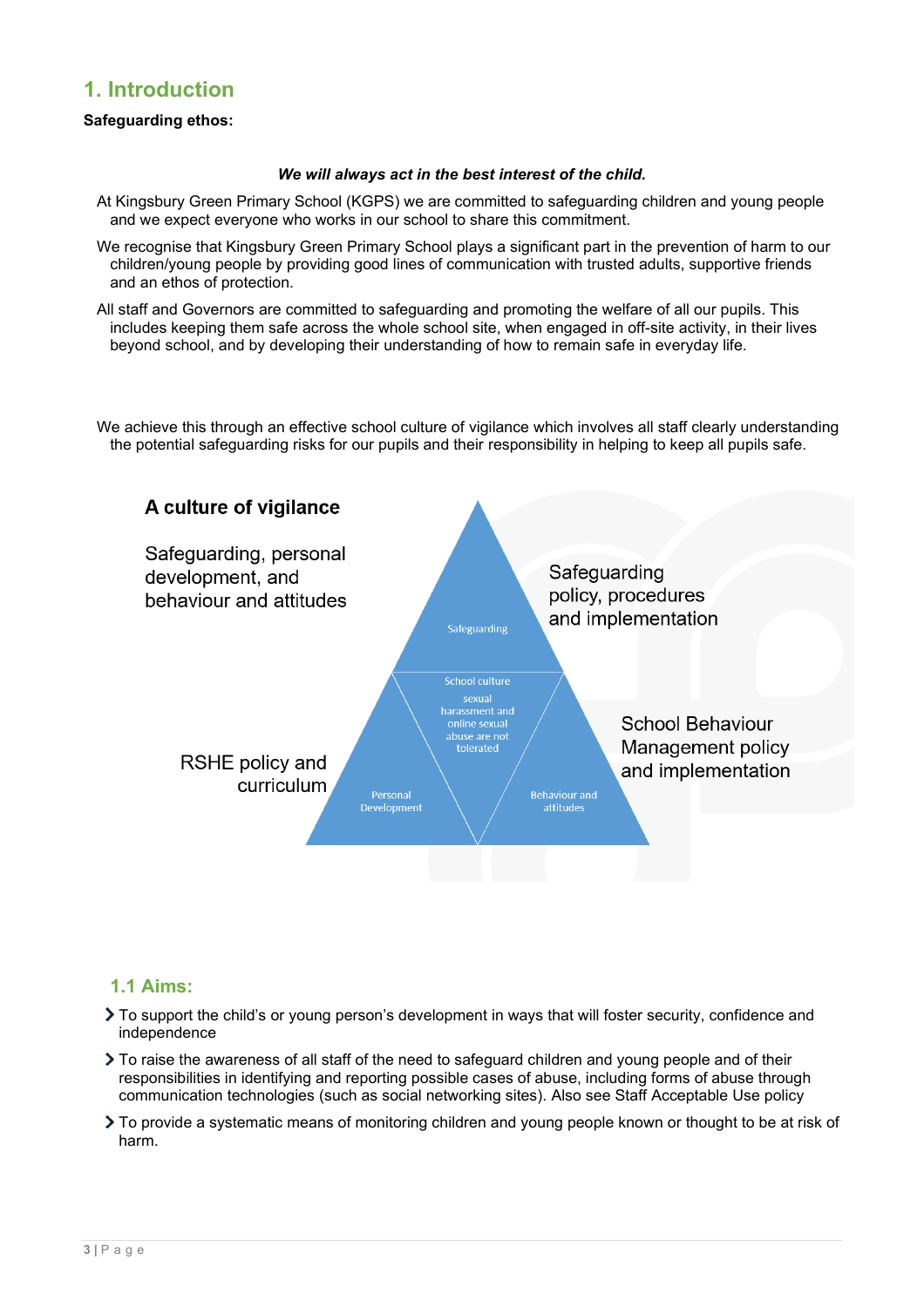## 1. Introduction

**Safeguarding ethos:**

***We will always act in the best interest of the child.***

At Kingsbury Green Primary School (KGPS) we are committed to safeguarding children and young people and we expect everyone who works in our school to share this commitment.

We recognise that Kingsbury Green Primary School plays a significant part in the prevention of harm to our children/young people by providing good lines of communication with trusted adults, supportive friends and an ethos of protection.

All staff and Governors are committed to safeguarding and promoting the welfare of all our pupils. This includes keeping them safe across the whole school site, when engaged in off-site activity, in their lives beyond school, and by developing their understanding of how to remain safe in everyday life.

We achieve this through an effective school culture of vigilance which involves all staff clearly understanding the potential safeguarding risks for our pupils and their responsibility in helping to keep all pupils safe.

**A culture of vigilance**

Safeguarding, personal development, and behaviour and attitudes

- Safeguarding — Safeguarding policy, procedures and implementation
- School culture — sexual harassment and online sexual abuse are not tolerated
- Personal Development — RSHE policy and curriculum
- Behaviour and attitudes — School Behaviour Management policy and implementation

### 1.1 Aims:

- To support the child's or young person's development in ways that will foster security, confidence and independence
- To raise the awareness of all staff of the need to safeguard children and young people and of their responsibilities in identifying and reporting possible cases of abuse, including forms of abuse through communication technologies (such as social networking sites). Also see Staff Acceptable Use policy
- To provide a systematic means of monitoring children and young people known or thought to be at risk of harm.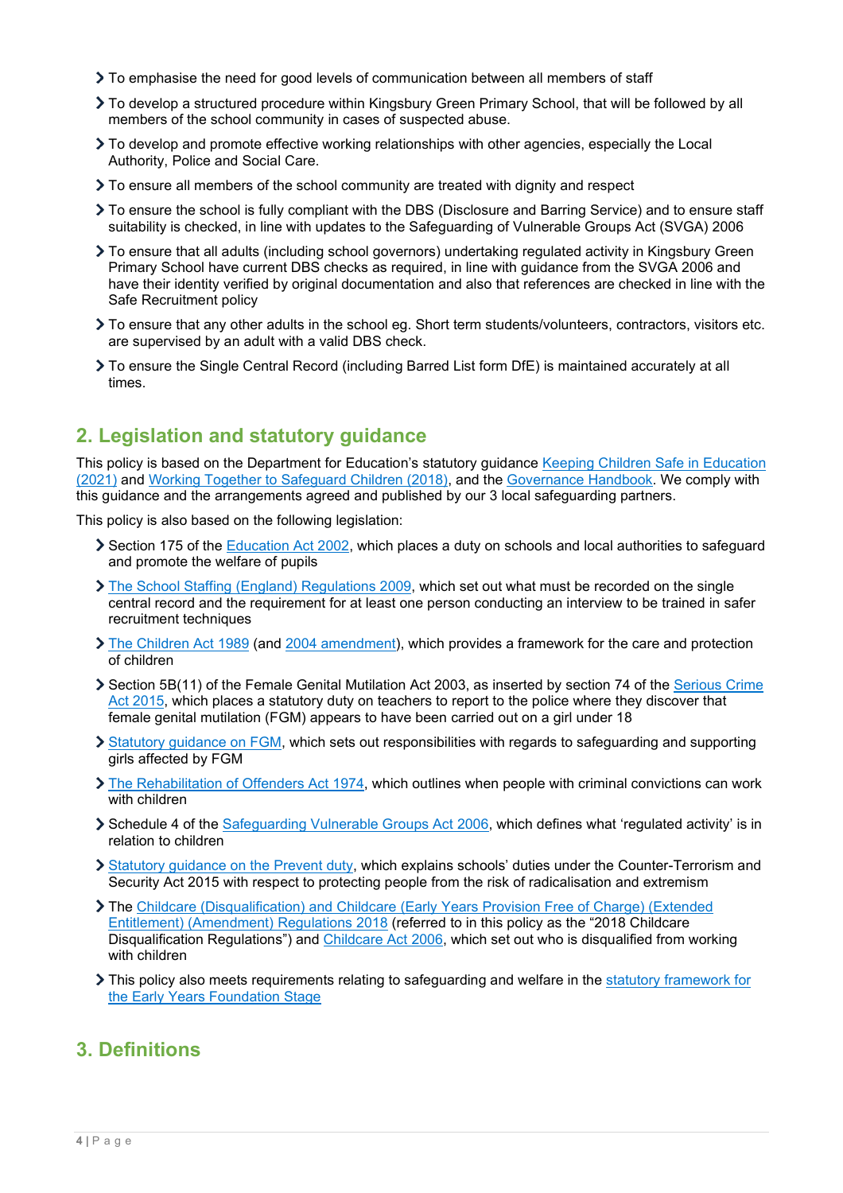- To emphasise the need for good levels of communication between all members of staff
- To develop a structured procedure within Kingsbury Green Primary School, that will be followed by all members of the school community in cases of suspected abuse.
- To develop and promote effective working relationships with other agencies, especially the Local Authority, Police and Social Care.
- To ensure all members of the school community are treated with dignity and respect
- To ensure the school is fully compliant with the DBS (Disclosure and Barring Service) and to ensure staff suitability is checked, in line with updates to the Safeguarding of Vulnerable Groups Act (SVGA) 2006
- To ensure that all adults (including school governors) undertaking regulated activity in Kingsbury Green Primary School have current DBS checks as required, in line with guidance from the SVGA 2006 and have their identity verified by original documentation and also that references are checked in line with the Safe Recruitment policy
- To ensure that any other adults in the school eg. Short term students/volunteers, contractors, visitors etc. are supervised by an adult with a valid DBS check.
- To ensure the Single Central Record (including Barred List form DfE) is maintained accurately at all times.

## 2. Legislation and statutory guidance

This policy is based on the Department for Education's statutory guidance Keeping Children Safe in Education (2021) and Working Together to Safeguard Children (2018), and the Governance Handbook. We comply with this guidance and the arrangements agreed and published by our 3 local safeguarding partners.

This policy is also based on the following legislation:

- Section 175 of the Education Act 2002, which places a duty on schools and local authorities to safeguard and promote the welfare of pupils
- The School Staffing (England) Regulations 2009, which set out what must be recorded on the single central record and the requirement for at least one person conducting an interview to be trained in safer recruitment techniques
- The Children Act 1989 (and 2004 amendment), which provides a framework for the care and protection of children
- Section 5B(11) of the Female Genital Mutilation Act 2003, as inserted by section 74 of the Serious Crime Act 2015, which places a statutory duty on teachers to report to the police where they discover that female genital mutilation (FGM) appears to have been carried out on a girl under 18
- Statutory guidance on FGM, which sets out responsibilities with regards to safeguarding and supporting girls affected by FGM
- The Rehabilitation of Offenders Act 1974, which outlines when people with criminal convictions can work with children
- Schedule 4 of the Safeguarding Vulnerable Groups Act 2006, which defines what 'regulated activity' is in relation to children
- Statutory guidance on the Prevent duty, which explains schools' duties under the Counter-Terrorism and Security Act 2015 with respect to protecting people from the risk of radicalisation and extremism
- The Childcare (Disqualification) and Childcare (Early Years Provision Free of Charge) (Extended Entitlement) (Amendment) Regulations 2018 (referred to in this policy as the "2018 Childcare Disqualification Regulations") and Childcare Act 2006, which set out who is disqualified from working with children
- This policy also meets requirements relating to safeguarding and welfare in the statutory framework for the Early Years Foundation Stage

## 3. Definitions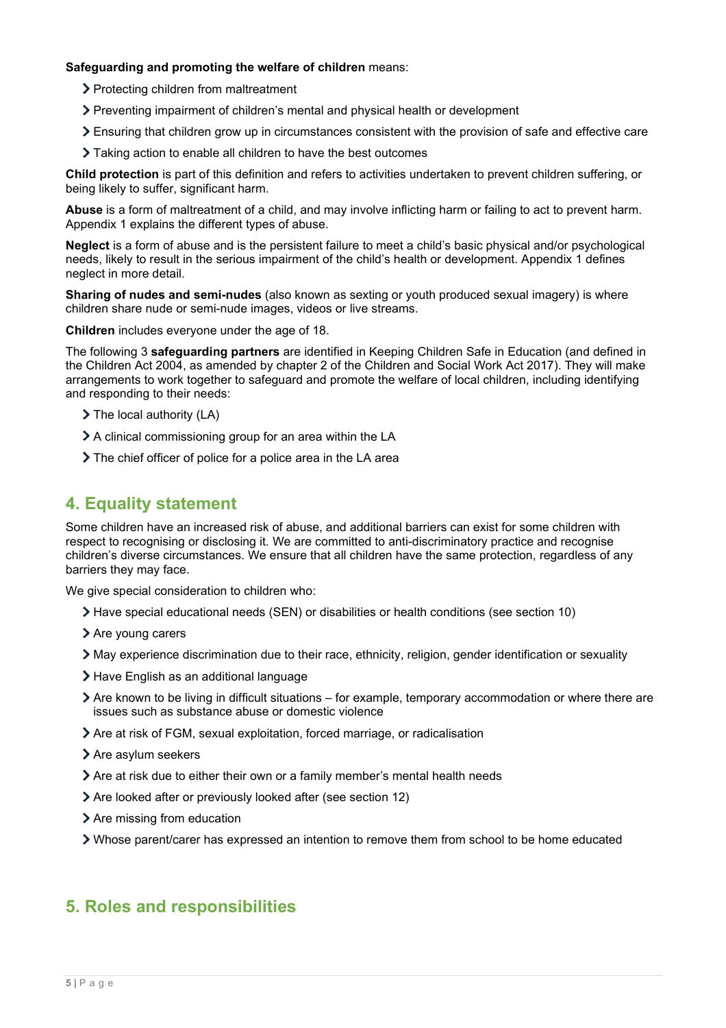**Safeguarding and promoting the welfare of children** means:

- Protecting children from maltreatment
- Preventing impairment of children's mental and physical health or development
- Ensuring that children grow up in circumstances consistent with the provision of safe and effective care
- Taking action to enable all children to have the best outcomes

**Child protection** is part of this definition and refers to activities undertaken to prevent children suffering, or being likely to suffer, significant harm.

**Abuse** is a form of maltreatment of a child, and may involve inflicting harm or failing to act to prevent harm. Appendix 1 explains the different types of abuse.

**Neglect** is a form of abuse and is the persistent failure to meet a child's basic physical and/or psychological needs, likely to result in the serious impairment of the child's health or development. Appendix 1 defines neglect in more detail.

**Sharing of nudes and semi-nudes** (also known as sexting or youth produced sexual imagery) is where children share nude or semi-nude images, videos or live streams.

**Children** includes everyone under the age of 18.

The following 3 **safeguarding partners** are identified in Keeping Children Safe in Education (and defined in the Children Act 2004, as amended by chapter 2 of the Children and Social Work Act 2017). They will make arrangements to work together to safeguard and promote the welfare of local children, including identifying and responding to their needs:

- The local authority (LA)
- A clinical commissioning group for an area within the LA
- The chief officer of police for a police area in the LA area

## 4. Equality statement

Some children have an increased risk of abuse, and additional barriers can exist for some children with respect to recognising or disclosing it. We are committed to anti-discriminatory practice and recognise children's diverse circumstances. We ensure that all children have the same protection, regardless of any barriers they may face.

We give special consideration to children who:

- Have special educational needs (SEN) or disabilities or health conditions (see section 10)
- Are young carers
- May experience discrimination due to their race, ethnicity, religion, gender identification or sexuality
- Have English as an additional language
- Are known to be living in difficult situations – for example, temporary accommodation or where there are issues such as substance abuse or domestic violence
- Are at risk of FGM, sexual exploitation, forced marriage, or radicalisation
- Are asylum seekers
- Are at risk due to either their own or a family member's mental health needs
- Are looked after or previously looked after (see section 12)
- Are missing from education
- Whose parent/carer has expressed an intention to remove them from school to be home educated

## 5. Roles and responsibilities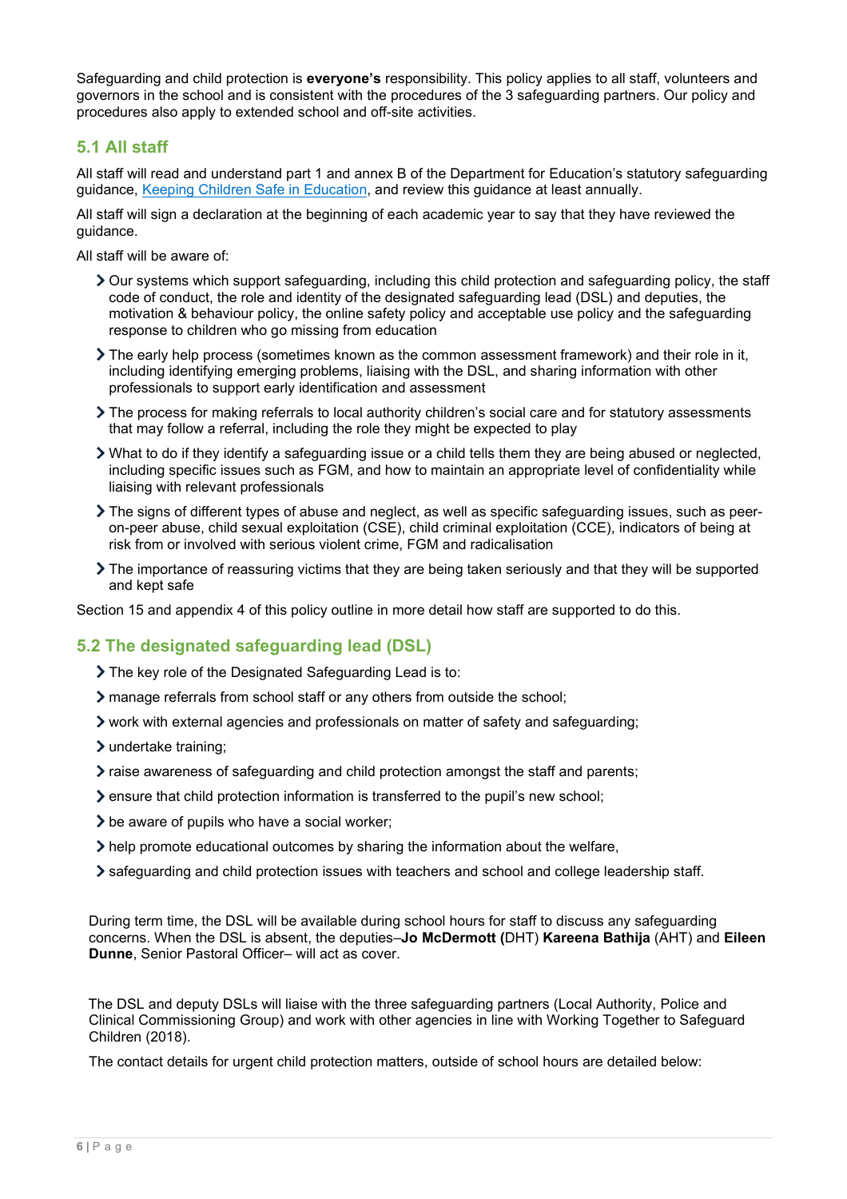Safeguarding and child protection is **everyone's** responsibility. This policy applies to all staff, volunteers and governors in the school and is consistent with the procedures of the 3 safeguarding partners. Our policy and procedures also apply to extended school and off-site activities.

## 5.1 All staff

All staff will read and understand part 1 and annex B of the Department for Education's statutory safeguarding guidance, [Keeping Children Safe in Education](), and review this guidance at least annually.

All staff will sign a declaration at the beginning of each academic year to say that they have reviewed the guidance.

All staff will be aware of:

- Our systems which support safeguarding, including this child protection and safeguarding policy, the staff code of conduct, the role and identity of the designated safeguarding lead (DSL) and deputies, the motivation & behaviour policy, the online safety policy and acceptable use policy and the safeguarding response to children who go missing from education
- The early help process (sometimes known as the common assessment framework) and their role in it, including identifying emerging problems, liaising with the DSL, and sharing information with other professionals to support early identification and assessment
- The process for making referrals to local authority children's social care and for statutory assessments that may follow a referral, including the role they might be expected to play
- What to do if they identify a safeguarding issue or a child tells them they are being abused or neglected, including specific issues such as FGM, and how to maintain an appropriate level of confidentiality while liaising with relevant professionals
- The signs of different types of abuse and neglect, as well as specific safeguarding issues, such as peer-on-peer abuse, child sexual exploitation (CSE), child criminal exploitation (CCE), indicators of being at risk from or involved with serious violent crime, FGM and radicalisation
- The importance of reassuring victims that they are being taken seriously and that they will be supported and kept safe

Section 15 and appendix 4 of this policy outline in more detail how staff are supported to do this.

## 5.2 The designated safeguarding lead (DSL)

- The key role of the Designated Safeguarding Lead is to:
- manage referrals from school staff or any others from outside the school;
- work with external agencies and professionals on matter of safety and safeguarding;
- undertake training;
- raise awareness of safeguarding and child protection amongst the staff and parents;
- ensure that child protection information is transferred to the pupil's new school;
- be aware of pupils who have a social worker;
- help promote educational outcomes by sharing the information about the welfare,
- safeguarding and child protection issues with teachers and school and college leadership staff.

During term time, the DSL will be available during school hours for staff to discuss any safeguarding concerns. When the DSL is absent, the deputies–**Jo McDermott (**DHT) **Kareena Bathija** (AHT) and **Eileen Dunne**, Senior Pastoral Officer– will act as cover.

The DSL and deputy DSLs will liaise with the three safeguarding partners (Local Authority, Police and Clinical Commissioning Group) and work with other agencies in line with Working Together to Safeguard Children (2018).

The contact details for urgent child protection matters, outside of school hours are detailed below: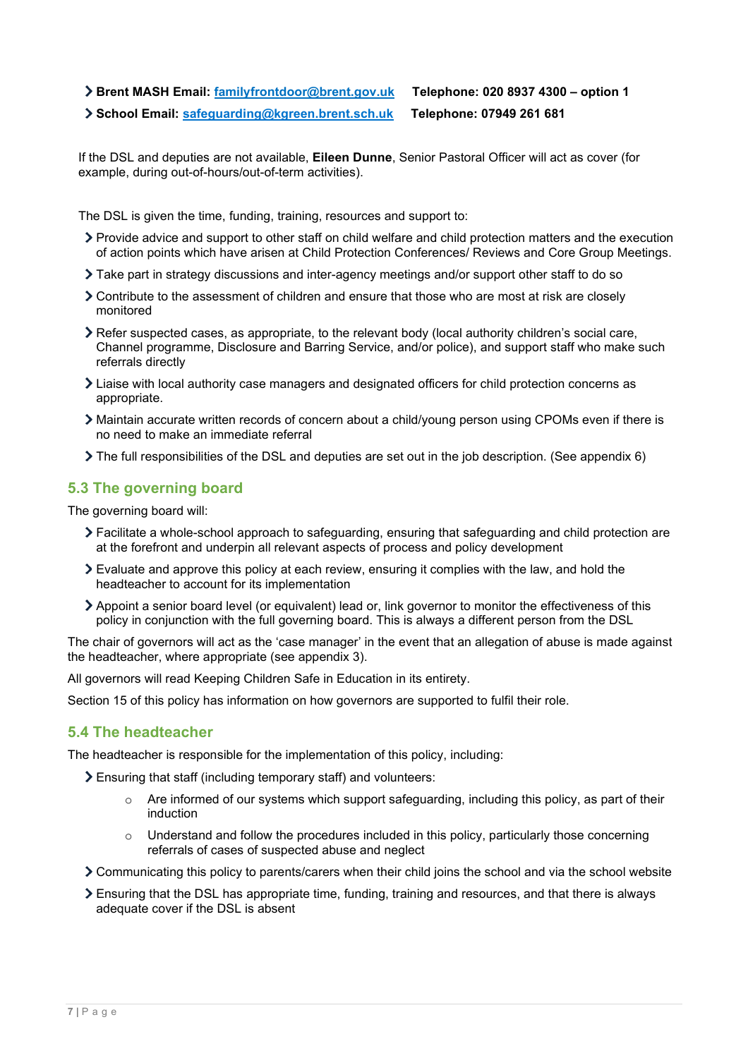- **Brent MASH Email: familyfrontdoor@brent.gov.uk Telephone: 020 8937 4300 – option 1**
- **School Email: safeguarding@kgreen.brent.sch.uk Telephone: 07949 261 681**

If the DSL and deputies are not available, **Eileen Dunne**, Senior Pastoral Officer will act as cover (for example, during out-of-hours/out-of-term activities).

The DSL is given the time, funding, training, resources and support to:

- Provide advice and support to other staff on child welfare and child protection matters and the execution of action points which have arisen at Child Protection Conferences/ Reviews and Core Group Meetings.
- Take part in strategy discussions and inter-agency meetings and/or support other staff to do so
- Contribute to the assessment of children and ensure that those who are most at risk are closely monitored
- Refer suspected cases, as appropriate, to the relevant body (local authority children's social care, Channel programme, Disclosure and Barring Service, and/or police), and support staff who make such referrals directly
- Liaise with local authority case managers and designated officers for child protection concerns as appropriate.
- Maintain accurate written records of concern about a child/young person using CPOMs even if there is no need to make an immediate referral
- The full responsibilities of the DSL and deputies are set out in the job description. (See appendix 6)

## 5.3 The governing board

The governing board will:

- Facilitate a whole-school approach to safeguarding, ensuring that safeguarding and child protection are at the forefront and underpin all relevant aspects of process and policy development
- Evaluate and approve this policy at each review, ensuring it complies with the law, and hold the headteacher to account for its implementation
- Appoint a senior board level (or equivalent) lead or, link governor to monitor the effectiveness of this policy in conjunction with the full governing board. This is always a different person from the DSL

The chair of governors will act as the 'case manager' in the event that an allegation of abuse is made against the headteacher, where appropriate (see appendix 3).

All governors will read Keeping Children Safe in Education in its entirety.

Section 15 of this policy has information on how governors are supported to fulfil their role.

## 5.4 The headteacher

The headteacher is responsible for the implementation of this policy, including:

- Ensuring that staff (including temporary staff) and volunteers:
  - Are informed of our systems which support safeguarding, including this policy, as part of their induction
  - Understand and follow the procedures included in this policy, particularly those concerning referrals of cases of suspected abuse and neglect
- Communicating this policy to parents/carers when their child joins the school and via the school website
- Ensuring that the DSL has appropriate time, funding, training and resources, and that there is always adequate cover if the DSL is absent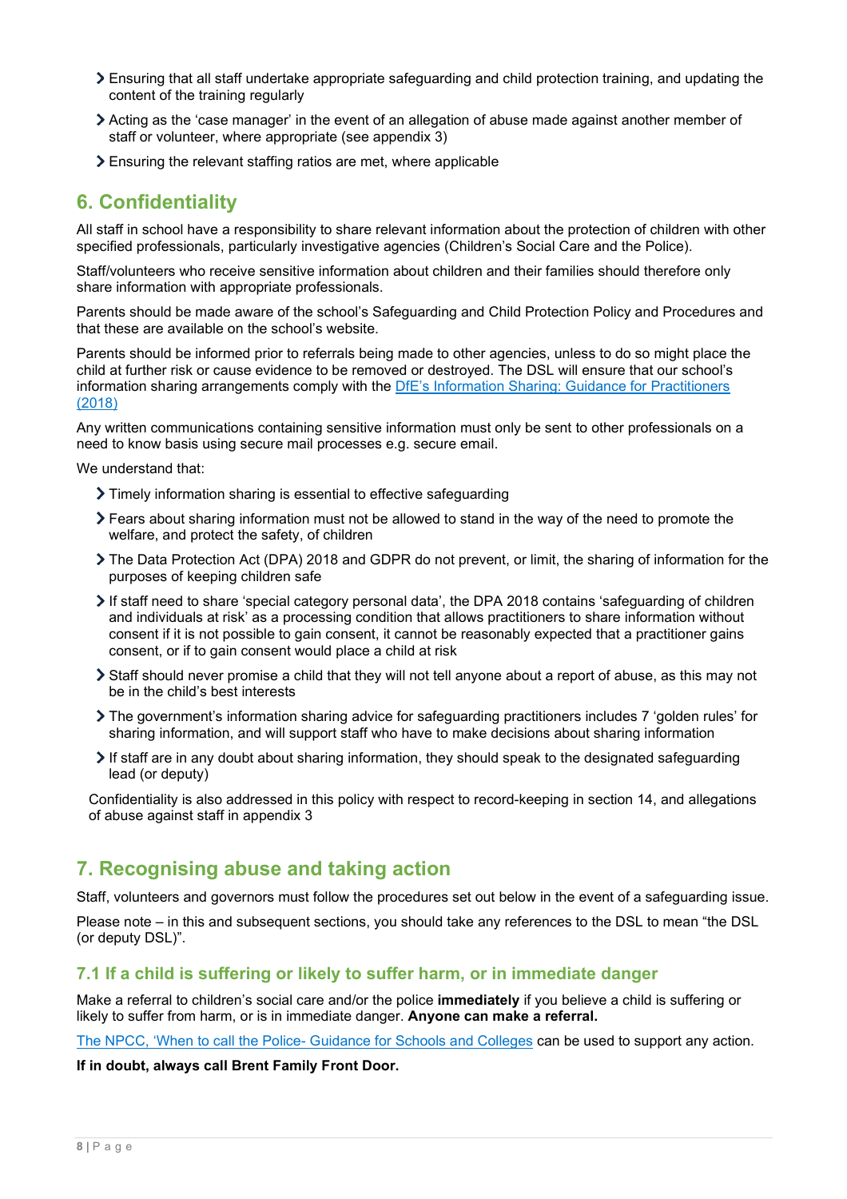- Ensuring that all staff undertake appropriate safeguarding and child protection training, and updating the content of the training regularly
- Acting as the 'case manager' in the event of an allegation of abuse made against another member of staff or volunteer, where appropriate (see appendix 3)
- Ensuring the relevant staffing ratios are met, where applicable

## 6. Confidentiality

All staff in school have a responsibility to share relevant information about the protection of children with other specified professionals, particularly investigative agencies (Children's Social Care and the Police).

Staff/volunteers who receive sensitive information about children and their families should therefore only share information with appropriate professionals.

Parents should be made aware of the school's Safeguarding and Child Protection Policy and Procedures and that these are available on the school's website.

Parents should be informed prior to referrals being made to other agencies, unless to do so might place the child at further risk or cause evidence to be removed or destroyed. The DSL will ensure that our school's information sharing arrangements comply with the [DfE's Information Sharing: Guidance for Practitioners (2018)]

Any written communications containing sensitive information must only be sent to other professionals on a need to know basis using secure mail processes e.g. secure email.

We understand that:

- Timely information sharing is essential to effective safeguarding
- Fears about sharing information must not be allowed to stand in the way of the need to promote the welfare, and protect the safety, of children
- The Data Protection Act (DPA) 2018 and GDPR do not prevent, or limit, the sharing of information for the purposes of keeping children safe
- If staff need to share 'special category personal data', the DPA 2018 contains 'safeguarding of children and individuals at risk' as a processing condition that allows practitioners to share information without consent if it is not possible to gain consent, it cannot be reasonably expected that a practitioner gains consent, or if to gain consent would place a child at risk
- Staff should never promise a child that they will not tell anyone about a report of abuse, as this may not be in the child's best interests
- The government's information sharing advice for safeguarding practitioners includes 7 'golden rules' for sharing information, and will support staff who have to make decisions about sharing information
- If staff are in any doubt about sharing information, they should speak to the designated safeguarding lead (or deputy)

Confidentiality is also addressed in this policy with respect to record-keeping in section 14, and allegations of abuse against staff in appendix 3

## 7. Recognising abuse and taking action

Staff, volunteers and governors must follow the procedures set out below in the event of a safeguarding issue.

Please note – in this and subsequent sections, you should take any references to the DSL to mean "the DSL (or deputy DSL)".

### 7.1 If a child is suffering or likely to suffer harm, or in immediate danger

Make a referral to children's social care and/or the police **immediately** if you believe a child is suffering or likely to suffer from harm, or is in immediate danger. **Anyone can make a referral.**

[The NPCC, 'When to call the Police- Guidance for Schools and Colleges] can be used to support any action.

**If in doubt, always call Brent Family Front Door.**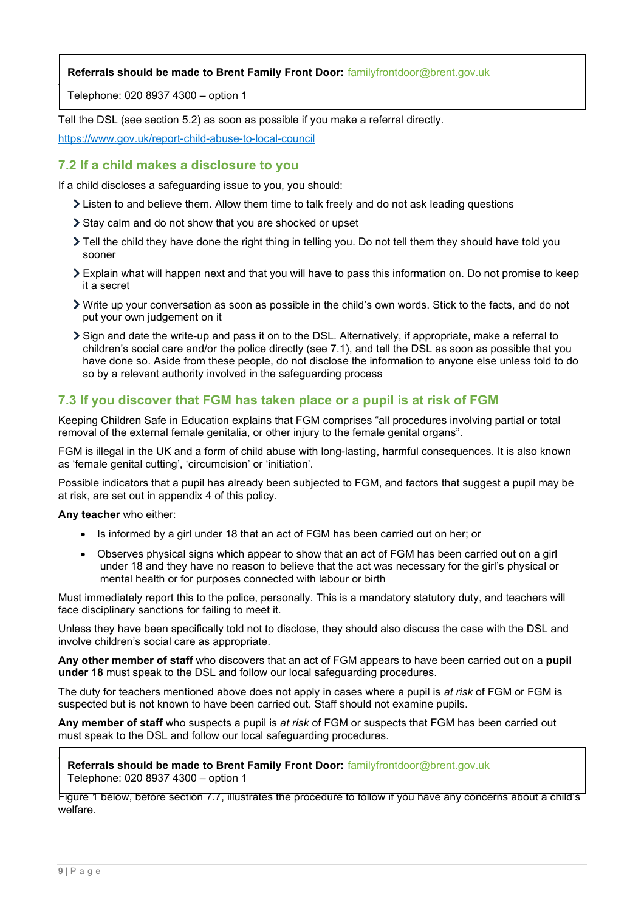**Referrals should be made to Brent Family Front Door:** familyfrontdoor@brent.gov.uk

Telephone: 020 8937 4300 – option 1

Tell the DSL (see section 5.2) as soon as possible if you make a referral directly.

https://www.gov.uk/report-child-abuse-to-local-council

## 7.2 If a child makes a disclosure to you

If a child discloses a safeguarding issue to you, you should:

- Listen to and believe them. Allow them time to talk freely and do not ask leading questions
- Stay calm and do not show that you are shocked or upset
- Tell the child they have done the right thing in telling you. Do not tell them they should have told you sooner
- Explain what will happen next and that you will have to pass this information on. Do not promise to keep it a secret
- Write up your conversation as soon as possible in the child's own words. Stick to the facts, and do not put your own judgement on it
- Sign and date the write-up and pass it on to the DSL. Alternatively, if appropriate, make a referral to children's social care and/or the police directly (see 7.1), and tell the DSL as soon as possible that you have done so. Aside from these people, do not disclose the information to anyone else unless told to do so by a relevant authority involved in the safeguarding process

## 7.3 If you discover that FGM has taken place or a pupil is at risk of FGM

Keeping Children Safe in Education explains that FGM comprises "all procedures involving partial or total removal of the external female genitalia, or other injury to the female genital organs".

FGM is illegal in the UK and a form of child abuse with long-lasting, harmful consequences. It is also known as 'female genital cutting', 'circumcision' or 'initiation'.

Possible indicators that a pupil has already been subjected to FGM, and factors that suggest a pupil may be at risk, are set out in appendix 4 of this policy.

**Any teacher** who either:

- Is informed by a girl under 18 that an act of FGM has been carried out on her; or
- Observes physical signs which appear to show that an act of FGM has been carried out on a girl under 18 and they have no reason to believe that the act was necessary for the girl's physical or mental health or for purposes connected with labour or birth

Must immediately report this to the police, personally. This is a mandatory statutory duty, and teachers will face disciplinary sanctions for failing to meet it.

Unless they have been specifically told not to disclose, they should also discuss the case with the DSL and involve children's social care as appropriate.

**Any other member of staff** who discovers that an act of FGM appears to have been carried out on a **pupil under 18** must speak to the DSL and follow our local safeguarding procedures.

The duty for teachers mentioned above does not apply in cases where a pupil is *at risk* of FGM or FGM is suspected but is not known to have been carried out. Staff should not examine pupils.

**Any member of staff** who suspects a pupil is *at risk* of FGM or suspects that FGM has been carried out must speak to the DSL and follow our local safeguarding procedures.

**Referrals should be made to Brent Family Front Door:** familyfrontdoor@brent.gov.uk
Telephone: 020 8937 4300 – option 1

Figure 1 below, before section 7.7, illustrates the procedure to follow if you have any concerns about a child's welfare.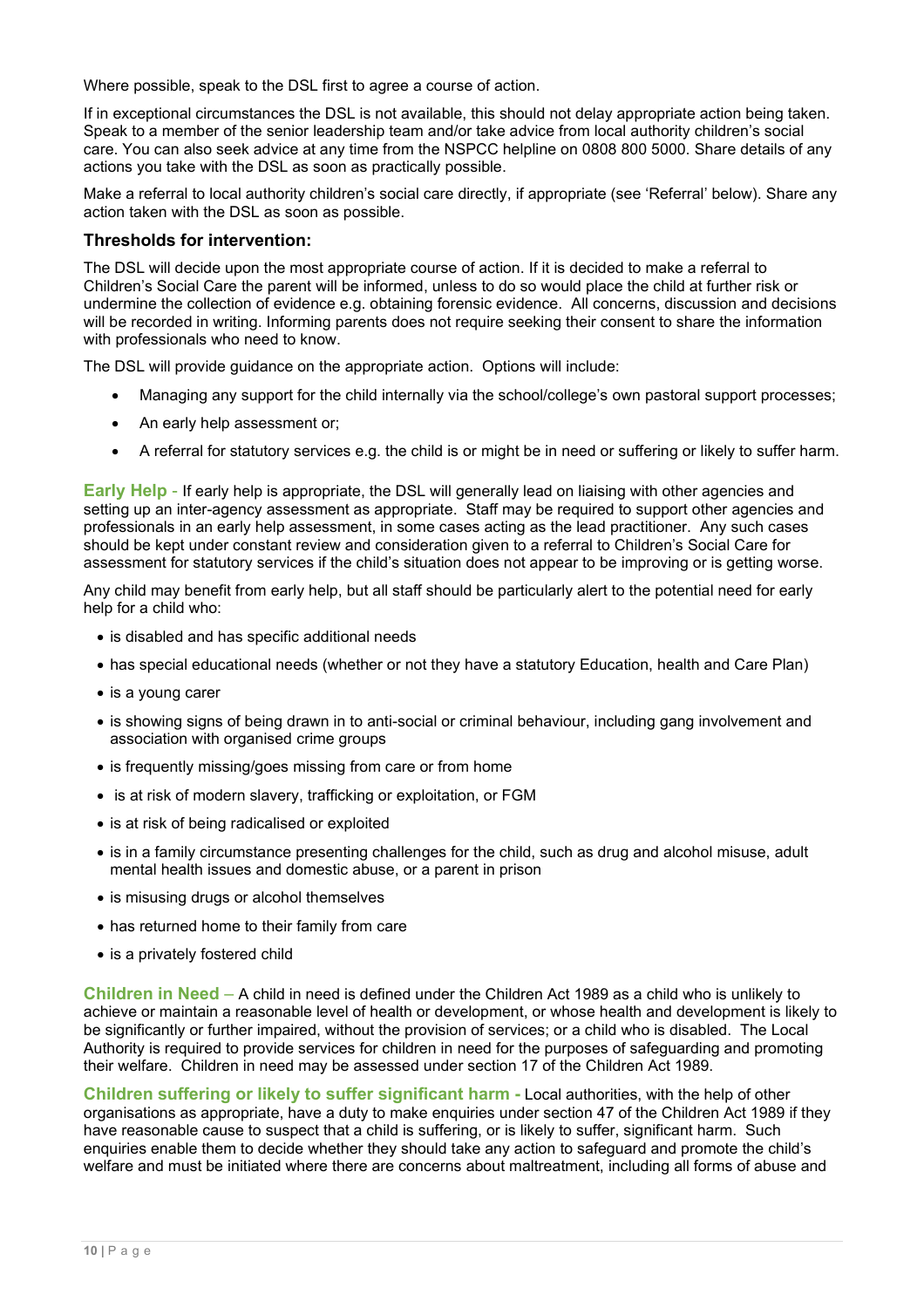Where possible, speak to the DSL first to agree a course of action.

If in exceptional circumstances the DSL is not available, this should not delay appropriate action being taken. Speak to a member of the senior leadership team and/or take advice from local authority children's social care. You can also seek advice at any time from the NSPCC helpline on 0808 800 5000. Share details of any actions you take with the DSL as soon as practically possible.

Make a referral to local authority children's social care directly, if appropriate (see 'Referral' below). Share any action taken with the DSL as soon as possible.

### Thresholds for intervention:

The DSL will decide upon the most appropriate course of action. If it is decided to make a referral to Children's Social Care the parent will be informed, unless to do so would place the child at further risk or undermine the collection of evidence e.g. obtaining forensic evidence. All concerns, discussion and decisions will be recorded in writing. Informing parents does not require seeking their consent to share the information with professionals who need to know.

The DSL will provide guidance on the appropriate action. Options will include:

- Managing any support for the child internally via the school/college's own pastoral support processes;
- An early help assessment or;
- A referral for statutory services e.g. the child is or might be in need or suffering or likely to suffer harm.

**Early Help** - If early help is appropriate, the DSL will generally lead on liaising with other agencies and setting up an inter-agency assessment as appropriate. Staff may be required to support other agencies and professionals in an early help assessment, in some cases acting as the lead practitioner. Any such cases should be kept under constant review and consideration given to a referral to Children's Social Care for assessment for statutory services if the child's situation does not appear to be improving or is getting worse.

Any child may benefit from early help, but all staff should be particularly alert to the potential need for early help for a child who:

- is disabled and has specific additional needs
- has special educational needs (whether or not they have a statutory Education, health and Care Plan)
- is a young carer
- is showing signs of being drawn in to anti-social or criminal behaviour, including gang involvement and association with organised crime groups
- is frequently missing/goes missing from care or from home
- is at risk of modern slavery, trafficking or exploitation, or FGM
- is at risk of being radicalised or exploited
- is in a family circumstance presenting challenges for the child, such as drug and alcohol misuse, adult mental health issues and domestic abuse, or a parent in prison
- is misusing drugs or alcohol themselves
- has returned home to their family from care
- is a privately fostered child

**Children in Need** – A child in need is defined under the Children Act 1989 as a child who is unlikely to achieve or maintain a reasonable level of health or development, or whose health and development is likely to be significantly or further impaired, without the provision of services; or a child who is disabled. The Local Authority is required to provide services for children in need for the purposes of safeguarding and promoting their welfare. Children in need may be assessed under section 17 of the Children Act 1989.

**Children suffering or likely to suffer significant harm -** Local authorities, with the help of other organisations as appropriate, have a duty to make enquiries under section 47 of the Children Act 1989 if they have reasonable cause to suspect that a child is suffering, or is likely to suffer, significant harm. Such enquiries enable them to decide whether they should take any action to safeguard and promote the child's welfare and must be initiated where there are concerns about maltreatment, including all forms of abuse and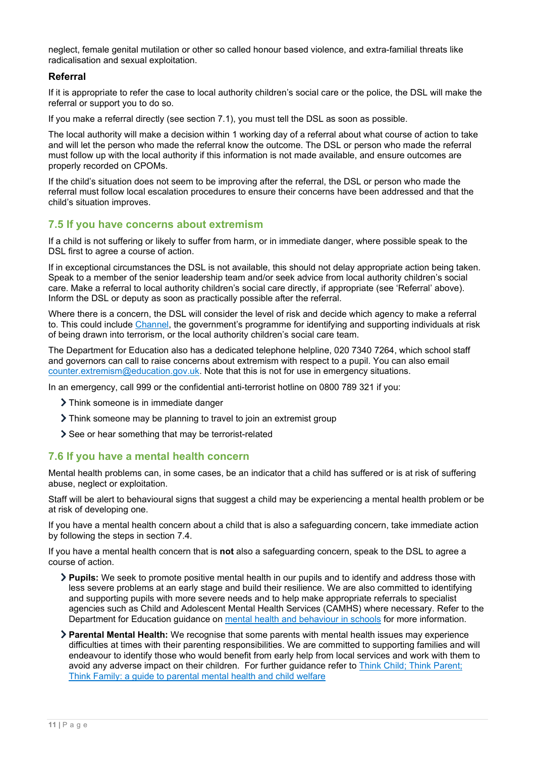neglect, female genital mutilation or other so called honour based violence, and extra-familial threats like radicalisation and sexual exploitation.

### Referral

If it is appropriate to refer the case to local authority children's social care or the police, the DSL will make the referral or support you to do so.

If you make a referral directly (see section 7.1), you must tell the DSL as soon as possible.

The local authority will make a decision within 1 working day of a referral about what course of action to take and will let the person who made the referral know the outcome. The DSL or person who made the referral must follow up with the local authority if this information is not made available, and ensure outcomes are properly recorded on CPOMs.

If the child's situation does not seem to be improving after the referral, the DSL or person who made the referral must follow local escalation procedures to ensure their concerns have been addressed and that the child's situation improves.

## 7.5 If you have concerns about extremism

If a child is not suffering or likely to suffer from harm, or in immediate danger, where possible speak to the DSL first to agree a course of action.

If in exceptional circumstances the DSL is not available, this should not delay appropriate action being taken. Speak to a member of the senior leadership team and/or seek advice from local authority children's social care. Make a referral to local authority children's social care directly, if appropriate (see 'Referral' above). Inform the DSL or deputy as soon as practically possible after the referral.

Where there is a concern, the DSL will consider the level of risk and decide which agency to make a referral to. This could include Channel, the government's programme for identifying and supporting individuals at risk of being drawn into terrorism, or the local authority children's social care team.

The Department for Education also has a dedicated telephone helpline, 020 7340 7264, which school staff and governors can call to raise concerns about extremism with respect to a pupil. You can also email counter.extremism@education.gov.uk. Note that this is not for use in emergency situations.

In an emergency, call 999 or the confidential anti-terrorist hotline on 0800 789 321 if you:

- Think someone is in immediate danger
- Think someone may be planning to travel to join an extremist group
- See or hear something that may be terrorist-related

## 7.6 If you have a mental health concern

Mental health problems can, in some cases, be an indicator that a child has suffered or is at risk of suffering abuse, neglect or exploitation.

Staff will be alert to behavioural signs that suggest a child may be experiencing a mental health problem or be at risk of developing one.

If you have a mental health concern about a child that is also a safeguarding concern, take immediate action by following the steps in section 7.4.

If you have a mental health concern that is **not** also a safeguarding concern, speak to the DSL to agree a course of action.

- **Pupils:** We seek to promote positive mental health in our pupils and to identify and address those with less severe problems at an early stage and build their resilience. We are also committed to identifying and supporting pupils with more severe needs and to help make appropriate referrals to specialist agencies such as Child and Adolescent Mental Health Services (CAMHS) where necessary. Refer to the Department for Education guidance on mental health and behaviour in schools for more information.
- **Parental Mental Health:** We recognise that some parents with mental health issues may experience difficulties at times with their parenting responsibilities. We are committed to supporting families and will endeavour to identify those who would benefit from early help from local services and work with them to avoid any adverse impact on their children. For further guidance refer to Think Child; Think Parent; Think Family: a guide to parental mental health and child welfare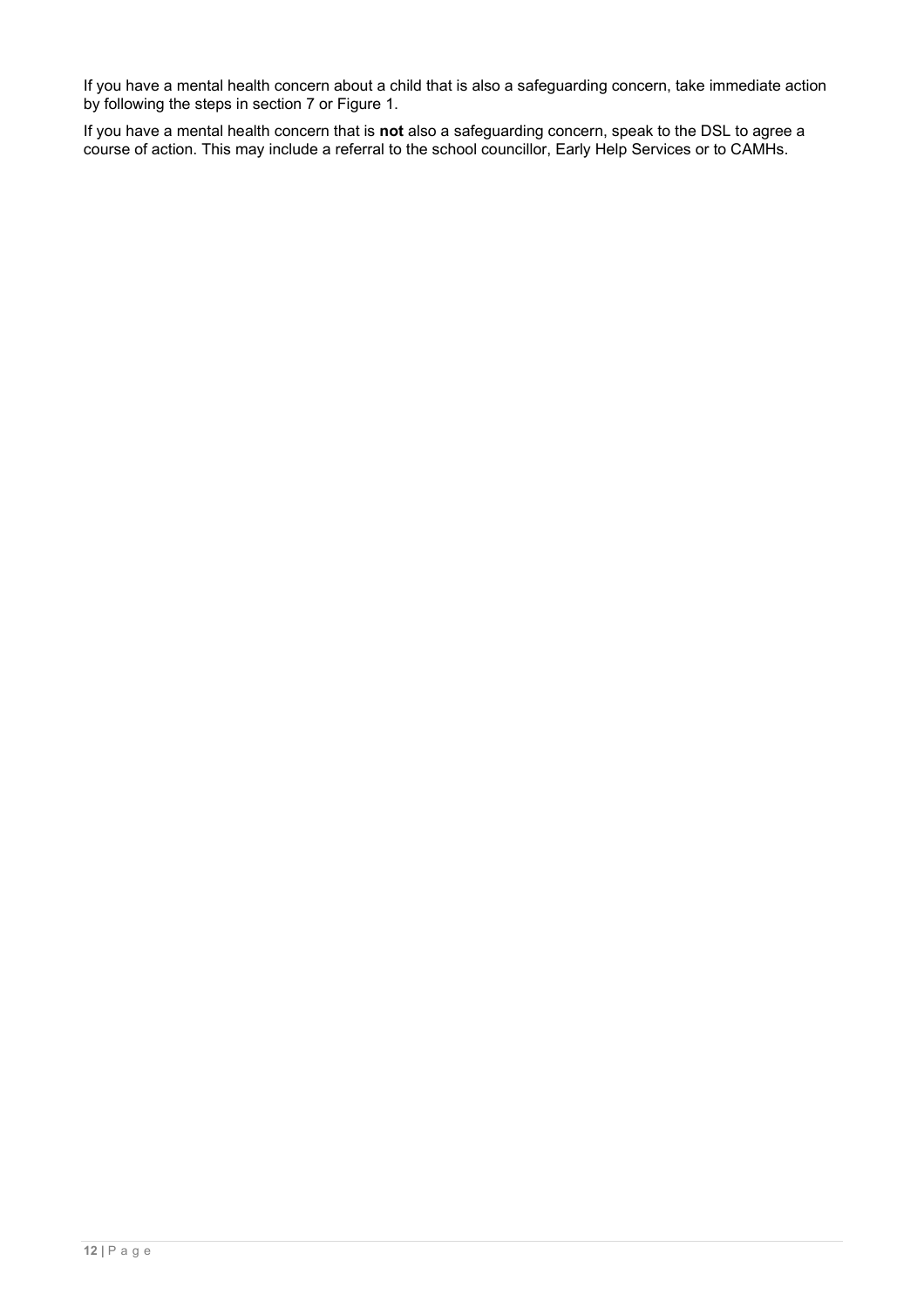If you have a mental health concern about a child that is also a safeguarding concern, take immediate action by following the steps in section 7 or Figure 1.

If you have a mental health concern that is **not** also a safeguarding concern, speak to the DSL to agree a course of action. This may include a referral to the school councillor, Early Help Services or to CAMHs.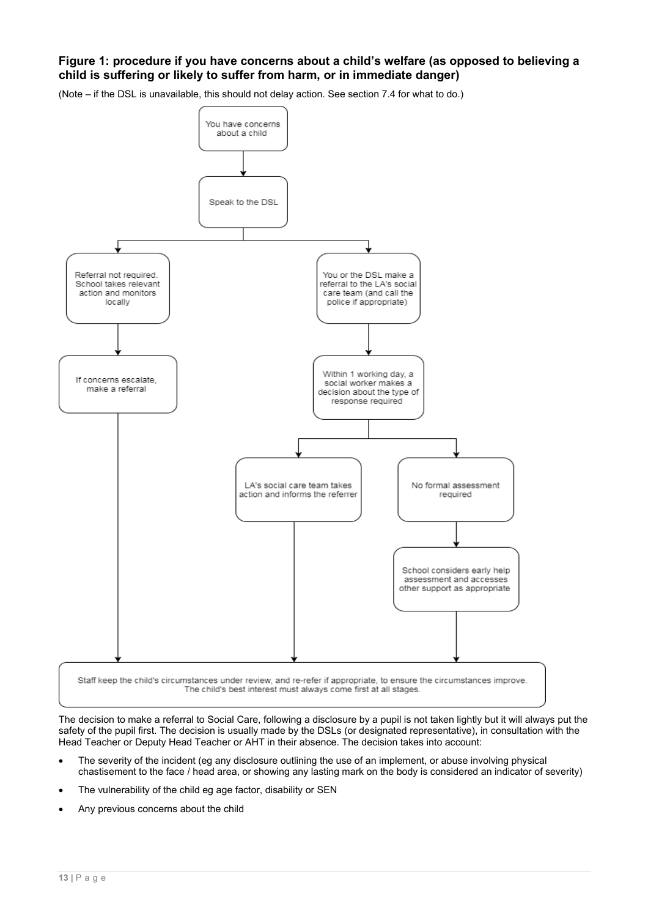### Figure 1: procedure if you have concerns about a child's welfare (as opposed to believing a child is suffering or likely to suffer from harm, or in immediate danger)

(Note – if the DSL is unavailable, this should not delay action. See section 7.4 for what to do.)

You have concerns about a child

Speak to the DSL

Referral not required. School takes relevant action and monitors locally

If concerns escalate, make a referral

You or the DSL make a referral to the LA's social care team (and call the police if appropriate)

Within 1 working day, a social worker makes a decision about the type of response required

LA's social care team takes action and informs the referrer

No formal assessment required

School considers early help assessment and accesses other support as appropriate

Staff keep the child's circumstances under review, and re-refer if appropriate, to ensure the circumstances improve. The child's best interest must always come first at all stages.

The decision to make a referral to Social Care, following a disclosure by a pupil is not taken lightly but it will always put the safety of the pupil first. The decision is usually made by the DSLs (or designated representative), in consultation with the Head Teacher or Deputy Head Teacher or AHT in their absence. The decision takes into account:

- The severity of the incident (eg any disclosure outlining the use of an implement, or abuse involving physical chastisement to the face / head area, or showing any lasting mark on the body is considered an indicator of severity)
- The vulnerability of the child eg age factor, disability or SEN
- Any previous concerns about the child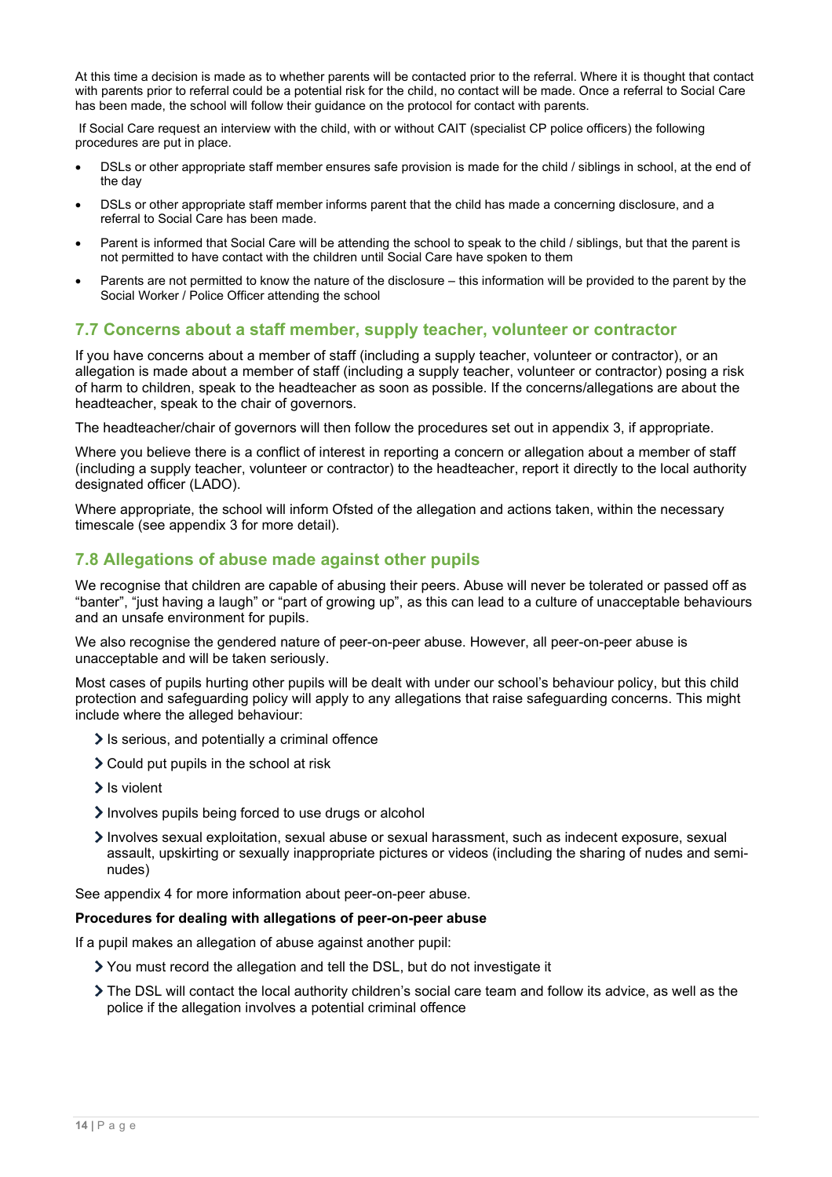At this time a decision is made as to whether parents will be contacted prior to the referral. Where it is thought that contact with parents prior to referral could be a potential risk for the child, no contact will be made. Once a referral to Social Care has been made, the school will follow their guidance on the protocol for contact with parents.

If Social Care request an interview with the child, with or without CAIT (specialist CP police officers) the following procedures are put in place.

- DSLs or other appropriate staff member ensures safe provision is made for the child / siblings in school, at the end of the day
- DSLs or other appropriate staff member informs parent that the child has made a concerning disclosure, and a referral to Social Care has been made.
- Parent is informed that Social Care will be attending the school to speak to the child / siblings, but that the parent is not permitted to have contact with the children until Social Care have spoken to them
- Parents are not permitted to know the nature of the disclosure – this information will be provided to the parent by the Social Worker / Police Officer attending the school

## 7.7 Concerns about a staff member, supply teacher, volunteer or contractor

If you have concerns about a member of staff (including a supply teacher, volunteer or contractor), or an allegation is made about a member of staff (including a supply teacher, volunteer or contractor) posing a risk of harm to children, speak to the headteacher as soon as possible. If the concerns/allegations are about the headteacher, speak to the chair of governors.

The headteacher/chair of governors will then follow the procedures set out in appendix 3, if appropriate.

Where you believe there is a conflict of interest in reporting a concern or allegation about a member of staff (including a supply teacher, volunteer or contractor) to the headteacher, report it directly to the local authority designated officer (LADO).

Where appropriate, the school will inform Ofsted of the allegation and actions taken, within the necessary timescale (see appendix 3 for more detail).

## 7.8 Allegations of abuse made against other pupils

We recognise that children are capable of abusing their peers. Abuse will never be tolerated or passed off as "banter", "just having a laugh" or "part of growing up", as this can lead to a culture of unacceptable behaviours and an unsafe environment for pupils.

We also recognise the gendered nature of peer-on-peer abuse. However, all peer-on-peer abuse is unacceptable and will be taken seriously.

Most cases of pupils hurting other pupils will be dealt with under our school's behaviour policy, but this child protection and safeguarding policy will apply to any allegations that raise safeguarding concerns. This might include where the alleged behaviour:

- Is serious, and potentially a criminal offence
- Could put pupils in the school at risk
- Is violent
- Involves pupils being forced to use drugs or alcohol
- Involves sexual exploitation, sexual abuse or sexual harassment, such as indecent exposure, sexual assault, upskirting or sexually inappropriate pictures or videos (including the sharing of nudes and semi-nudes)

See appendix 4 for more information about peer-on-peer abuse.

**Procedures for dealing with allegations of peer-on-peer abuse**

If a pupil makes an allegation of abuse against another pupil:

- You must record the allegation and tell the DSL, but do not investigate it
- The DSL will contact the local authority children's social care team and follow its advice, as well as the police if the allegation involves a potential criminal offence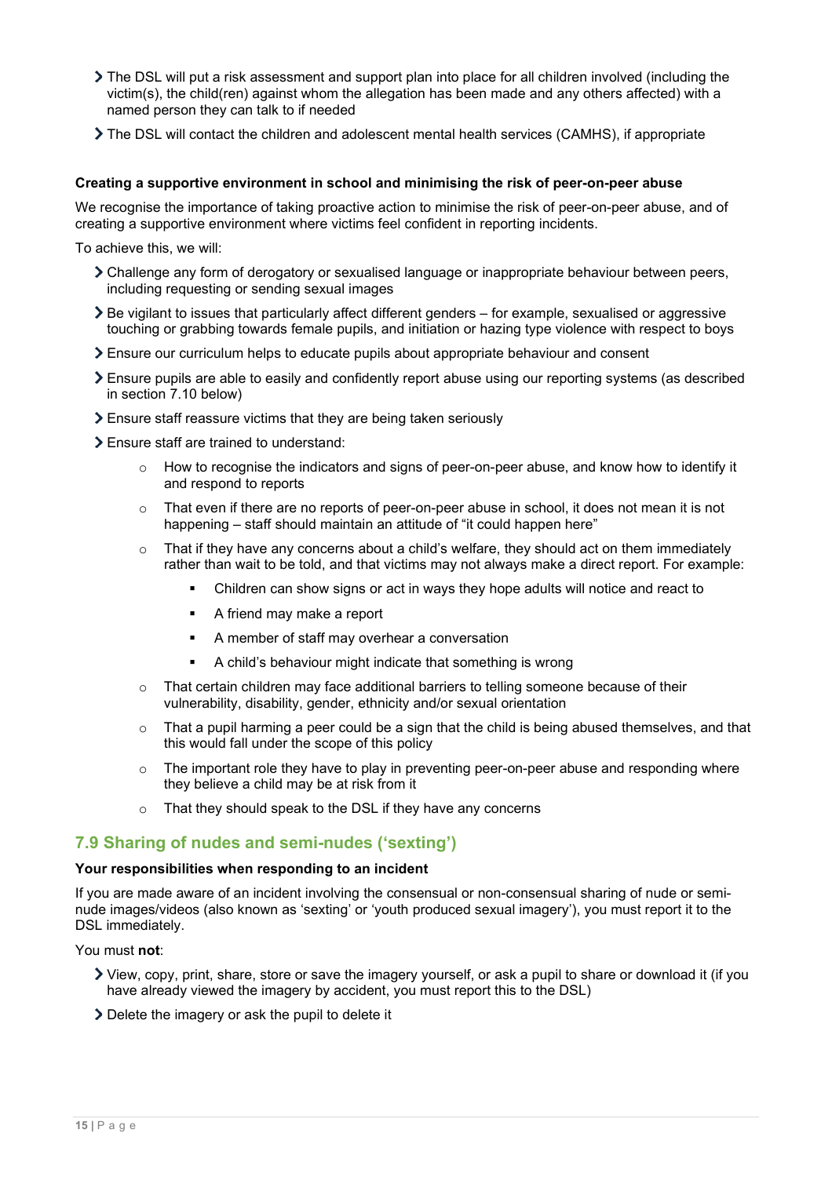- The DSL will put a risk assessment and support plan into place for all children involved (including the victim(s), the child(ren) against whom the allegation has been made and any others affected) with a named person they can talk to if needed
- The DSL will contact the children and adolescent mental health services (CAMHS), if appropriate

**Creating a supportive environment in school and minimising the risk of peer-on-peer abuse**

We recognise the importance of taking proactive action to minimise the risk of peer-on-peer abuse, and of creating a supportive environment where victims feel confident in reporting incidents.

To achieve this, we will:

- Challenge any form of derogatory or sexualised language or inappropriate behaviour between peers, including requesting or sending sexual images
- Be vigilant to issues that particularly affect different genders – for example, sexualised or aggressive touching or grabbing towards female pupils, and initiation or hazing type violence with respect to boys
- Ensure our curriculum helps to educate pupils about appropriate behaviour and consent
- Ensure pupils are able to easily and confidently report abuse using our reporting systems (as described in section 7.10 below)
- Ensure staff reassure victims that they are being taken seriously
- Ensure staff are trained to understand:
    - How to recognise the indicators and signs of peer-on-peer abuse, and know how to identify it and respond to reports
    - That even if there are no reports of peer-on-peer abuse in school, it does not mean it is not happening – staff should maintain an attitude of "it could happen here"
    - That if they have any concerns about a child's welfare, they should act on them immediately rather than wait to be told, and that victims may not always make a direct report. For example:
        - Children can show signs or act in ways they hope adults will notice and react to
        - A friend may make a report
        - A member of staff may overhear a conversation
        - A child's behaviour might indicate that something is wrong
    - That certain children may face additional barriers to telling someone because of their vulnerability, disability, gender, ethnicity and/or sexual orientation
    - That a pupil harming a peer could be a sign that the child is being abused themselves, and that this would fall under the scope of this policy
    - The important role they have to play in preventing peer-on-peer abuse and responding where they believe a child may be at risk from it
    - That they should speak to the DSL if they have any concerns

## 7.9 Sharing of nudes and semi-nudes ('sexting')

**Your responsibilities when responding to an incident**

If you are made aware of an incident involving the consensual or non-consensual sharing of nude or semi-nude images/videos (also known as 'sexting' or 'youth produced sexual imagery'), you must report it to the DSL immediately.

You must **not**:

- View, copy, print, share, store or save the imagery yourself, or ask a pupil to share or download it (if you have already viewed the imagery by accident, you must report this to the DSL)
- Delete the imagery or ask the pupil to delete it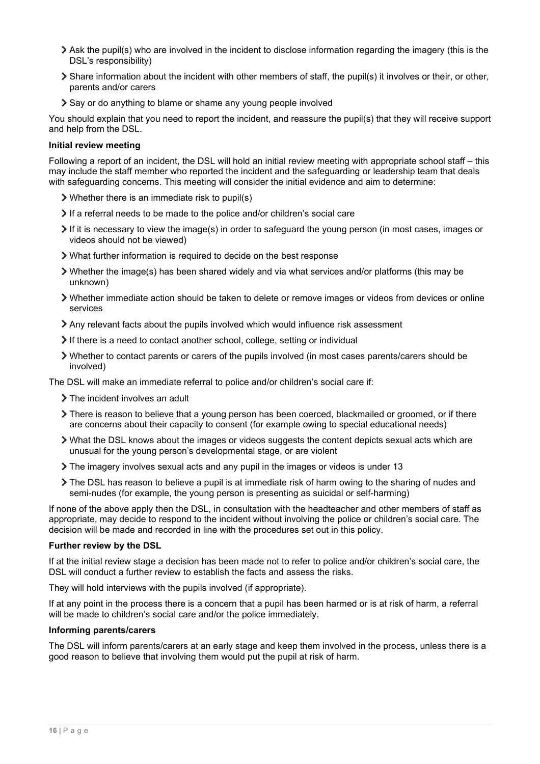- Ask the pupil(s) who are involved in the incident to disclose information regarding the imagery (this is the DSL's responsibility)
- Share information about the incident with other members of staff, the pupil(s) it involves or their, or other, parents and/or carers
- Say or do anything to blame or shame any young people involved

You should explain that you need to report the incident, and reassure the pupil(s) that they will receive support and help from the DSL.

**Initial review meeting**

Following a report of an incident, the DSL will hold an initial review meeting with appropriate school staff – this may include the staff member who reported the incident and the safeguarding or leadership team that deals with safeguarding concerns. This meeting will consider the initial evidence and aim to determine:

- Whether there is an immediate risk to pupil(s)
- If a referral needs to be made to the police and/or children's social care
- If it is necessary to view the image(s) in order to safeguard the young person (in most cases, images or videos should not be viewed)
- What further information is required to decide on the best response
- Whether the image(s) has been shared widely and via what services and/or platforms (this may be unknown)
- Whether immediate action should be taken to delete or remove images or videos from devices or online services
- Any relevant facts about the pupils involved which would influence risk assessment
- If there is a need to contact another school, college, setting or individual
- Whether to contact parents or carers of the pupils involved (in most cases parents/carers should be involved)

The DSL will make an immediate referral to police and/or children's social care if:

- The incident involves an adult
- There is reason to believe that a young person has been coerced, blackmailed or groomed, or if there are concerns about their capacity to consent (for example owing to special educational needs)
- What the DSL knows about the images or videos suggests the content depicts sexual acts which are unusual for the young person's developmental stage, or are violent
- The imagery involves sexual acts and any pupil in the images or videos is under 13
- The DSL has reason to believe a pupil is at immediate risk of harm owing to the sharing of nudes and semi-nudes (for example, the young person is presenting as suicidal or self-harming)

If none of the above apply then the DSL, in consultation with the headteacher and other members of staff as appropriate, may decide to respond to the incident without involving the police or children's social care. The decision will be made and recorded in line with the procedures set out in this policy.

**Further review by the DSL**

If at the initial review stage a decision has been made not to refer to police and/or children's social care, the DSL will conduct a further review to establish the facts and assess the risks.

They will hold interviews with the pupils involved (if appropriate).

If at any point in the process there is a concern that a pupil has been harmed or is at risk of harm, a referral will be made to children's social care and/or the police immediately.

**Informing parents/carers**

The DSL will inform parents/carers at an early stage and keep them involved in the process, unless there is a good reason to believe that involving them would put the pupil at risk of harm.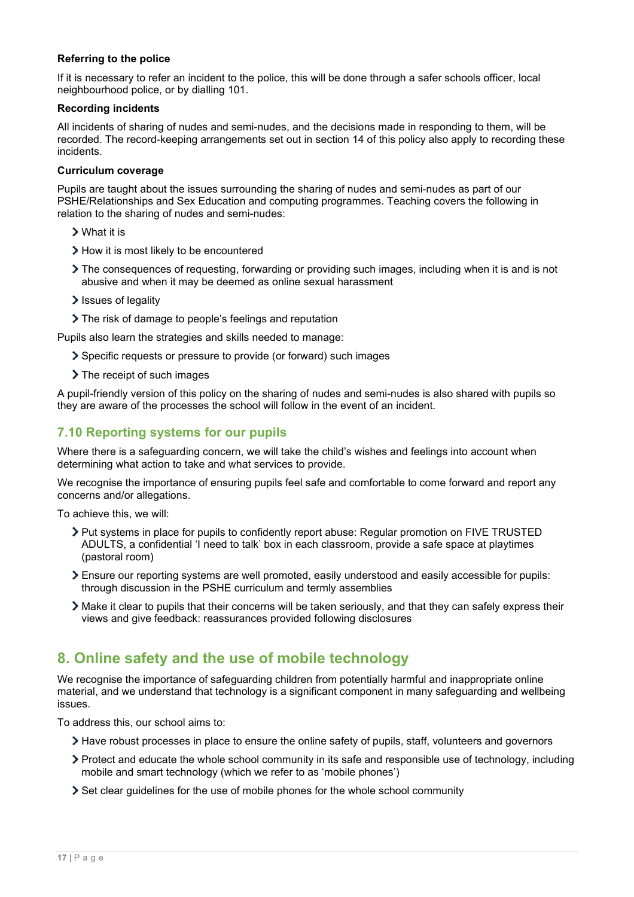**Referring to the police**

If it is necessary to refer an incident to the police, this will be done through a safer schools officer, local neighbourhood police, or by dialling 101.

**Recording incidents**

All incidents of sharing of nudes and semi-nudes, and the decisions made in responding to them, will be recorded. The record-keeping arrangements set out in section 14 of this policy also apply to recording these incidents.

**Curriculum coverage**

Pupils are taught about the issues surrounding the sharing of nudes and semi-nudes as part of our PSHE/Relationships and Sex Education and computing programmes. Teaching covers the following in relation to the sharing of nudes and semi-nudes:

- What it is
- How it is most likely to be encountered
- The consequences of requesting, forwarding or providing such images, including when it is and is not abusive and when it may be deemed as online sexual harassment
- Issues of legality
- The risk of damage to people's feelings and reputation

Pupils also learn the strategies and skills needed to manage:

- Specific requests or pressure to provide (or forward) such images
- The receipt of such images

A pupil-friendly version of this policy on the sharing of nudes and semi-nudes is also shared with pupils so they are aware of the processes the school will follow in the event of an incident.

### 7.10 Reporting systems for our pupils

Where there is a safeguarding concern, we will take the child's wishes and feelings into account when determining what action to take and what services to provide.

We recognise the importance of ensuring pupils feel safe and comfortable to come forward and report any concerns and/or allegations.

To achieve this, we will:

- Put systems in place for pupils to confidently report abuse: Regular promotion on FIVE TRUSTED ADULTS, a confidential 'I need to talk' box in each classroom, provide a safe space at playtimes (pastoral room)
- Ensure our reporting systems are well promoted, easily understood and easily accessible for pupils: through discussion in the PSHE curriculum and termly assemblies
- Make it clear to pupils that their concerns will be taken seriously, and that they can safely express their views and give feedback: reassurances provided following disclosures

## 8. Online safety and the use of mobile technology

We recognise the importance of safeguarding children from potentially harmful and inappropriate online material, and we understand that technology is a significant component in many safeguarding and wellbeing issues.

To address this, our school aims to:

- Have robust processes in place to ensure the online safety of pupils, staff, volunteers and governors
- Protect and educate the whole school community in its safe and responsible use of technology, including mobile and smart technology (which we refer to as 'mobile phones')
- Set clear guidelines for the use of mobile phones for the whole school community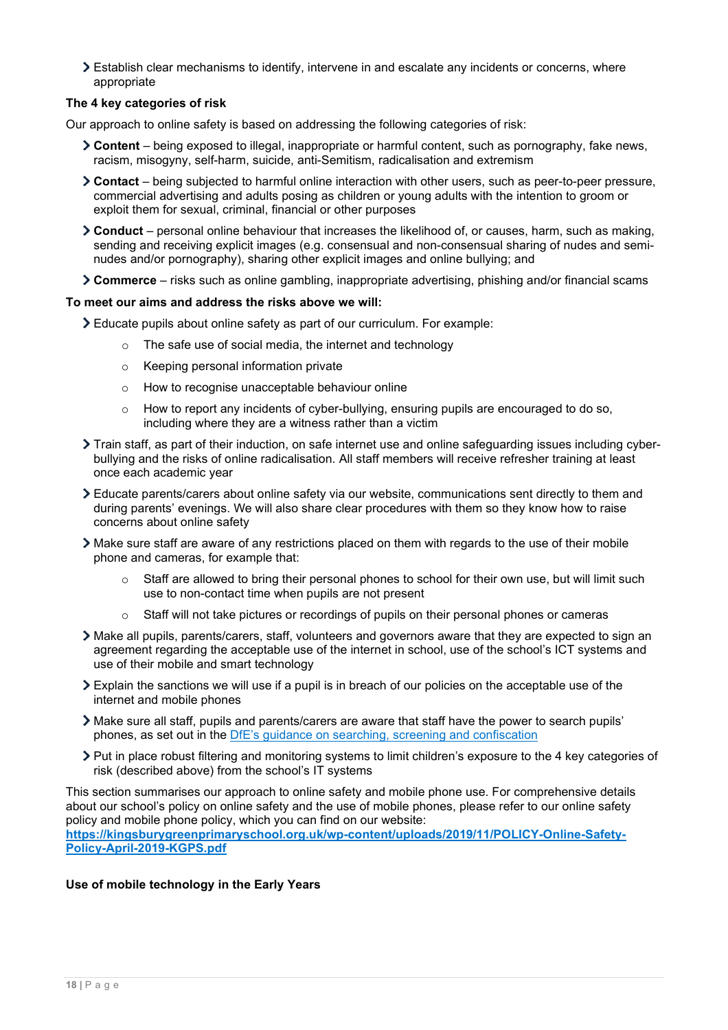- Establish clear mechanisms to identify, intervene in and escalate any incidents or concerns, where appropriate

**The 4 key categories of risk**

Our approach to online safety is based on addressing the following categories of risk:

- **Content** – being exposed to illegal, inappropriate or harmful content, such as pornography, fake news, racism, misogyny, self-harm, suicide, anti-Semitism, radicalisation and extremism
- **Contact** – being subjected to harmful online interaction with other users, such as peer-to-peer pressure, commercial advertising and adults posing as children or young adults with the intention to groom or exploit them for sexual, criminal, financial or other purposes
- **Conduct** – personal online behaviour that increases the likelihood of, or causes, harm, such as making, sending and receiving explicit images (e.g. consensual and non-consensual sharing of nudes and semi-nudes and/or pornography), sharing other explicit images and online bullying; and
- **Commerce** – risks such as online gambling, inappropriate advertising, phishing and/or financial scams

**To meet our aims and address the risks above we will:**

- Educate pupils about online safety as part of our curriculum. For example:
  - The safe use of social media, the internet and technology
  - Keeping personal information private
  - How to recognise unacceptable behaviour online
  - How to report any incidents of cyber-bullying, ensuring pupils are encouraged to do so, including where they are a witness rather than a victim
- Train staff, as part of their induction, on safe internet use and online safeguarding issues including cyber-bullying and the risks of online radicalisation. All staff members will receive refresher training at least once each academic year
- Educate parents/carers about online safety via our website, communications sent directly to them and during parents' evenings. We will also share clear procedures with them so they know how to raise concerns about online safety
- Make sure staff are aware of any restrictions placed on them with regards to the use of their mobile phone and cameras, for example that:
  - Staff are allowed to bring their personal phones to school for their own use, but will limit such use to non-contact time when pupils are not present
  - Staff will not take pictures or recordings of pupils on their personal phones or cameras
- Make all pupils, parents/carers, staff, volunteers and governors aware that they are expected to sign an agreement regarding the acceptable use of the internet in school, use of the school's ICT systems and use of their mobile and smart technology
- Explain the sanctions we will use if a pupil is in breach of our policies on the acceptable use of the internet and mobile phones
- Make sure all staff, pupils and parents/carers are aware that staff have the power to search pupils' phones, as set out in the DfE's guidance on searching, screening and confiscation
- Put in place robust filtering and monitoring systems to limit children's exposure to the 4 key categories of risk (described above) from the school's IT systems

This section summarises our approach to online safety and mobile phone use. For comprehensive details about our school's policy on online safety and the use of mobile phones, please refer to our online safety policy and mobile phone policy, which you can find on our website:
**https://kingsburygreenprimaryschool.org.uk/wp-content/uploads/2019/11/POLICY-Online-Safety-Policy-April-2019-KGPS.pdf**

**Use of mobile technology in the Early Years**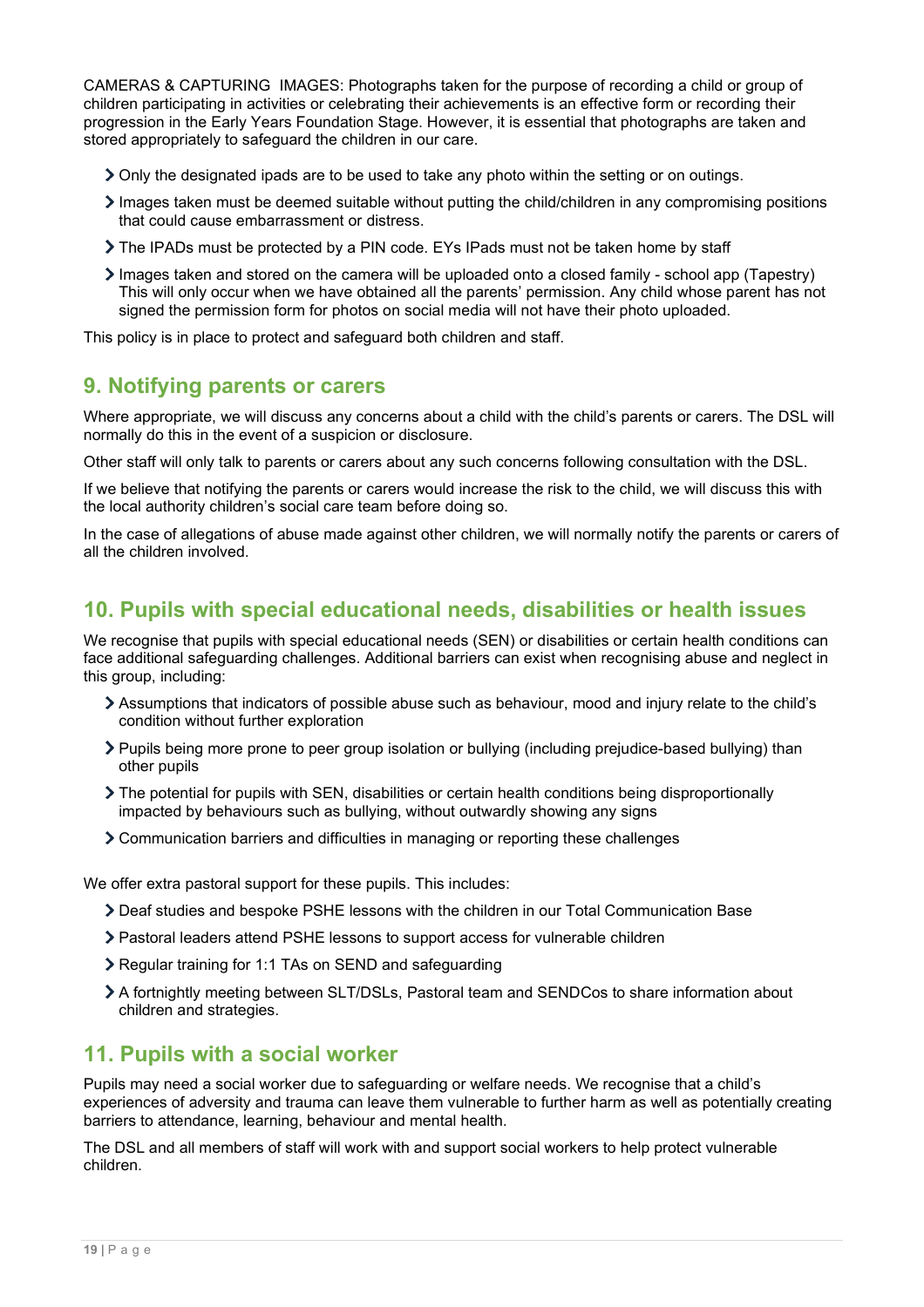CAMERAS & CAPTURING  IMAGES: Photographs taken for the purpose of recording a child or group of children participating in activities or celebrating their achievements is an effective form or recording their progression in the Early Years Foundation Stage. However, it is essential that photographs are taken and stored appropriately to safeguard the children in our care.

- Only the designated ipads are to be used to take any photo within the setting or on outings.
- Images taken must be deemed suitable without putting the child/children in any compromising positions that could cause embarrassment or distress.
- The IPADs must be protected by a PIN code. EYs IPads must not be taken home by staff
- Images taken and stored on the camera will be uploaded onto a closed family - school app (Tapestry) This will only occur when we have obtained all the parents' permission. Any child whose parent has not signed the permission form for photos on social media will not have their photo uploaded.

This policy is in place to protect and safeguard both children and staff.

## 9. Notifying parents or carers

Where appropriate, we will discuss any concerns about a child with the child's parents or carers. The DSL will normally do this in the event of a suspicion or disclosure.

Other staff will only talk to parents or carers about any such concerns following consultation with the DSL.

If we believe that notifying the parents or carers would increase the risk to the child, we will discuss this with the local authority children's social care team before doing so.

In the case of allegations of abuse made against other children, we will normally notify the parents or carers of all the children involved.

## 10. Pupils with special educational needs, disabilities or health issues

We recognise that pupils with special educational needs (SEN) or disabilities or certain health conditions can face additional safeguarding challenges. Additional barriers can exist when recognising abuse and neglect in this group, including:

- Assumptions that indicators of possible abuse such as behaviour, mood and injury relate to the child's condition without further exploration
- Pupils being more prone to peer group isolation or bullying (including prejudice-based bullying) than other pupils
- The potential for pupils with SEN, disabilities or certain health conditions being disproportionally impacted by behaviours such as bullying, without outwardly showing any signs
- Communication barriers and difficulties in managing or reporting these challenges

We offer extra pastoral support for these pupils. This includes:

- Deaf studies and bespoke PSHE lessons with the children in our Total Communication Base
- Pastoral leaders attend PSHE lessons to support access for vulnerable children
- Regular training for 1:1 TAs on SEND and safeguarding
- A fortnightly meeting between SLT/DSLs, Pastoral team and SENDCos to share information about children and strategies.

## 11. Pupils with a social worker

Pupils may need a social worker due to safeguarding or welfare needs. We recognise that a child's experiences of adversity and trauma can leave them vulnerable to further harm as well as potentially creating barriers to attendance, learning, behaviour and mental health.

The DSL and all members of staff will work with and support social workers to help protect vulnerable children.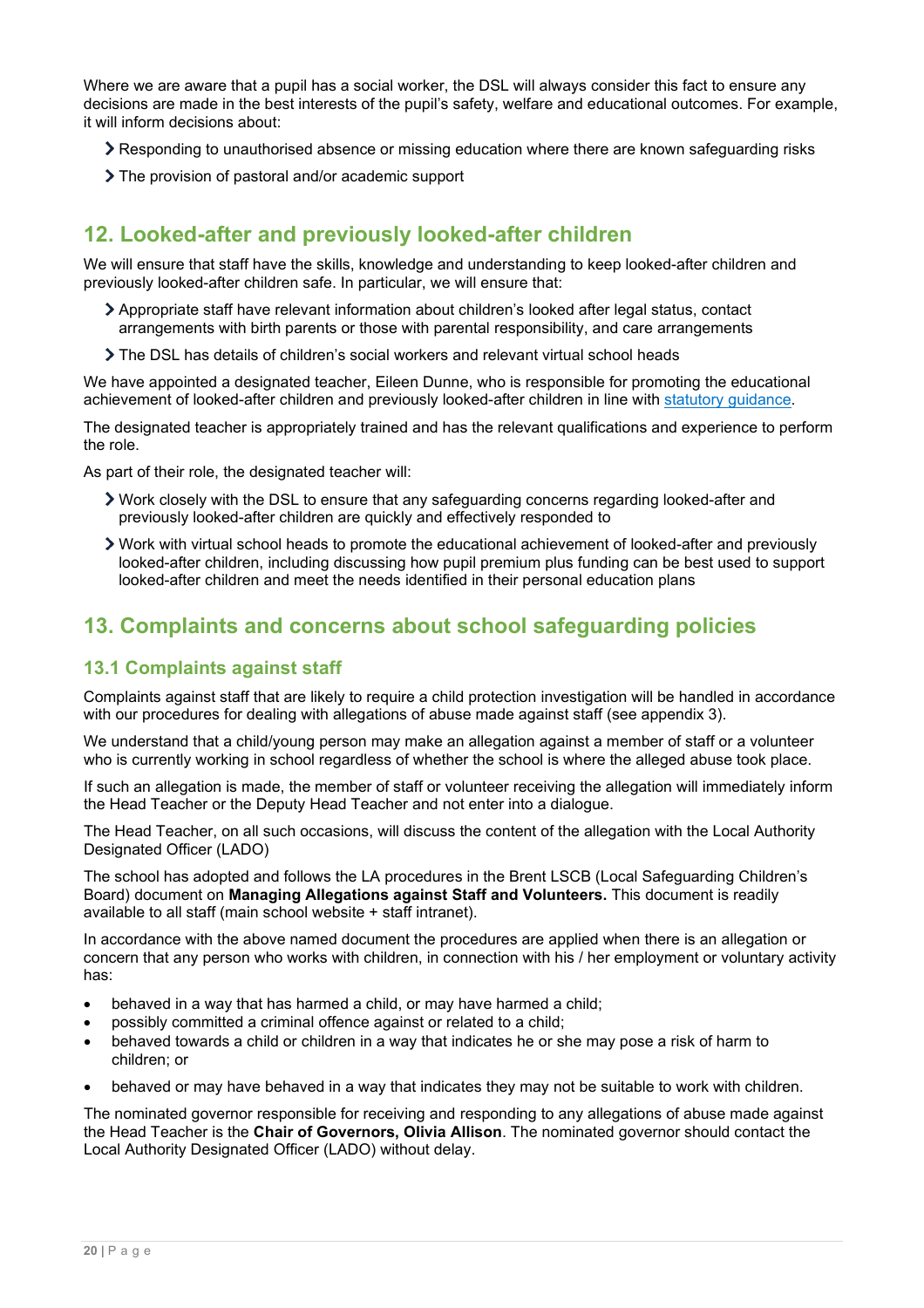Where we are aware that a pupil has a social worker, the DSL will always consider this fact to ensure any decisions are made in the best interests of the pupil's safety, welfare and educational outcomes. For example, it will inform decisions about:

- Responding to unauthorised absence or missing education where there are known safeguarding risks
- The provision of pastoral and/or academic support

## 12. Looked-after and previously looked-after children

We will ensure that staff have the skills, knowledge and understanding to keep looked-after children and previously looked-after children safe. In particular, we will ensure that:

- Appropriate staff have relevant information about children's looked after legal status, contact arrangements with birth parents or those with parental responsibility, and care arrangements
- The DSL has details of children's social workers and relevant virtual school heads

We have appointed a designated teacher, Eileen Dunne, who is responsible for promoting the educational achievement of looked-after children and previously looked-after children in line with statutory guidance.

The designated teacher is appropriately trained and has the relevant qualifications and experience to perform the role.

As part of their role, the designated teacher will:

- Work closely with the DSL to ensure that any safeguarding concerns regarding looked-after and previously looked-after children are quickly and effectively responded to
- Work with virtual school heads to promote the educational achievement of looked-after and previously looked-after children, including discussing how pupil premium plus funding can be best used to support looked-after children and meet the needs identified in their personal education plans

## 13. Complaints and concerns about school safeguarding policies

### 13.1 Complaints against staff

Complaints against staff that are likely to require a child protection investigation will be handled in accordance with our procedures for dealing with allegations of abuse made against staff (see appendix 3).

We understand that a child/young person may make an allegation against a member of staff or a volunteer who is currently working in school regardless of whether the school is where the alleged abuse took place.

If such an allegation is made, the member of staff or volunteer receiving the allegation will immediately inform the Head Teacher or the Deputy Head Teacher and not enter into a dialogue.

The Head Teacher, on all such occasions, will discuss the content of the allegation with the Local Authority Designated Officer (LADO)

The school has adopted and follows the LA procedures in the Brent LSCB (Local Safeguarding Children's Board) document on **Managing Allegations against Staff and Volunteers.** This document is readily available to all staff (main school website + staff intranet).

In accordance with the above named document the procedures are applied when there is an allegation or concern that any person who works with children, in connection with his / her employment or voluntary activity has:

- behaved in a way that has harmed a child, or may have harmed a child;
- possibly committed a criminal offence against or related to a child;
- behaved towards a child or children in a way that indicates he or she may pose a risk of harm to children; or
- behaved or may have behaved in a way that indicates they may not be suitable to work with children.

The nominated governor responsible for receiving and responding to any allegations of abuse made against the Head Teacher is the **Chair of Governors, Olivia Allison**. The nominated governor should contact the Local Authority Designated Officer (LADO) without delay.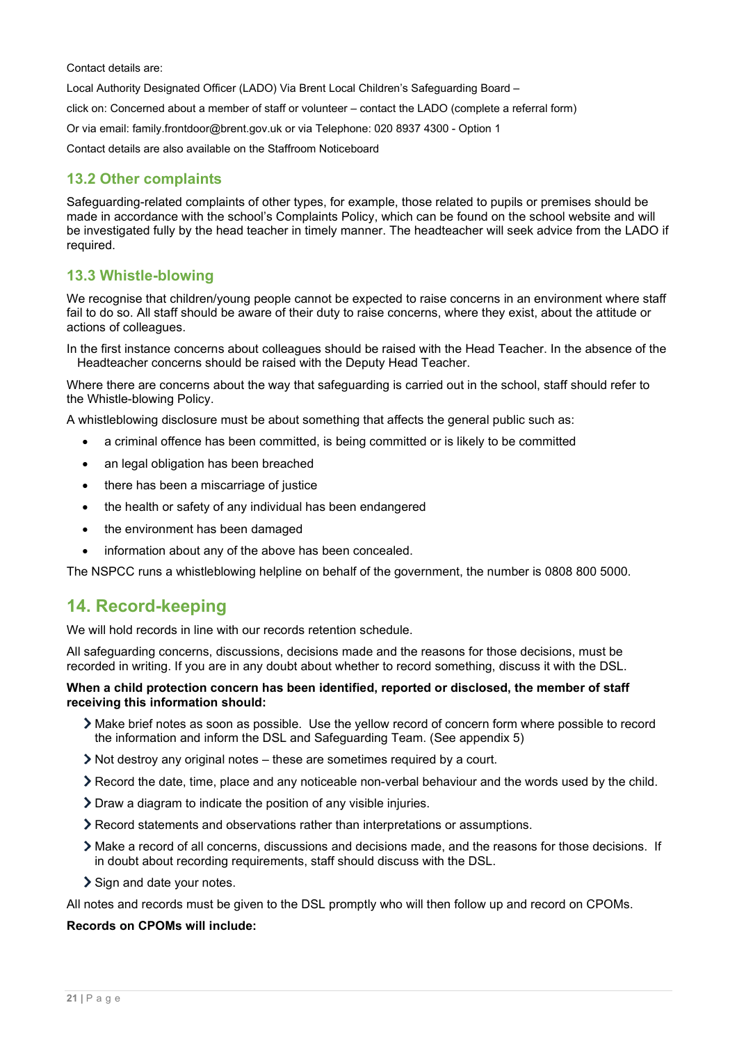Contact details are:

Local Authority Designated Officer (LADO) Via Brent Local Children's Safeguarding Board –

click on: Concerned about a member of staff or volunteer – contact the LADO (complete a referral form)

Or via email: family.frontdoor@brent.gov.uk or via Telephone: 020 8937 4300 - Option 1

Contact details are also available on the Staffroom Noticeboard

### 13.2 Other complaints

Safeguarding-related complaints of other types, for example, those related to pupils or premises should be made in accordance with the school's Complaints Policy, which can be found on the school website and will be investigated fully by the head teacher in timely manner. The headteacher will seek advice from the LADO if required.

### 13.3 Whistle-blowing

We recognise that children/young people cannot be expected to raise concerns in an environment where staff fail to do so. All staff should be aware of their duty to raise concerns, where they exist, about the attitude or actions of colleagues.

In the first instance concerns about colleagues should be raised with the Head Teacher. In the absence of the Headteacher concerns should be raised with the Deputy Head Teacher.

Where there are concerns about the way that safeguarding is carried out in the school, staff should refer to the Whistle-blowing Policy.

A whistleblowing disclosure must be about something that affects the general public such as:

- a criminal offence has been committed, is being committed or is likely to be committed
- an legal obligation has been breached
- there has been a miscarriage of justice
- the health or safety of any individual has been endangered
- the environment has been damaged
- information about any of the above has been concealed.

The NSPCC runs a whistleblowing helpline on behalf of the government, the number is 0808 800 5000.

## 14. Record-keeping

We will hold records in line with our records retention schedule.

All safeguarding concerns, discussions, decisions made and the reasons for those decisions, must be recorded in writing. If you are in any doubt about whether to record something, discuss it with the DSL.

**When a child protection concern has been identified, reported or disclosed, the member of staff receiving this information should:**

- Make brief notes as soon as possible. Use the yellow record of concern form where possible to record the information and inform the DSL and Safeguarding Team. (See appendix 5)
- Not destroy any original notes – these are sometimes required by a court.
- Record the date, time, place and any noticeable non-verbal behaviour and the words used by the child.
- Draw a diagram to indicate the position of any visible injuries.
- Record statements and observations rather than interpretations or assumptions.
- Make a record of all concerns, discussions and decisions made, and the reasons for those decisions. If in doubt about recording requirements, staff should discuss with the DSL.
- Sign and date your notes.

All notes and records must be given to the DSL promptly who will then follow up and record on CPOMs.

**Records on CPOMs will include:**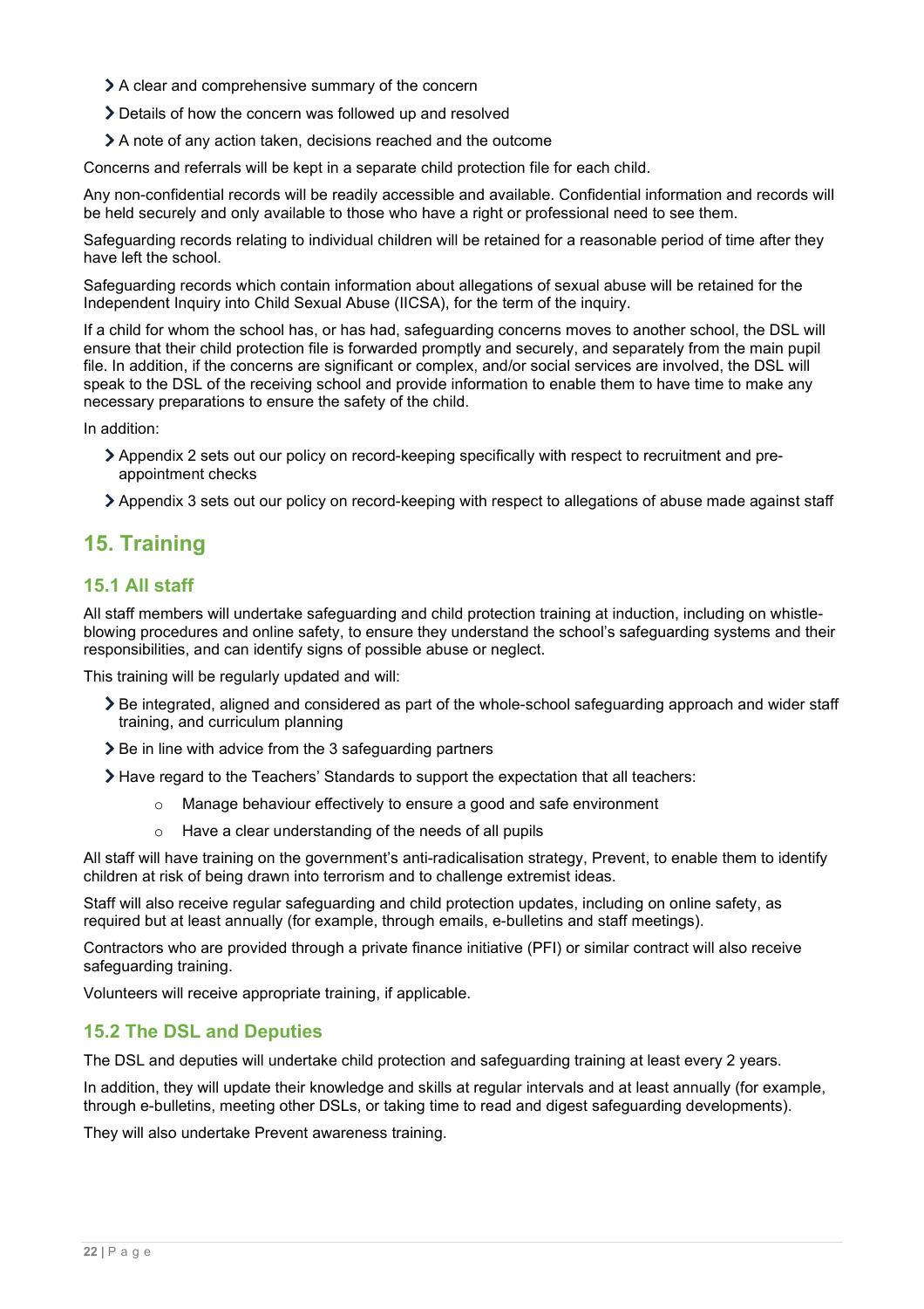- A clear and comprehensive summary of the concern
- Details of how the concern was followed up and resolved
- A note of any action taken, decisions reached and the outcome

Concerns and referrals will be kept in a separate child protection file for each child.

Any non-confidential records will be readily accessible and available. Confidential information and records will be held securely and only available to those who have a right or professional need to see them.

Safeguarding records relating to individual children will be retained for a reasonable period of time after they have left the school.

Safeguarding records which contain information about allegations of sexual abuse will be retained for the Independent Inquiry into Child Sexual Abuse (IICSA), for the term of the inquiry.

If a child for whom the school has, or has had, safeguarding concerns moves to another school, the DSL will ensure that their child protection file is forwarded promptly and securely, and separately from the main pupil file. In addition, if the concerns are significant or complex, and/or social services are involved, the DSL will speak to the DSL of the receiving school and provide information to enable them to have time to make any necessary preparations to ensure the safety of the child.

In addition:

- Appendix 2 sets out our policy on record-keeping specifically with respect to recruitment and pre-appointment checks
- Appendix 3 sets out our policy on record-keeping with respect to allegations of abuse made against staff

## 15. Training

### 15.1 All staff

All staff members will undertake safeguarding and child protection training at induction, including on whistle-blowing procedures and online safety, to ensure they understand the school's safeguarding systems and their responsibilities, and can identify signs of possible abuse or neglect.

This training will be regularly updated and will:

- Be integrated, aligned and considered as part of the whole-school safeguarding approach and wider staff training, and curriculum planning
- Be in line with advice from the 3 safeguarding partners
- Have regard to the Teachers' Standards to support the expectation that all teachers:
  - Manage behaviour effectively to ensure a good and safe environment
  - Have a clear understanding of the needs of all pupils

All staff will have training on the government's anti-radicalisation strategy, Prevent, to enable them to identify children at risk of being drawn into terrorism and to challenge extremist ideas.

Staff will also receive regular safeguarding and child protection updates, including on online safety, as required but at least annually (for example, through emails, e-bulletins and staff meetings).

Contractors who are provided through a private finance initiative (PFI) or similar contract will also receive safeguarding training.

Volunteers will receive appropriate training, if applicable.

### 15.2 The DSL and Deputies

The DSL and deputies will undertake child protection and safeguarding training at least every 2 years.

In addition, they will update their knowledge and skills at regular intervals and at least annually (for example, through e-bulletins, meeting other DSLs, or taking time to read and digest safeguarding developments).

They will also undertake Prevent awareness training.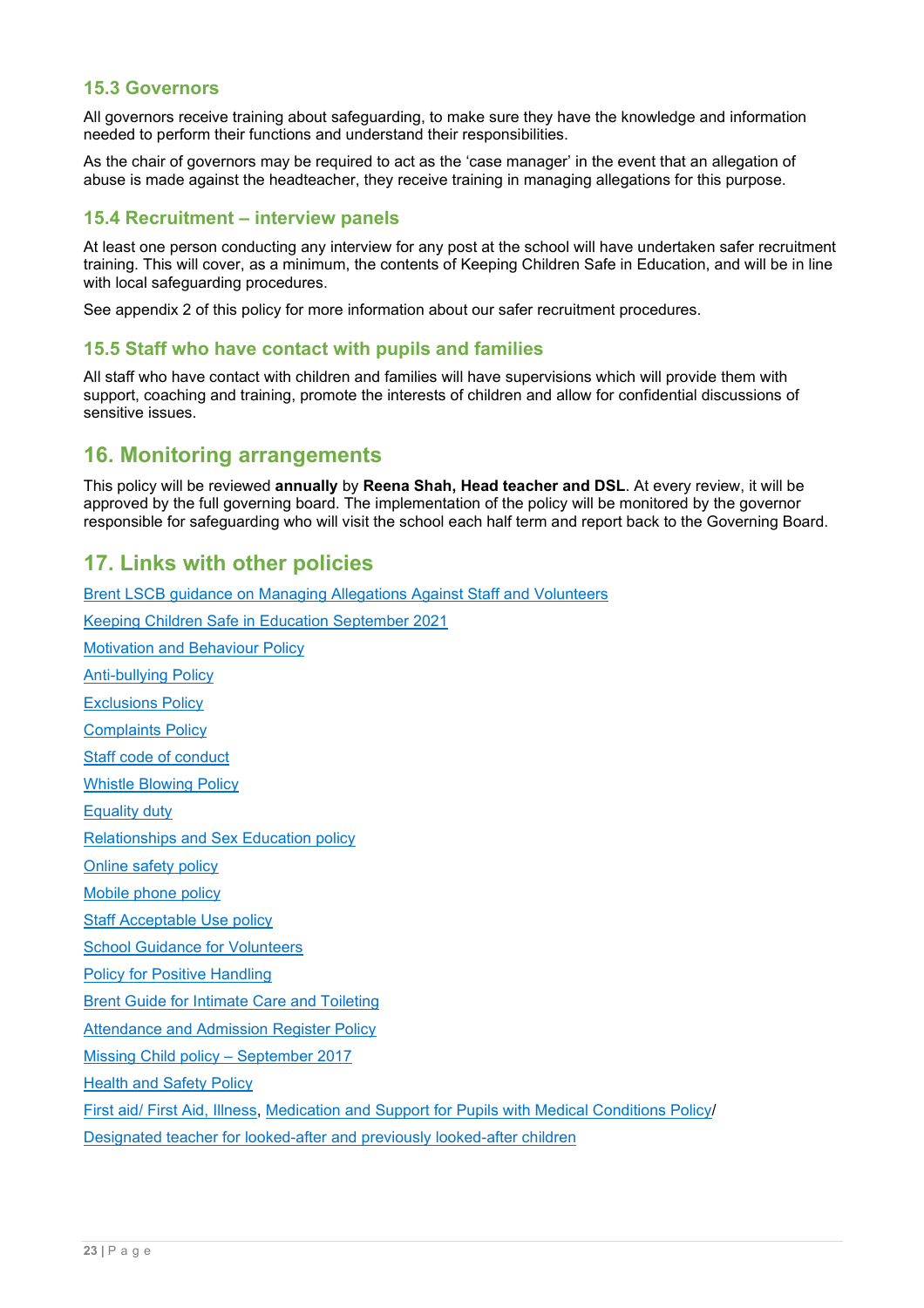### 15.3 Governors

All governors receive training about safeguarding, to make sure they have the knowledge and information needed to perform their functions and understand their responsibilities.

As the chair of governors may be required to act as the 'case manager' in the event that an allegation of abuse is made against the headteacher, they receive training in managing allegations for this purpose.

### 15.4 Recruitment – interview panels

At least one person conducting any interview for any post at the school will have undertaken safer recruitment training. This will cover, as a minimum, the contents of Keeping Children Safe in Education, and will be in line with local safeguarding procedures.

See appendix 2 of this policy for more information about our safer recruitment procedures.

### 15.5 Staff who have contact with pupils and families

All staff who have contact with children and families will have supervisions which will provide them with support, coaching and training, promote the interests of children and allow for confidential discussions of sensitive issues.

## 16. Monitoring arrangements

This policy will be reviewed **annually** by **Reena Shah, Head teacher and DSL**. At every review, it will be approved by the full governing board. The implementation of the policy will be monitored by the governor responsible for safeguarding who will visit the school each half term and report back to the Governing Board.

## 17. Links with other policies

Brent LSCB guidance on Managing Allegations Against Staff and Volunteers

Keeping Children Safe in Education September 2021

Motivation and Behaviour Policy

Anti-bullying Policy

Exclusions Policy

Complaints Policy

Staff code of conduct

Whistle Blowing Policy

Equality duty

Relationships and Sex Education policy

Online safety policy

Mobile phone policy

Staff Acceptable Use policy

School Guidance for Volunteers

Policy for Positive Handling

Brent Guide for Intimate Care and Toileting

Attendance and Admission Register Policy

Missing Child policy – September 2017

Health and Safety Policy

First aid/ First Aid, Illness, Medication and Support for Pupils with Medical Conditions Policy/

Designated teacher for looked-after and previously looked-after children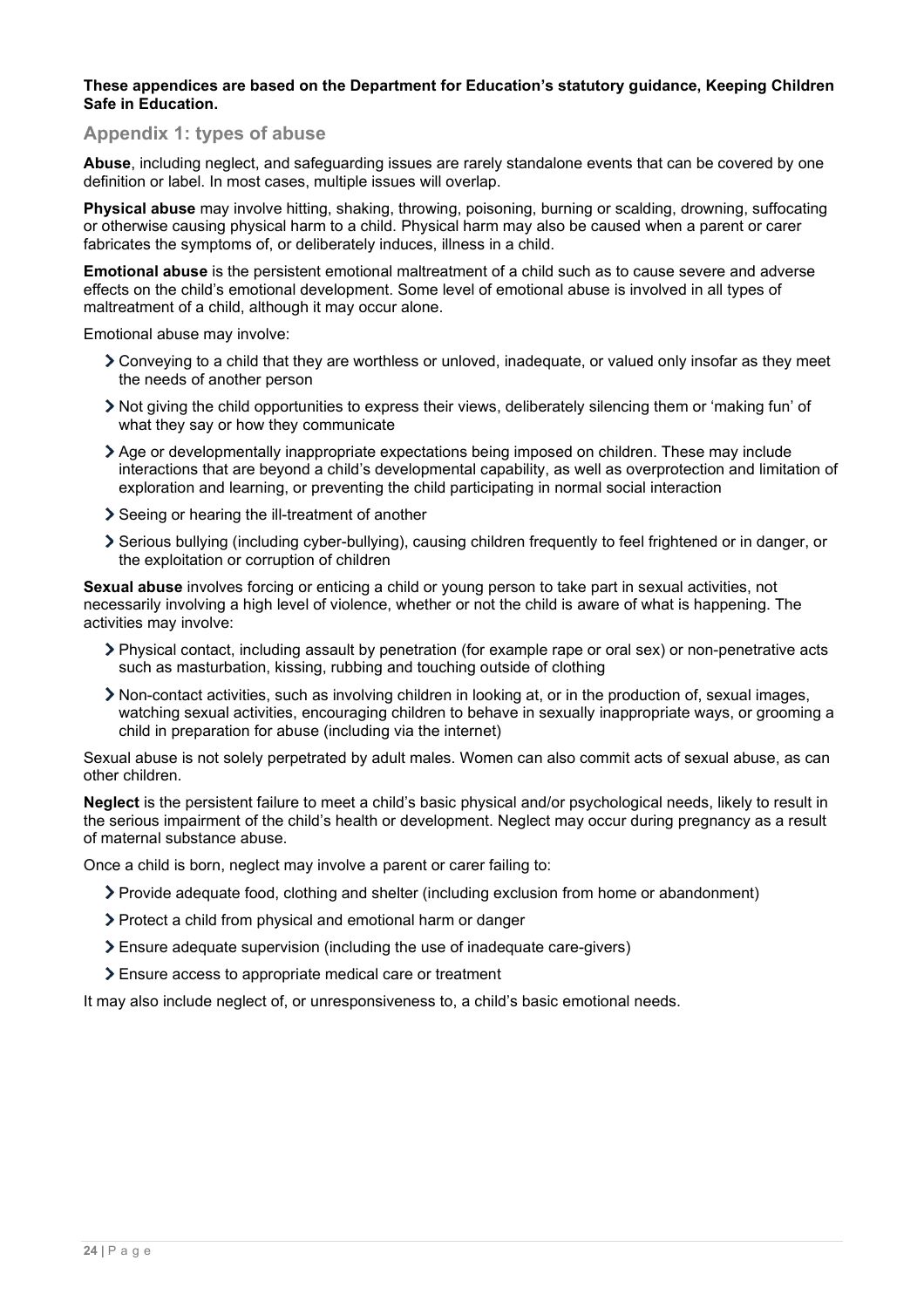**These appendices are based on the Department for Education's statutory guidance, Keeping Children Safe in Education.**

## Appendix 1: types of abuse

**Abuse**, including neglect, and safeguarding issues are rarely standalone events that can be covered by one definition or label. In most cases, multiple issues will overlap.

**Physical abuse** may involve hitting, shaking, throwing, poisoning, burning or scalding, drowning, suffocating or otherwise causing physical harm to a child. Physical harm may also be caused when a parent or carer fabricates the symptoms of, or deliberately induces, illness in a child.

**Emotional abuse** is the persistent emotional maltreatment of a child such as to cause severe and adverse effects on the child's emotional development. Some level of emotional abuse is involved in all types of maltreatment of a child, although it may occur alone.

Emotional abuse may involve:

- Conveying to a child that they are worthless or unloved, inadequate, or valued only insofar as they meet the needs of another person
- Not giving the child opportunities to express their views, deliberately silencing them or 'making fun' of what they say or how they communicate
- Age or developmentally inappropriate expectations being imposed on children. These may include interactions that are beyond a child's developmental capability, as well as overprotection and limitation of exploration and learning, or preventing the child participating in normal social interaction
- Seeing or hearing the ill-treatment of another
- Serious bullying (including cyber-bullying), causing children frequently to feel frightened or in danger, or the exploitation or corruption of children

**Sexual abuse** involves forcing or enticing a child or young person to take part in sexual activities, not necessarily involving a high level of violence, whether or not the child is aware of what is happening. The activities may involve:

- Physical contact, including assault by penetration (for example rape or oral sex) or non-penetrative acts such as masturbation, kissing, rubbing and touching outside of clothing
- Non-contact activities, such as involving children in looking at, or in the production of, sexual images, watching sexual activities, encouraging children to behave in sexually inappropriate ways, or grooming a child in preparation for abuse (including via the internet)

Sexual abuse is not solely perpetrated by adult males. Women can also commit acts of sexual abuse, as can other children.

**Neglect** is the persistent failure to meet a child's basic physical and/or psychological needs, likely to result in the serious impairment of the child's health or development. Neglect may occur during pregnancy as a result of maternal substance abuse.

Once a child is born, neglect may involve a parent or carer failing to:

- Provide adequate food, clothing and shelter (including exclusion from home or abandonment)
- Protect a child from physical and emotional harm or danger
- Ensure adequate supervision (including the use of inadequate care-givers)
- Ensure access to appropriate medical care or treatment

It may also include neglect of, or unresponsiveness to, a child's basic emotional needs.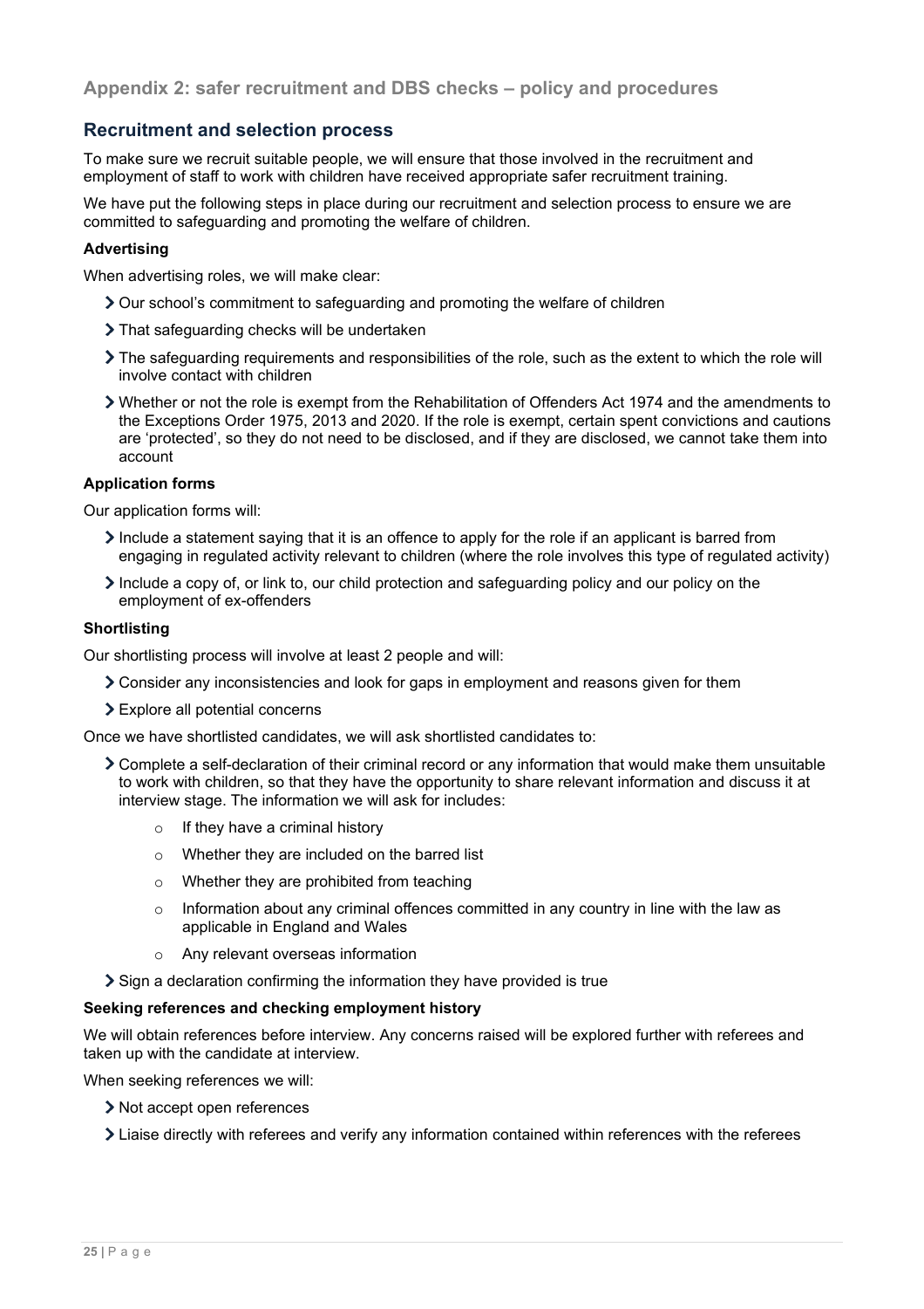## Appendix 2: safer recruitment and DBS checks – policy and procedures

## Recruitment and selection process

To make sure we recruit suitable people, we will ensure that those involved in the recruitment and employment of staff to work with children have received appropriate safer recruitment training.

We have put the following steps in place during our recruitment and selection process to ensure we are committed to safeguarding and promoting the welfare of children.

### Advertising

When advertising roles, we will make clear:

- Our school's commitment to safeguarding and promoting the welfare of children
- That safeguarding checks will be undertaken
- The safeguarding requirements and responsibilities of the role, such as the extent to which the role will involve contact with children
- Whether or not the role is exempt from the Rehabilitation of Offenders Act 1974 and the amendments to the Exceptions Order 1975, 2013 and 2020. If the role is exempt, certain spent convictions and cautions are 'protected', so they do not need to be disclosed, and if they are disclosed, we cannot take them into account

### Application forms

Our application forms will:

- Include a statement saying that it is an offence to apply for the role if an applicant is barred from engaging in regulated activity relevant to children (where the role involves this type of regulated activity)
- Include a copy of, or link to, our child protection and safeguarding policy and our policy on the employment of ex-offenders

### Shortlisting

Our shortlisting process will involve at least 2 people and will:

- Consider any inconsistencies and look for gaps in employment and reasons given for them
- Explore all potential concerns

Once we have shortlisted candidates, we will ask shortlisted candidates to:

- Complete a self-declaration of their criminal record or any information that would make them unsuitable to work with children, so that they have the opportunity to share relevant information and discuss it at interview stage. The information we will ask for includes:
  - If they have a criminal history
  - Whether they are included on the barred list
  - Whether they are prohibited from teaching
  - Information about any criminal offences committed in any country in line with the law as applicable in England and Wales
  - Any relevant overseas information
- Sign a declaration confirming the information they have provided is true

### Seeking references and checking employment history

We will obtain references before interview. Any concerns raised will be explored further with referees and taken up with the candidate at interview.

When seeking references we will:

- Not accept open references
- Liaise directly with referees and verify any information contained within references with the referees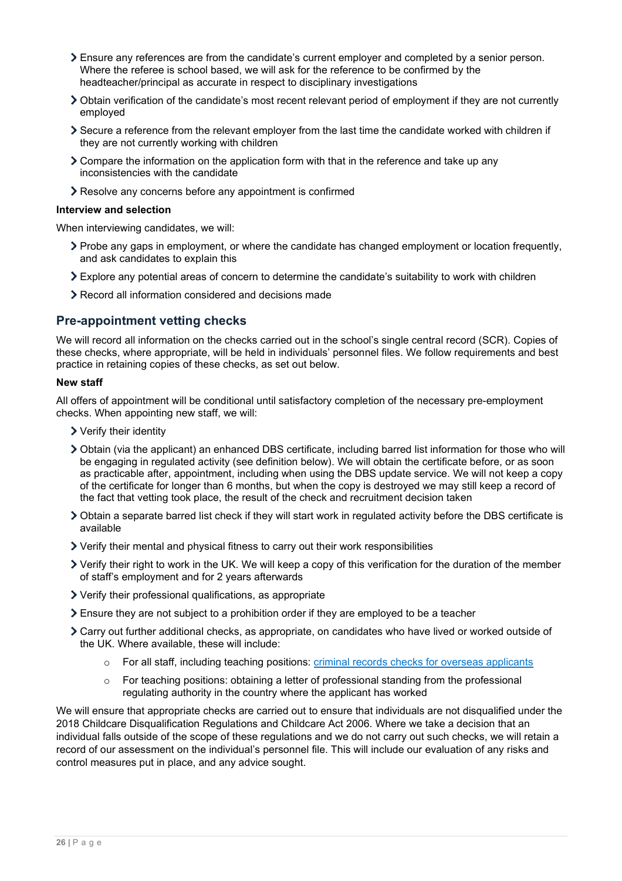- Ensure any references are from the candidate's current employer and completed by a senior person. Where the referee is school based, we will ask for the reference to be confirmed by the headteacher/principal as accurate in respect to disciplinary investigations
- Obtain verification of the candidate's most recent relevant period of employment if they are not currently employed
- Secure a reference from the relevant employer from the last time the candidate worked with children if they are not currently working with children
- Compare the information on the application form with that in the reference and take up any inconsistencies with the candidate
- Resolve any concerns before any appointment is confirmed

**Interview and selection**

When interviewing candidates, we will:

- Probe any gaps in employment, or where the candidate has changed employment or location frequently, and ask candidates to explain this
- Explore any potential areas of concern to determine the candidate's suitability to work with children
- Record all information considered and decisions made

## Pre-appointment vetting checks

We will record all information on the checks carried out in the school's single central record (SCR). Copies of these checks, where appropriate, will be held in individuals' personnel files. We follow requirements and best practice in retaining copies of these checks, as set out below.

**New staff**

All offers of appointment will be conditional until satisfactory completion of the necessary pre-employment checks. When appointing new staff, we will:

- Verify their identity
- Obtain (via the applicant) an enhanced DBS certificate, including barred list information for those who will be engaging in regulated activity (see definition below). We will obtain the certificate before, or as soon as practicable after, appointment, including when using the DBS update service. We will not keep a copy of the certificate for longer than 6 months, but when the copy is destroyed we may still keep a record of the fact that vetting took place, the result of the check and recruitment decision taken
- Obtain a separate barred list check if they will start work in regulated activity before the DBS certificate is available
- Verify their mental and physical fitness to carry out their work responsibilities
- Verify their right to work in the UK. We will keep a copy of this verification for the duration of the member of staff's employment and for 2 years afterwards
- Verify their professional qualifications, as appropriate
- Ensure they are not subject to a prohibition order if they are employed to be a teacher
- Carry out further additional checks, as appropriate, on candidates who have lived or worked outside of the UK. Where available, these will include:
  - For all staff, including teaching positions: criminal records checks for overseas applicants
  - For teaching positions: obtaining a letter of professional standing from the professional regulating authority in the country where the applicant has worked

We will ensure that appropriate checks are carried out to ensure that individuals are not disqualified under the 2018 Childcare Disqualification Regulations and Childcare Act 2006. Where we take a decision that an individual falls outside of the scope of these regulations and we do not carry out such checks, we will retain a record of our assessment on the individual's personnel file. This will include our evaluation of any risks and control measures put in place, and any advice sought.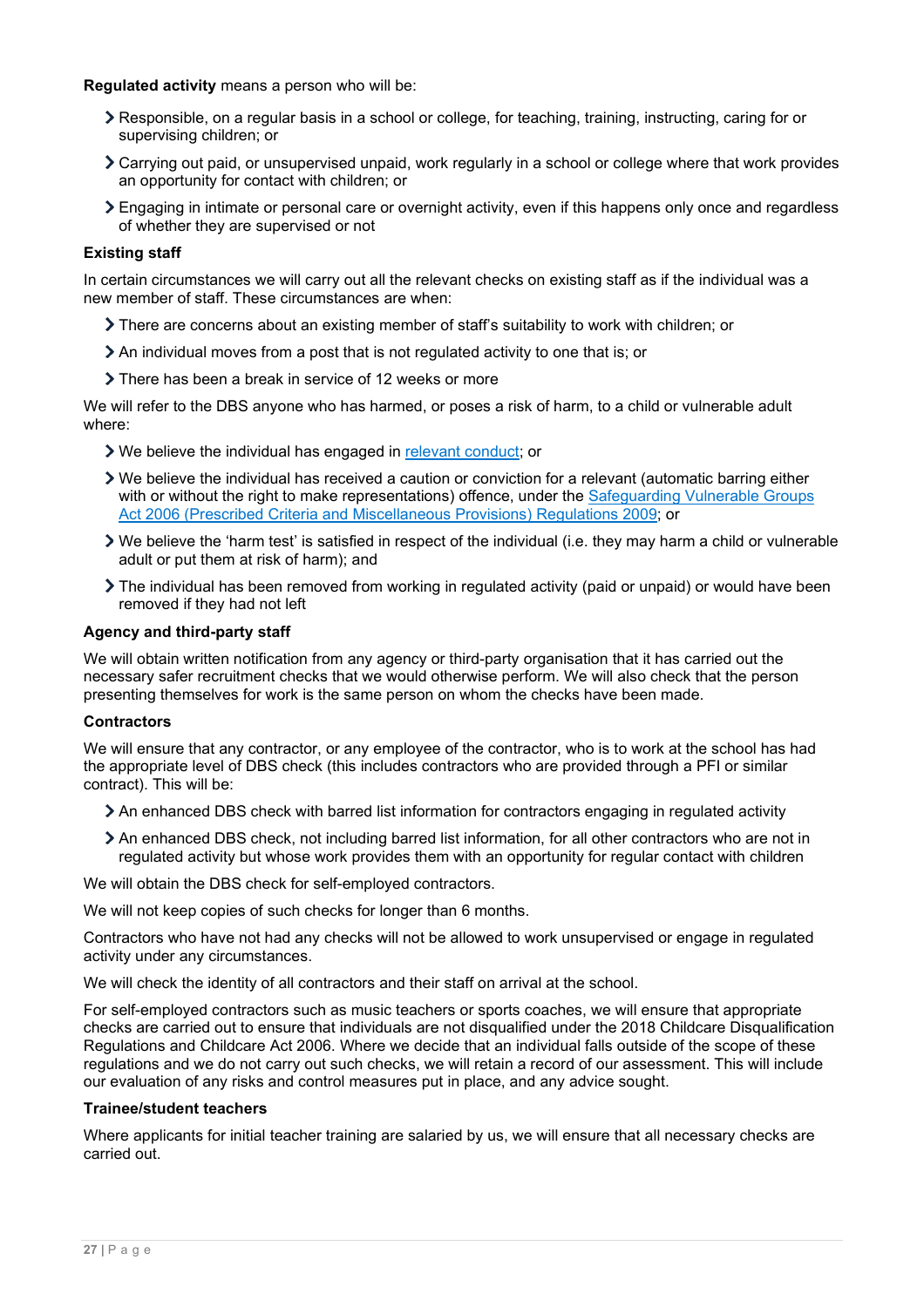**Regulated activity** means a person who will be:

- Responsible, on a regular basis in a school or college, for teaching, training, instructing, caring for or supervising children; or
- Carrying out paid, or unsupervised unpaid, work regularly in a school or college where that work provides an opportunity for contact with children; or
- Engaging in intimate or personal care or overnight activity, even if this happens only once and regardless of whether they are supervised or not

**Existing staff**

In certain circumstances we will carry out all the relevant checks on existing staff as if the individual was a new member of staff. These circumstances are when:

- There are concerns about an existing member of staff's suitability to work with children; or
- An individual moves from a post that is not regulated activity to one that is; or
- There has been a break in service of 12 weeks or more

We will refer to the DBS anyone who has harmed, or poses a risk of harm, to a child or vulnerable adult where:

- We believe the individual has engaged in relevant conduct; or
- We believe the individual has received a caution or conviction for a relevant (automatic barring either with or without the right to make representations) offence, under the Safeguarding Vulnerable Groups Act 2006 (Prescribed Criteria and Miscellaneous Provisions) Regulations 2009; or
- We believe the 'harm test' is satisfied in respect of the individual (i.e. they may harm a child or vulnerable adult or put them at risk of harm); and
- The individual has been removed from working in regulated activity (paid or unpaid) or would have been removed if they had not left

**Agency and third-party staff**

We will obtain written notification from any agency or third-party organisation that it has carried out the necessary safer recruitment checks that we would otherwise perform. We will also check that the person presenting themselves for work is the same person on whom the checks have been made.

**Contractors**

We will ensure that any contractor, or any employee of the contractor, who is to work at the school has had the appropriate level of DBS check (this includes contractors who are provided through a PFI or similar contract). This will be:

- An enhanced DBS check with barred list information for contractors engaging in regulated activity
- An enhanced DBS check, not including barred list information, for all other contractors who are not in regulated activity but whose work provides them with an opportunity for regular contact with children

We will obtain the DBS check for self-employed contractors.

We will not keep copies of such checks for longer than 6 months.

Contractors who have not had any checks will not be allowed to work unsupervised or engage in regulated activity under any circumstances.

We will check the identity of all contractors and their staff on arrival at the school.

For self-employed contractors such as music teachers or sports coaches, we will ensure that appropriate checks are carried out to ensure that individuals are not disqualified under the 2018 Childcare Disqualification Regulations and Childcare Act 2006. Where we decide that an individual falls outside of the scope of these regulations and we do not carry out such checks, we will retain a record of our assessment. This will include our evaluation of any risks and control measures put in place, and any advice sought.

**Trainee/student teachers**

Where applicants for initial teacher training are salaried by us, we will ensure that all necessary checks are carried out.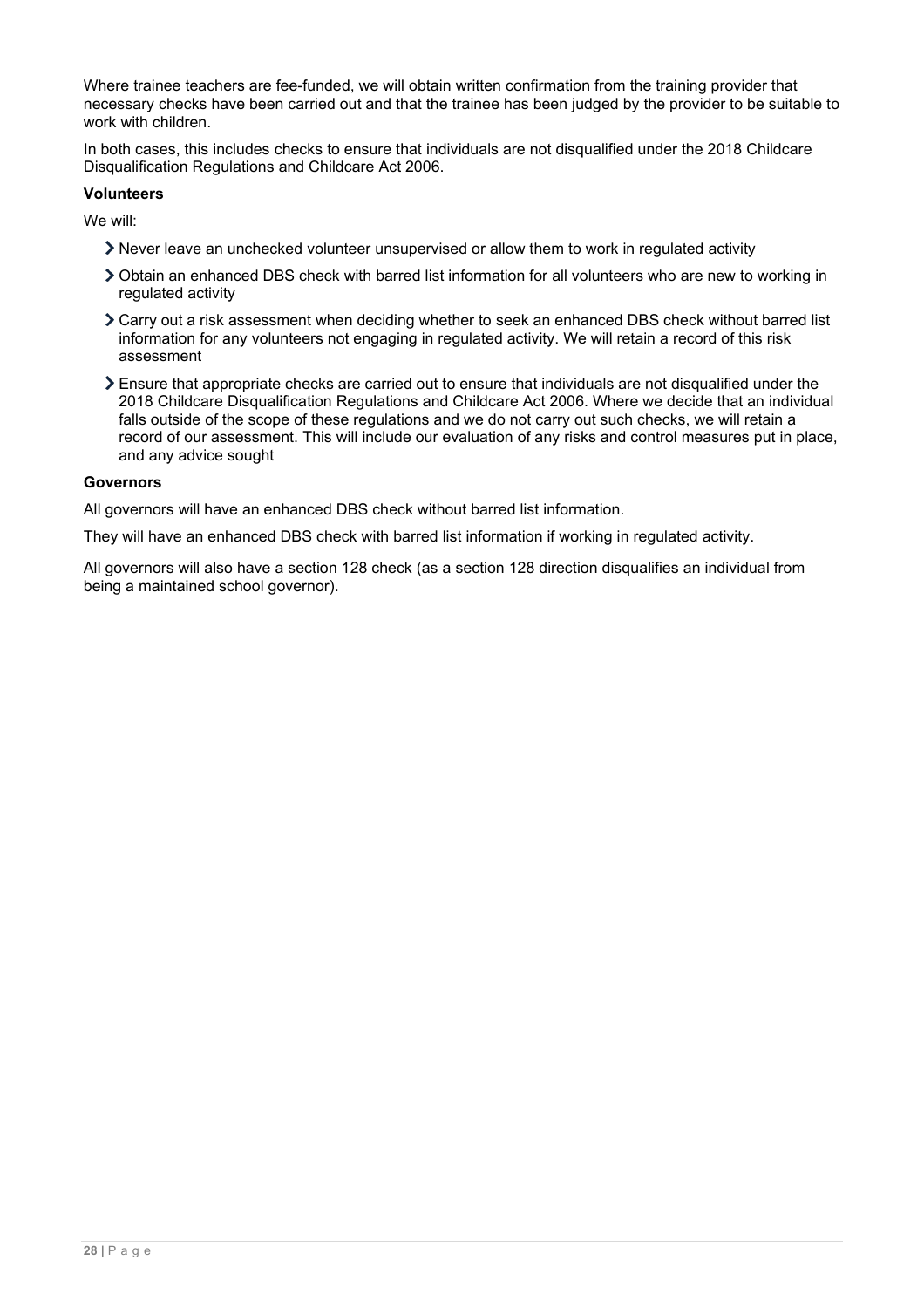Where trainee teachers are fee-funded, we will obtain written confirmation from the training provider that necessary checks have been carried out and that the trainee has been judged by the provider to be suitable to work with children.

In both cases, this includes checks to ensure that individuals are not disqualified under the 2018 Childcare Disqualification Regulations and Childcare Act 2006.

**Volunteers**

We will:

- Never leave an unchecked volunteer unsupervised or allow them to work in regulated activity
- Obtain an enhanced DBS check with barred list information for all volunteers who are new to working in regulated activity
- Carry out a risk assessment when deciding whether to seek an enhanced DBS check without barred list information for any volunteers not engaging in regulated activity. We will retain a record of this risk assessment
- Ensure that appropriate checks are carried out to ensure that individuals are not disqualified under the 2018 Childcare Disqualification Regulations and Childcare Act 2006. Where we decide that an individual falls outside of the scope of these regulations and we do not carry out such checks, we will retain a record of our assessment. This will include our evaluation of any risks and control measures put in place, and any advice sought

**Governors**

All governors will have an enhanced DBS check without barred list information.

They will have an enhanced DBS check with barred list information if working in regulated activity.

All governors will also have a section 128 check (as a section 128 direction disqualifies an individual from being a maintained school governor).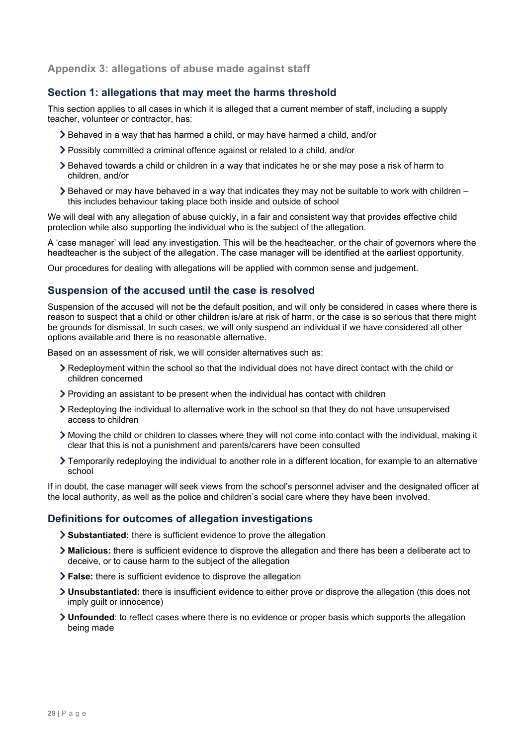## Appendix 3: allegations of abuse made against staff

### Section 1: allegations that may meet the harms threshold

This section applies to all cases in which it is alleged that a current member of staff, including a supply teacher, volunteer or contractor, has:

- Behaved in a way that has harmed a child, or may have harmed a child, and/or
- Possibly committed a criminal offence against or related to a child, and/or
- Behaved towards a child or children in a way that indicates he or she may pose a risk of harm to children, and/or
- Behaved or may have behaved in a way that indicates they may not be suitable to work with children – this includes behaviour taking place both inside and outside of school

We will deal with any allegation of abuse quickly, in a fair and consistent way that provides effective child protection while also supporting the individual who is the subject of the allegation.

A 'case manager' will lead any investigation. This will be the headteacher, or the chair of governors where the headteacher is the subject of the allegation. The case manager will be identified at the earliest opportunity.

Our procedures for dealing with allegations will be applied with common sense and judgement.

### Suspension of the accused until the case is resolved

Suspension of the accused will not be the default position, and will only be considered in cases where there is reason to suspect that a child or other children is/are at risk of harm, or the case is so serious that there might be grounds for dismissal. In such cases, we will only suspend an individual if we have considered all other options available and there is no reasonable alternative.

Based on an assessment of risk, we will consider alternatives such as:

- Redeployment within the school so that the individual does not have direct contact with the child or children concerned
- Providing an assistant to be present when the individual has contact with children
- Redeploying the individual to alternative work in the school so that they do not have unsupervised access to children
- Moving the child or children to classes where they will not come into contact with the individual, making it clear that this is not a punishment and parents/carers have been consulted
- Temporarily redeploying the individual to another role in a different location, for example to an alternative school

If in doubt, the case manager will seek views from the school's personnel adviser and the designated officer at the local authority, as well as the police and children's social care where they have been involved.

### Definitions for outcomes of allegation investigations

- **Substantiated:** there is sufficient evidence to prove the allegation
- **Malicious:** there is sufficient evidence to disprove the allegation and there has been a deliberate act to deceive, or to cause harm to the subject of the allegation
- **False:** there is sufficient evidence to disprove the allegation
- **Unsubstantiated:** there is insufficient evidence to either prove or disprove the allegation (this does not imply guilt or innocence)
- **Unfounded**: to reflect cases where there is no evidence or proper basis which supports the allegation being made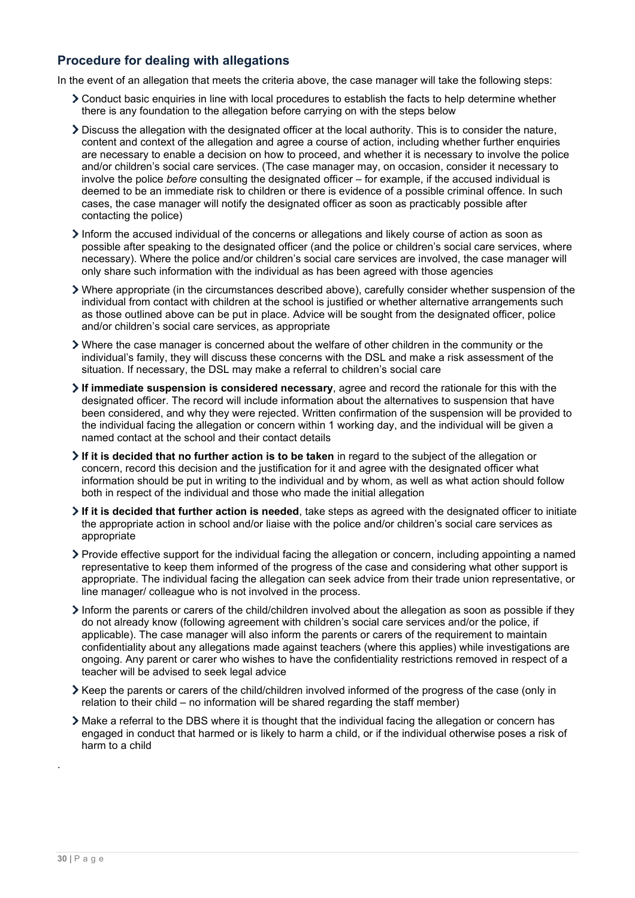## Procedure for dealing with allegations

In the event of an allegation that meets the criteria above, the case manager will take the following steps:

- Conduct basic enquiries in line with local procedures to establish the facts to help determine whether there is any foundation to the allegation before carrying on with the steps below
- Discuss the allegation with the designated officer at the local authority. This is to consider the nature, content and context of the allegation and agree a course of action, including whether further enquiries are necessary to enable a decision on how to proceed, and whether it is necessary to involve the police and/or children's social care services. (The case manager may, on occasion, consider it necessary to involve the police *before* consulting the designated officer – for example, if the accused individual is deemed to be an immediate risk to children or there is evidence of a possible criminal offence. In such cases, the case manager will notify the designated officer as soon as practicably possible after contacting the police)
- Inform the accused individual of the concerns or allegations and likely course of action as soon as possible after speaking to the designated officer (and the police or children's social care services, where necessary). Where the police and/or children's social care services are involved, the case manager will only share such information with the individual as has been agreed with those agencies
- Where appropriate (in the circumstances described above), carefully consider whether suspension of the individual from contact with children at the school is justified or whether alternative arrangements such as those outlined above can be put in place. Advice will be sought from the designated officer, police and/or children's social care services, as appropriate
- Where the case manager is concerned about the welfare of other children in the community or the individual's family, they will discuss these concerns with the DSL and make a risk assessment of the situation. If necessary, the DSL may make a referral to children's social care
- **If immediate suspension is considered necessary**, agree and record the rationale for this with the designated officer. The record will include information about the alternatives to suspension that have been considered, and why they were rejected. Written confirmation of the suspension will be provided to the individual facing the allegation or concern within 1 working day, and the individual will be given a named contact at the school and their contact details
- **If it is decided that no further action is to be taken** in regard to the subject of the allegation or concern, record this decision and the justification for it and agree with the designated officer what information should be put in writing to the individual and by whom, as well as what action should follow both in respect of the individual and those who made the initial allegation
- **If it is decided that further action is needed**, take steps as agreed with the designated officer to initiate the appropriate action in school and/or liaise with the police and/or children's social care services as appropriate
- Provide effective support for the individual facing the allegation or concern, including appointing a named representative to keep them informed of the progress of the case and considering what other support is appropriate. The individual facing the allegation can seek advice from their trade union representative, or line manager/ colleague who is not involved in the process.
- Inform the parents or carers of the child/children involved about the allegation as soon as possible if they do not already know (following agreement with children's social care services and/or the police, if applicable). The case manager will also inform the parents or carers of the requirement to maintain confidentiality about any allegations made against teachers (where this applies) while investigations are ongoing. Any parent or carer who wishes to have the confidentiality restrictions removed in respect of a teacher will be advised to seek legal advice
- Keep the parents or carers of the child/children involved informed of the progress of the case (only in relation to their child – no information will be shared regarding the staff member)
- Make a referral to the DBS where it is thought that the individual facing the allegation or concern has engaged in conduct that harmed or is likely to harm a child, or if the individual otherwise poses a risk of harm to a child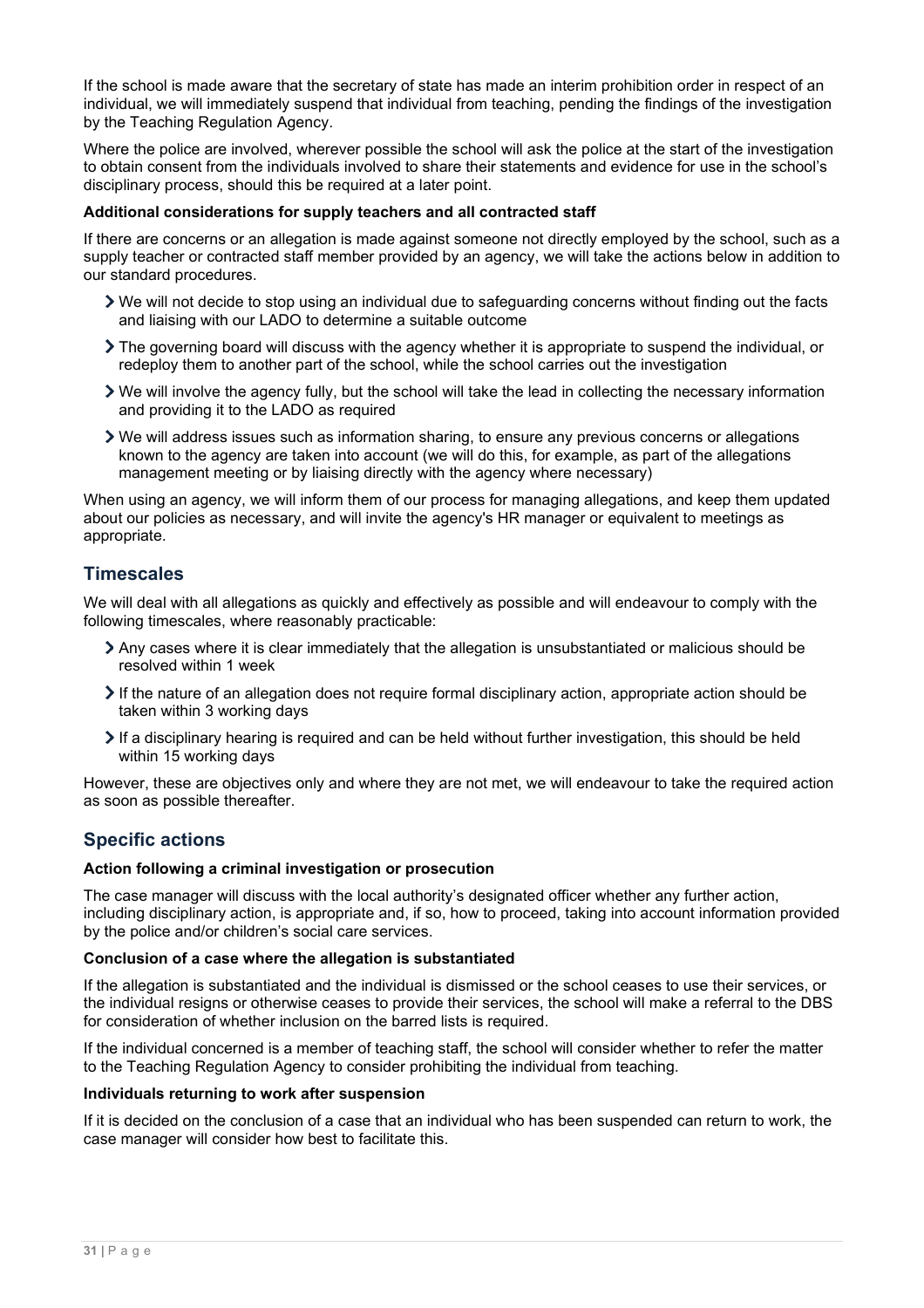If the school is made aware that the secretary of state has made an interim prohibition order in respect of an individual, we will immediately suspend that individual from teaching, pending the findings of the investigation by the Teaching Regulation Agency.

Where the police are involved, wherever possible the school will ask the police at the start of the investigation to obtain consent from the individuals involved to share their statements and evidence for use in the school's disciplinary process, should this be required at a later point.

**Additional considerations for supply teachers and all contracted staff**

If there are concerns or an allegation is made against someone not directly employed by the school, such as a supply teacher or contracted staff member provided by an agency, we will take the actions below in addition to our standard procedures.

- We will not decide to stop using an individual due to safeguarding concerns without finding out the facts and liaising with our LADO to determine a suitable outcome
- The governing board will discuss with the agency whether it is appropriate to suspend the individual, or redeploy them to another part of the school, while the school carries out the investigation
- We will involve the agency fully, but the school will take the lead in collecting the necessary information and providing it to the LADO as required
- We will address issues such as information sharing, to ensure any previous concerns or allegations known to the agency are taken into account (we will do this, for example, as part of the allegations management meeting or by liaising directly with the agency where necessary)

When using an agency, we will inform them of our process for managing allegations, and keep them updated about our policies as necessary, and will invite the agency's HR manager or equivalent to meetings as appropriate.

## Timescales

We will deal with all allegations as quickly and effectively as possible and will endeavour to comply with the following timescales, where reasonably practicable:

- Any cases where it is clear immediately that the allegation is unsubstantiated or malicious should be resolved within 1 week
- If the nature of an allegation does not require formal disciplinary action, appropriate action should be taken within 3 working days
- If a disciplinary hearing is required and can be held without further investigation, this should be held within 15 working days

However, these are objectives only and where they are not met, we will endeavour to take the required action as soon as possible thereafter.

## Specific actions

**Action following a criminal investigation or prosecution**

The case manager will discuss with the local authority's designated officer whether any further action, including disciplinary action, is appropriate and, if so, how to proceed, taking into account information provided by the police and/or children's social care services.

**Conclusion of a case where the allegation is substantiated**

If the allegation is substantiated and the individual is dismissed or the school ceases to use their services, or the individual resigns or otherwise ceases to provide their services, the school will make a referral to the DBS for consideration of whether inclusion on the barred lists is required.

If the individual concerned is a member of teaching staff, the school will consider whether to refer the matter to the Teaching Regulation Agency to consider prohibiting the individual from teaching.

**Individuals returning to work after suspension**

If it is decided on the conclusion of a case that an individual who has been suspended can return to work, the case manager will consider how best to facilitate this.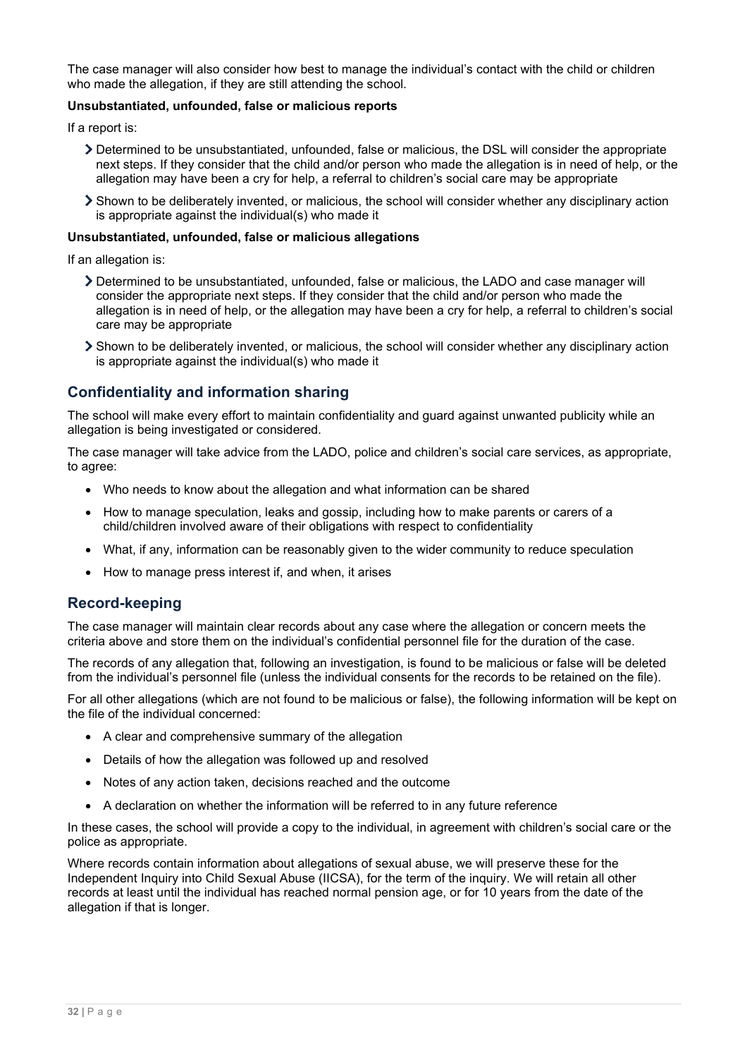The case manager will also consider how best to manage the individual's contact with the child or children who made the allegation, if they are still attending the school.

**Unsubstantiated, unfounded, false or malicious reports**

If a report is:

- Determined to be unsubstantiated, unfounded, false or malicious, the DSL will consider the appropriate next steps. If they consider that the child and/or person who made the allegation is in need of help, or the allegation may have been a cry for help, a referral to children's social care may be appropriate
- Shown to be deliberately invented, or malicious, the school will consider whether any disciplinary action is appropriate against the individual(s) who made it

**Unsubstantiated, unfounded, false or malicious allegations**

If an allegation is:

- Determined to be unsubstantiated, unfounded, false or malicious, the LADO and case manager will consider the appropriate next steps. If they consider that the child and/or person who made the allegation is in need of help, or the allegation may have been a cry for help, a referral to children's social care may be appropriate
- Shown to be deliberately invented, or malicious, the school will consider whether any disciplinary action is appropriate against the individual(s) who made it

## Confidentiality and information sharing

The school will make every effort to maintain confidentiality and guard against unwanted publicity while an allegation is being investigated or considered.

The case manager will take advice from the LADO, police and children's social care services, as appropriate, to agree:

- Who needs to know about the allegation and what information can be shared
- How to manage speculation, leaks and gossip, including how to make parents or carers of a child/children involved aware of their obligations with respect to confidentiality
- What, if any, information can be reasonably given to the wider community to reduce speculation
- How to manage press interest if, and when, it arises

## Record-keeping

The case manager will maintain clear records about any case where the allegation or concern meets the criteria above and store them on the individual's confidential personnel file for the duration of the case.

The records of any allegation that, following an investigation, is found to be malicious or false will be deleted from the individual's personnel file (unless the individual consents for the records to be retained on the file).

For all other allegations (which are not found to be malicious or false), the following information will be kept on the file of the individual concerned:

- A clear and comprehensive summary of the allegation
- Details of how the allegation was followed up and resolved
- Notes of any action taken, decisions reached and the outcome
- A declaration on whether the information will be referred to in any future reference

In these cases, the school will provide a copy to the individual, in agreement with children's social care or the police as appropriate.

Where records contain information about allegations of sexual abuse, we will preserve these for the Independent Inquiry into Child Sexual Abuse (IICSA), for the term of the inquiry. We will retain all other records at least until the individual has reached normal pension age, or for 10 years from the date of the allegation if that is longer.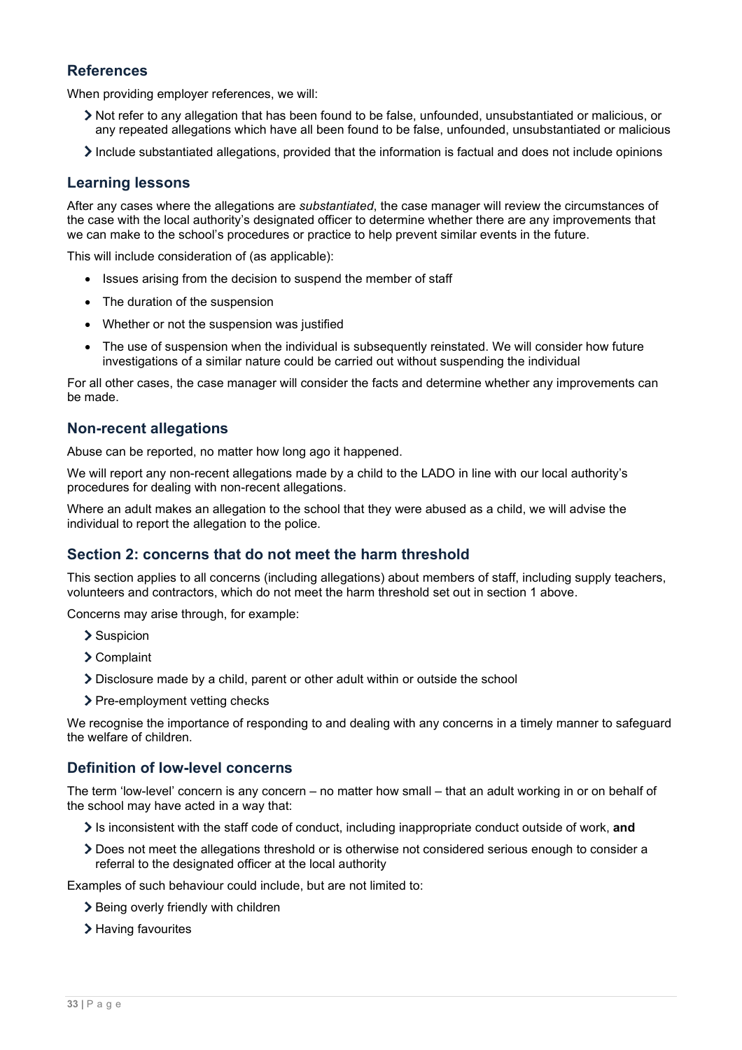### References

When providing employer references, we will:

- Not refer to any allegation that has been found to be false, unfounded, unsubstantiated or malicious, or any repeated allegations which have all been found to be false, unfounded, unsubstantiated or malicious
- Include substantiated allegations, provided that the information is factual and does not include opinions

### Learning lessons

After any cases where the allegations are *substantiated*, the case manager will review the circumstances of the case with the local authority's designated officer to determine whether there are any improvements that we can make to the school's procedures or practice to help prevent similar events in the future.

This will include consideration of (as applicable):

- Issues arising from the decision to suspend the member of staff
- The duration of the suspension
- Whether or not the suspension was justified
- The use of suspension when the individual is subsequently reinstated. We will consider how future investigations of a similar nature could be carried out without suspending the individual

For all other cases, the case manager will consider the facts and determine whether any improvements can be made.

### Non-recent allegations

Abuse can be reported, no matter how long ago it happened.

We will report any non-recent allegations made by a child to the LADO in line with our local authority's procedures for dealing with non-recent allegations.

Where an adult makes an allegation to the school that they were abused as a child, we will advise the individual to report the allegation to the police.

### Section 2: concerns that do not meet the harm threshold

This section applies to all concerns (including allegations) about members of staff, including supply teachers, volunteers and contractors, which do not meet the harm threshold set out in section 1 above.

Concerns may arise through, for example:

- Suspicion
- Complaint
- Disclosure made by a child, parent or other adult within or outside the school
- Pre-employment vetting checks

We recognise the importance of responding to and dealing with any concerns in a timely manner to safeguard the welfare of children.

### Definition of low-level concerns

The term 'low-level' concern is any concern – no matter how small – that an adult working in or on behalf of the school may have acted in a way that:

- Is inconsistent with the staff code of conduct, including inappropriate conduct outside of work, **and**
- Does not meet the allegations threshold or is otherwise not considered serious enough to consider a referral to the designated officer at the local authority

Examples of such behaviour could include, but are not limited to:

- Being overly friendly with children
- Having favourites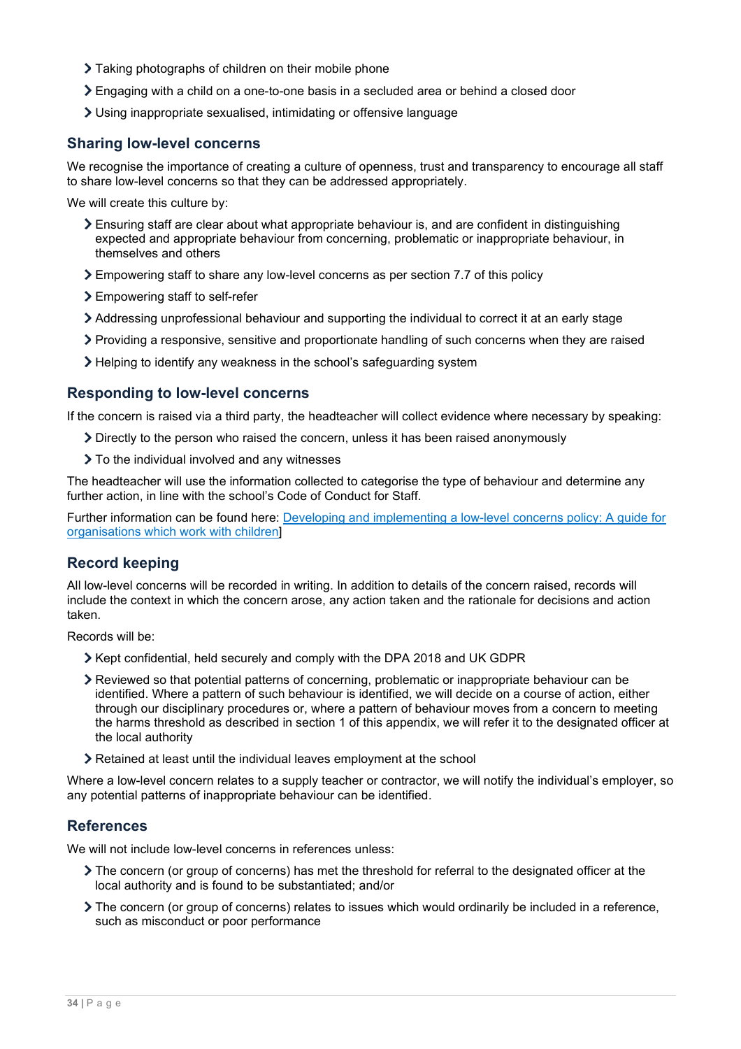- Taking photographs of children on their mobile phone
- Engaging with a child on a one-to-one basis in a secluded area or behind a closed door
- Using inappropriate sexualised, intimidating or offensive language

### Sharing low-level concerns

We recognise the importance of creating a culture of openness, trust and transparency to encourage all staff to share low-level concerns so that they can be addressed appropriately.

We will create this culture by:

- Ensuring staff are clear about what appropriate behaviour is, and are confident in distinguishing expected and appropriate behaviour from concerning, problematic or inappropriate behaviour, in themselves and others
- Empowering staff to share any low-level concerns as per section 7.7 of this policy
- Empowering staff to self-refer
- Addressing unprofessional behaviour and supporting the individual to correct it at an early stage
- Providing a responsive, sensitive and proportionate handling of such concerns when they are raised
- Helping to identify any weakness in the school's safeguarding system

### Responding to low-level concerns

If the concern is raised via a third party, the headteacher will collect evidence where necessary by speaking:

- Directly to the person who raised the concern, unless it has been raised anonymously
- To the individual involved and any witnesses

The headteacher will use the information collected to categorise the type of behaviour and determine any further action, in line with the school's Code of Conduct for Staff.

Further information can be found here: [Developing and implementing a low-level concerns policy: A guide for organisations which work with children]

### Record keeping

All low-level concerns will be recorded in writing. In addition to details of the concern raised, records will include the context in which the concern arose, any action taken and the rationale for decisions and action taken.

Records will be:

- Kept confidential, held securely and comply with the DPA 2018 and UK GDPR
- Reviewed so that potential patterns of concerning, problematic or inappropriate behaviour can be identified. Where a pattern of such behaviour is identified, we will decide on a course of action, either through our disciplinary procedures or, where a pattern of behaviour moves from a concern to meeting the harms threshold as described in section 1 of this appendix, we will refer it to the designated officer at the local authority
- Retained at least until the individual leaves employment at the school

Where a low-level concern relates to a supply teacher or contractor, we will notify the individual's employer, so any potential patterns of inappropriate behaviour can be identified.

### References

We will not include low-level concerns in references unless:

- The concern (or group of concerns) has met the threshold for referral to the designated officer at the local authority and is found to be substantiated; and/or
- The concern (or group of concerns) relates to issues which would ordinarily be included in a reference, such as misconduct or poor performance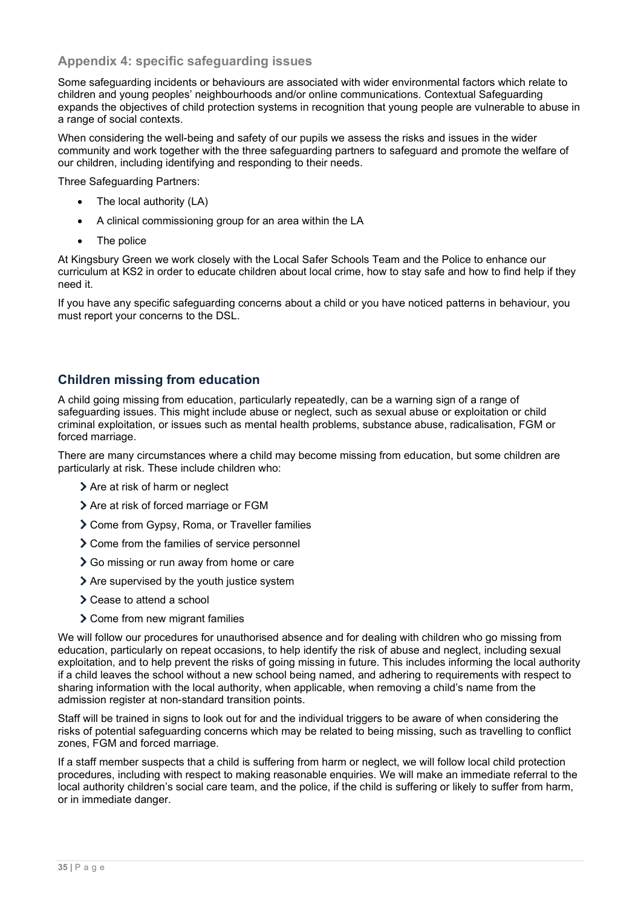## Appendix 4: specific safeguarding issues

Some safeguarding incidents or behaviours are associated with wider environmental factors which relate to children and young peoples' neighbourhoods and/or online communications. Contextual Safeguarding expands the objectives of child protection systems in recognition that young people are vulnerable to abuse in a range of social contexts.

When considering the well-being and safety of our pupils we assess the risks and issues in the wider community and work together with the three safeguarding partners to safeguard and promote the welfare of our children, including identifying and responding to their needs.

Three Safeguarding Partners:

- The local authority (LA)
- A clinical commissioning group for an area within the LA
- The police

At Kingsbury Green we work closely with the Local Safer Schools Team and the Police to enhance our curriculum at KS2 in order to educate children about local crime, how to stay safe and how to find help if they need it.

If you have any specific safeguarding concerns about a child or you have noticed patterns in behaviour, you must report your concerns to the DSL.

## Children missing from education

A child going missing from education, particularly repeatedly, can be a warning sign of a range of safeguarding issues. This might include abuse or neglect, such as sexual abuse or exploitation or child criminal exploitation, or issues such as mental health problems, substance abuse, radicalisation, FGM or forced marriage.

There are many circumstances where a child may become missing from education, but some children are particularly at risk. These include children who:

- Are at risk of harm or neglect
- Are at risk of forced marriage or FGM
- Come from Gypsy, Roma, or Traveller families
- Come from the families of service personnel
- Go missing or run away from home or care
- Are supervised by the youth justice system
- Cease to attend a school
- Come from new migrant families

We will follow our procedures for unauthorised absence and for dealing with children who go missing from education, particularly on repeat occasions, to help identify the risk of abuse and neglect, including sexual exploitation, and to help prevent the risks of going missing in future. This includes informing the local authority if a child leaves the school without a new school being named, and adhering to requirements with respect to sharing information with the local authority, when applicable, when removing a child's name from the admission register at non-standard transition points.

Staff will be trained in signs to look out for and the individual triggers to be aware of when considering the risks of potential safeguarding concerns which may be related to being missing, such as travelling to conflict zones, FGM and forced marriage.

If a staff member suspects that a child is suffering from harm or neglect, we will follow local child protection procedures, including with respect to making reasonable enquiries. We will make an immediate referral to the local authority children's social care team, and the police, if the child is suffering or likely to suffer from harm, or in immediate danger.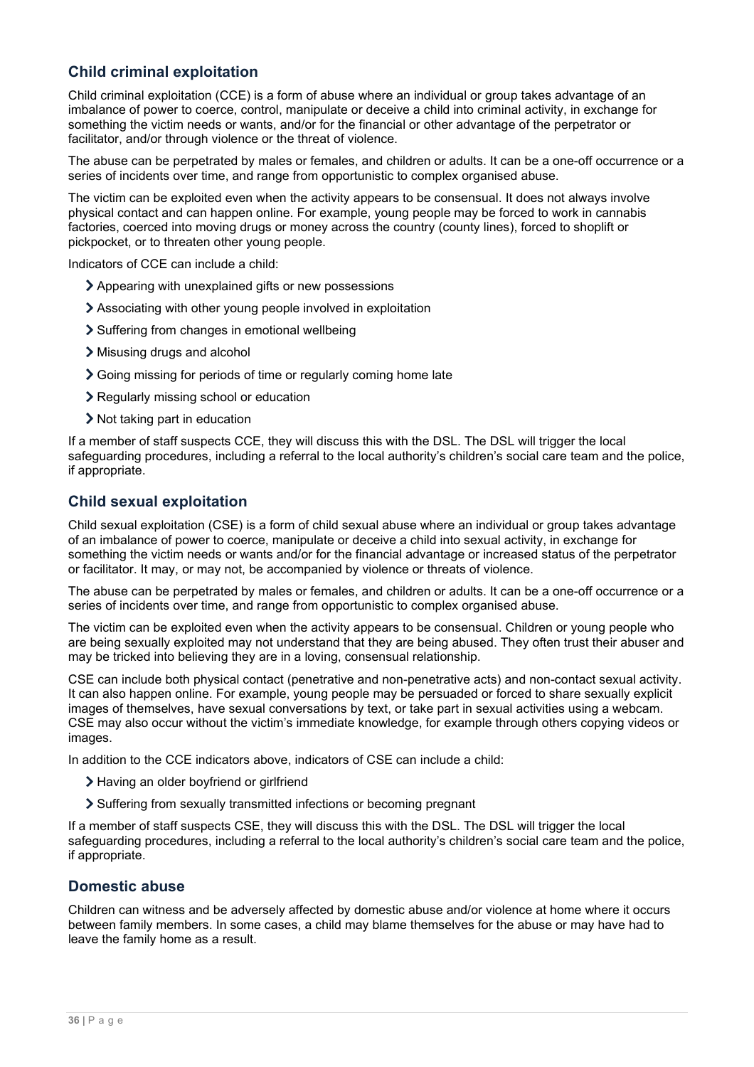## Child criminal exploitation

Child criminal exploitation (CCE) is a form of abuse where an individual or group takes advantage of an imbalance of power to coerce, control, manipulate or deceive a child into criminal activity, in exchange for something the victim needs or wants, and/or for the financial or other advantage of the perpetrator or facilitator, and/or through violence or the threat of violence.

The abuse can be perpetrated by males or females, and children or adults. It can be a one-off occurrence or a series of incidents over time, and range from opportunistic to complex organised abuse.

The victim can be exploited even when the activity appears to be consensual. It does not always involve physical contact and can happen online. For example, young people may be forced to work in cannabis factories, coerced into moving drugs or money across the country (county lines), forced to shoplift or pickpocket, or to threaten other young people.

Indicators of CCE can include a child:

- Appearing with unexplained gifts or new possessions
- Associating with other young people involved in exploitation
- Suffering from changes in emotional wellbeing
- Misusing drugs and alcohol
- Going missing for periods of time or regularly coming home late
- Regularly missing school or education
- Not taking part in education

If a member of staff suspects CCE, they will discuss this with the DSL. The DSL will trigger the local safeguarding procedures, including a referral to the local authority's children's social care team and the police, if appropriate.

## Child sexual exploitation

Child sexual exploitation (CSE) is a form of child sexual abuse where an individual or group takes advantage of an imbalance of power to coerce, manipulate or deceive a child into sexual activity, in exchange for something the victim needs or wants and/or for the financial advantage or increased status of the perpetrator or facilitator. It may, or may not, be accompanied by violence or threats of violence.

The abuse can be perpetrated by males or females, and children or adults. It can be a one-off occurrence or a series of incidents over time, and range from opportunistic to complex organised abuse.

The victim can be exploited even when the activity appears to be consensual. Children or young people who are being sexually exploited may not understand that they are being abused. They often trust their abuser and may be tricked into believing they are in a loving, consensual relationship.

CSE can include both physical contact (penetrative and non-penetrative acts) and non-contact sexual activity. It can also happen online. For example, young people may be persuaded or forced to share sexually explicit images of themselves, have sexual conversations by text, or take part in sexual activities using a webcam. CSE may also occur without the victim's immediate knowledge, for example through others copying videos or images.

In addition to the CCE indicators above, indicators of CSE can include a child:

- Having an older boyfriend or girlfriend
- Suffering from sexually transmitted infections or becoming pregnant

If a member of staff suspects CSE, they will discuss this with the DSL. The DSL will trigger the local safeguarding procedures, including a referral to the local authority's children's social care team and the police, if appropriate.

## Domestic abuse

Children can witness and be adversely affected by domestic abuse and/or violence at home where it occurs between family members. In some cases, a child may blame themselves for the abuse or may have had to leave the family home as a result.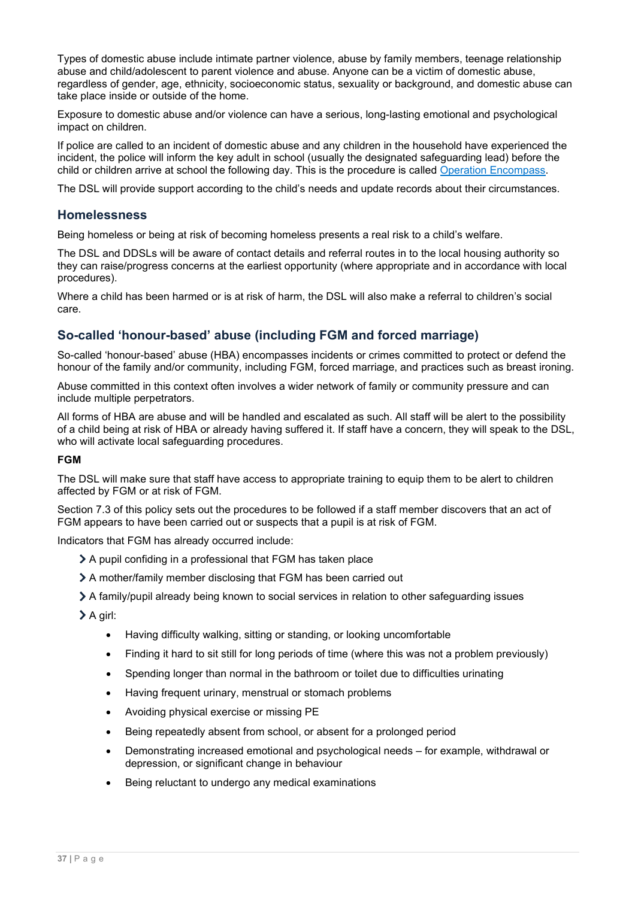Types of domestic abuse include intimate partner violence, abuse by family members, teenage relationship abuse and child/adolescent to parent violence and abuse. Anyone can be a victim of domestic abuse, regardless of gender, age, ethnicity, socioeconomic status, sexuality or background, and domestic abuse can take place inside or outside of the home.

Exposure to domestic abuse and/or violence can have a serious, long-lasting emotional and psychological impact on children.

If police are called to an incident of domestic abuse and any children in the household have experienced the incident, the police will inform the key adult in school (usually the designated safeguarding lead) before the child or children arrive at school the following day. This is the procedure is called [Operation Encompass](https://www.operationencompass.org/).

The DSL will provide support according to the child's needs and update records about their circumstances.

## Homelessness

Being homeless or being at risk of becoming homeless presents a real risk to a child's welfare.

The DSL and DDSLs will be aware of contact details and referral routes in to the local housing authority so they can raise/progress concerns at the earliest opportunity (where appropriate and in accordance with local procedures).

Where a child has been harmed or is at risk of harm, the DSL will also make a referral to children's social care.

## So-called 'honour-based' abuse (including FGM and forced marriage)

So-called 'honour-based' abuse (HBA) encompasses incidents or crimes committed to protect or defend the honour of the family and/or community, including FGM, forced marriage, and practices such as breast ironing.

Abuse committed in this context often involves a wider network of family or community pressure and can include multiple perpetrators.

All forms of HBA are abuse and will be handled and escalated as such. All staff will be alert to the possibility of a child being at risk of HBA or already having suffered it. If staff have a concern, they will speak to the DSL, who will activate local safeguarding procedures.

**FGM**

The DSL will make sure that staff have access to appropriate training to equip them to be alert to children affected by FGM or at risk of FGM.

Section 7.3 of this policy sets out the procedures to be followed if a staff member discovers that an act of FGM appears to have been carried out or suspects that a pupil is at risk of FGM.

Indicators that FGM has already occurred include:

- A pupil confiding in a professional that FGM has taken place
- A mother/family member disclosing that FGM has been carried out
- A family/pupil already being known to social services in relation to other safeguarding issues
- A girl:
  - Having difficulty walking, sitting or standing, or looking uncomfortable
  - Finding it hard to sit still for long periods of time (where this was not a problem previously)
  - Spending longer than normal in the bathroom or toilet due to difficulties urinating
  - Having frequent urinary, menstrual or stomach problems
  - Avoiding physical exercise or missing PE
  - Being repeatedly absent from school, or absent for a prolonged period
  - Demonstrating increased emotional and psychological needs – for example, withdrawal or depression, or significant change in behaviour
  - Being reluctant to undergo any medical examinations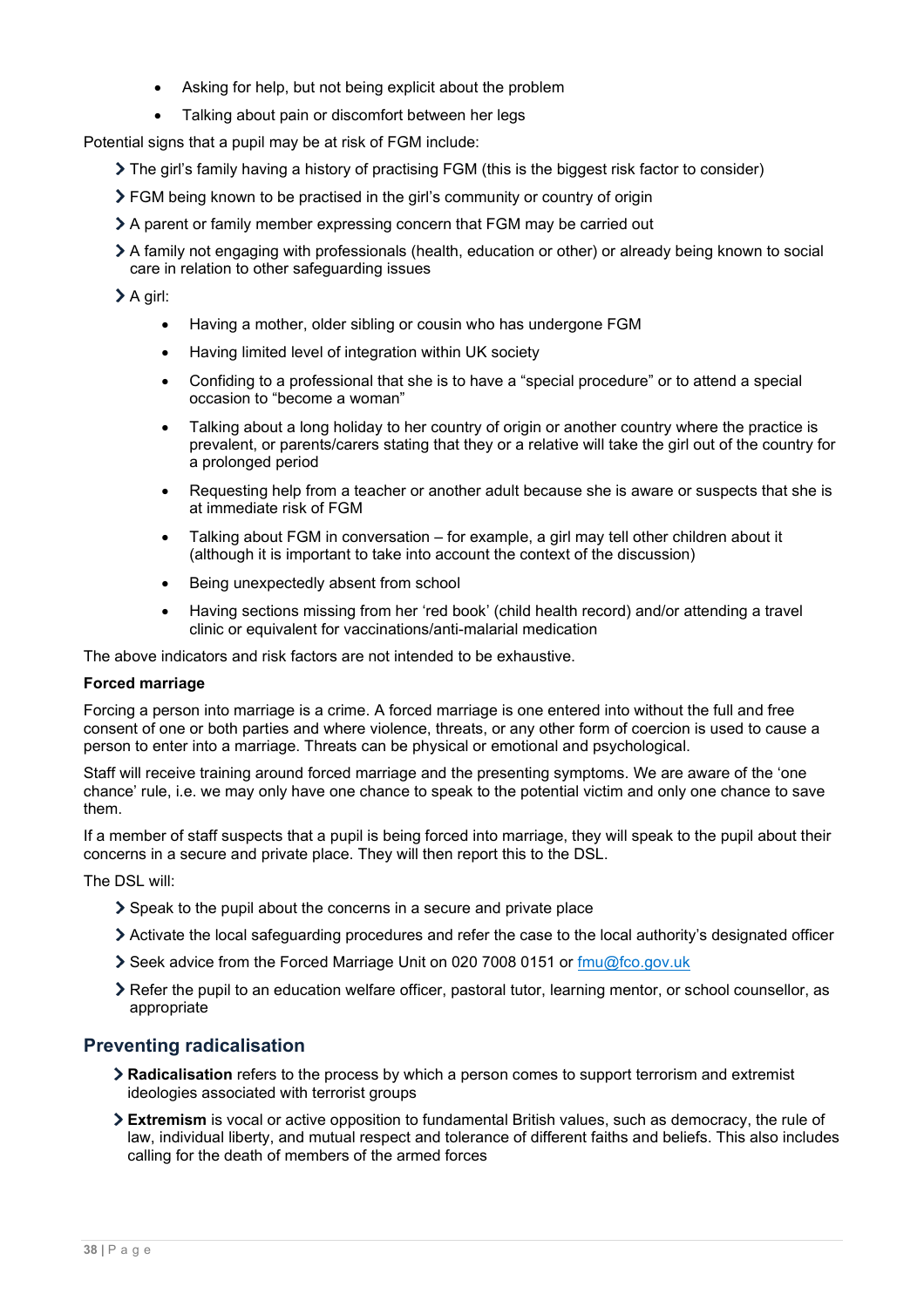- Asking for help, but not being explicit about the problem
- Talking about pain or discomfort between her legs

Potential signs that a pupil may be at risk of FGM include:

- The girl's family having a history of practising FGM (this is the biggest risk factor to consider)
- FGM being known to be practised in the girl's community or country of origin
- A parent or family member expressing concern that FGM may be carried out
- A family not engaging with professionals (health, education or other) or already being known to social care in relation to other safeguarding issues
- A girl:
  - Having a mother, older sibling or cousin who has undergone FGM
  - Having limited level of integration within UK society
  - Confiding to a professional that she is to have a "special procedure" or to attend a special occasion to "become a woman"
  - Talking about a long holiday to her country of origin or another country where the practice is prevalent, or parents/carers stating that they or a relative will take the girl out of the country for a prolonged period
  - Requesting help from a teacher or another adult because she is aware or suspects that she is at immediate risk of FGM
  - Talking about FGM in conversation – for example, a girl may tell other children about it (although it is important to take into account the context of the discussion)
  - Being unexpectedly absent from school
  - Having sections missing from her 'red book' (child health record) and/or attending a travel clinic or equivalent for vaccinations/anti-malarial medication

The above indicators and risk factors are not intended to be exhaustive.

**Forced marriage**

Forcing a person into marriage is a crime. A forced marriage is one entered into without the full and free consent of one or both parties and where violence, threats, or any other form of coercion is used to cause a person to enter into a marriage. Threats can be physical or emotional and psychological.

Staff will receive training around forced marriage and the presenting symptoms. We are aware of the 'one chance' rule, i.e. we may only have one chance to speak to the potential victim and only one chance to save them.

If a member of staff suspects that a pupil is being forced into marriage, they will speak to the pupil about their concerns in a secure and private place. They will then report this to the DSL.

The DSL will:

- Speak to the pupil about the concerns in a secure and private place
- Activate the local safeguarding procedures and refer the case to the local authority's designated officer
- Seek advice from the Forced Marriage Unit on 020 7008 0151 or fmu@fco.gov.uk
- Refer the pupil to an education welfare officer, pastoral tutor, learning mentor, or school counsellor, as appropriate

## Preventing radicalisation

- **Radicalisation** refers to the process by which a person comes to support terrorism and extremist ideologies associated with terrorist groups
- **Extremism** is vocal or active opposition to fundamental British values, such as democracy, the rule of law, individual liberty, and mutual respect and tolerance of different faiths and beliefs. This also includes calling for the death of members of the armed forces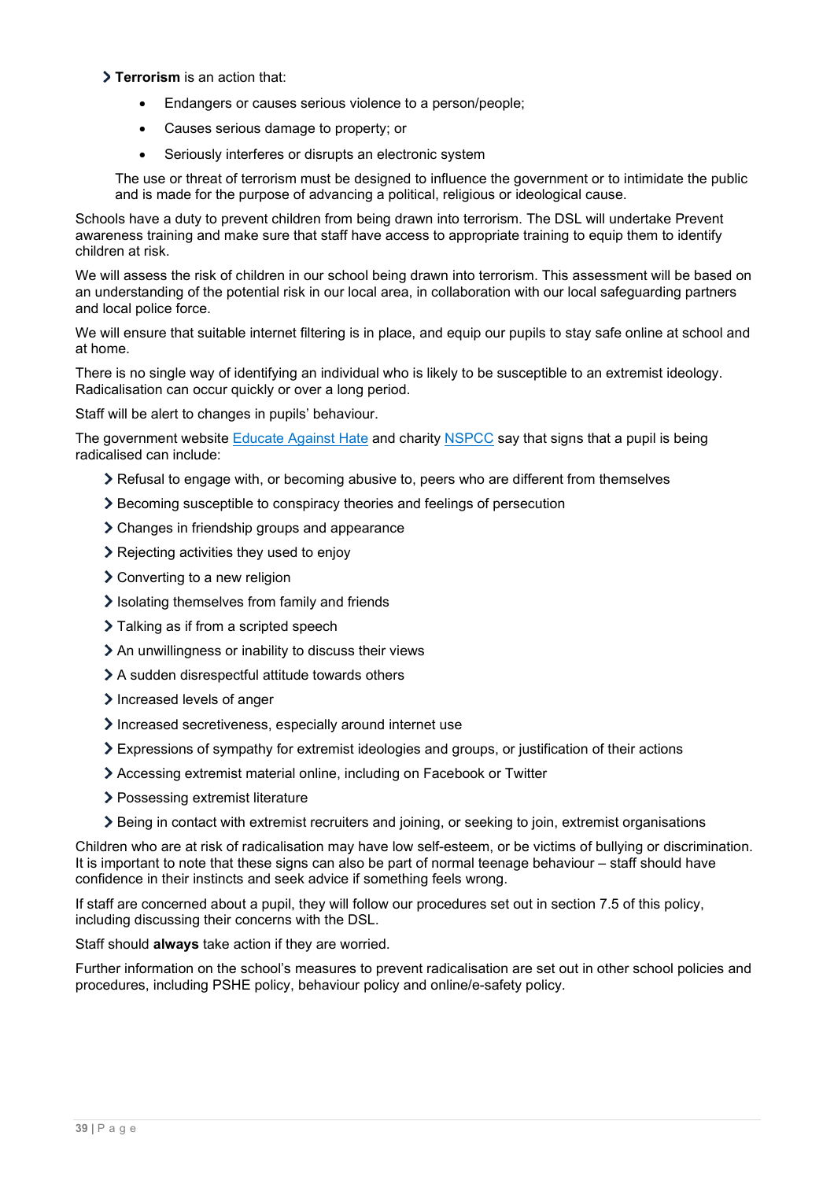- **Terrorism** is an action that:
  - Endangers or causes serious violence to a person/people;
  - Causes serious damage to property; or
  - Seriously interferes or disrupts an electronic system

  The use or threat of terrorism must be designed to influence the government or to intimidate the public and is made for the purpose of advancing a political, religious or ideological cause.

Schools have a duty to prevent children from being drawn into terrorism. The DSL will undertake Prevent awareness training and make sure that staff have access to appropriate training to equip them to identify children at risk.

We will assess the risk of children in our school being drawn into terrorism. This assessment will be based on an understanding of the potential risk in our local area, in collaboration with our local safeguarding partners and local police force.

We will ensure that suitable internet filtering is in place, and equip our pupils to stay safe online at school and at home.

There is no single way of identifying an individual who is likely to be susceptible to an extremist ideology. Radicalisation can occur quickly or over a long period.

Staff will be alert to changes in pupils' behaviour.

The government website [Educate Against Hate] and charity [NSPCC] say that signs that a pupil is being radicalised can include:

- Refusal to engage with, or becoming abusive to, peers who are different from themselves
- Becoming susceptible to conspiracy theories and feelings of persecution
- Changes in friendship groups and appearance
- Rejecting activities they used to enjoy
- Converting to a new religion
- Isolating themselves from family and friends
- Talking as if from a scripted speech
- An unwillingness or inability to discuss their views
- A sudden disrespectful attitude towards others
- Increased levels of anger
- Increased secretiveness, especially around internet use
- Expressions of sympathy for extremist ideologies and groups, or justification of their actions
- Accessing extremist material online, including on Facebook or Twitter
- Possessing extremist literature
- Being in contact with extremist recruiters and joining, or seeking to join, extremist organisations

Children who are at risk of radicalisation may have low self-esteem, or be victims of bullying or discrimination. It is important to note that these signs can also be part of normal teenage behaviour – staff should have confidence in their instincts and seek advice if something feels wrong.

If staff are concerned about a pupil, they will follow our procedures set out in section 7.5 of this policy, including discussing their concerns with the DSL.

Staff should **always** take action if they are worried.

Further information on the school's measures to prevent radicalisation are set out in other school policies and procedures, including PSHE policy, behaviour policy and online/e-safety policy.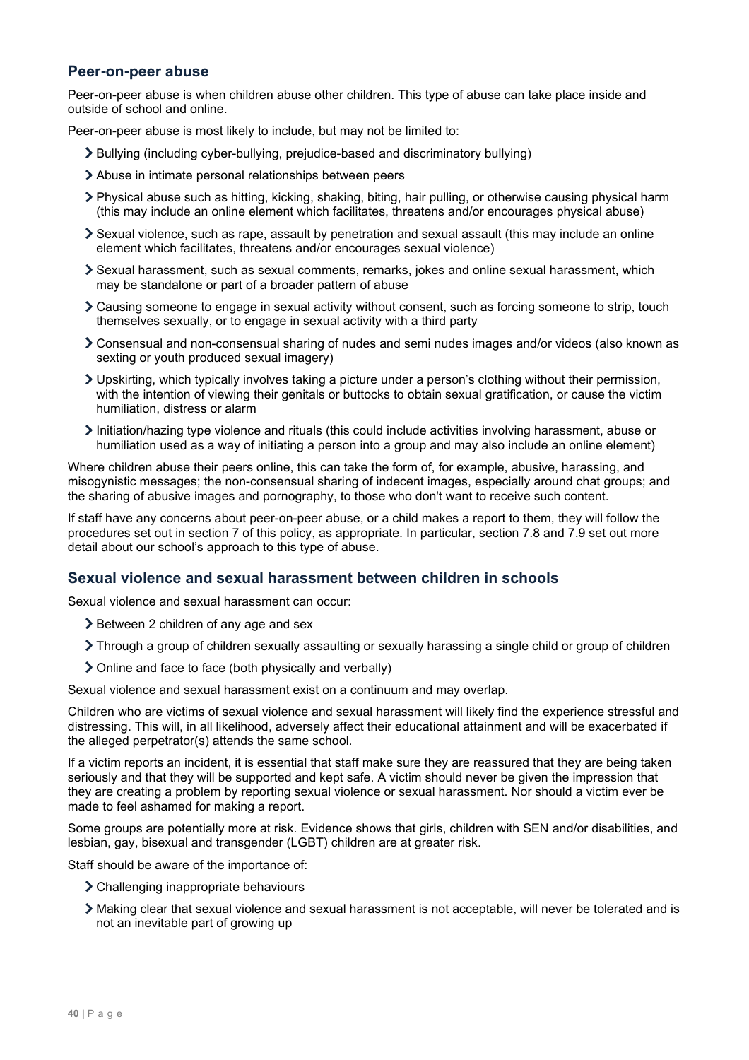## Peer-on-peer abuse

Peer-on-peer abuse is when children abuse other children. This type of abuse can take place inside and outside of school and online.

Peer-on-peer abuse is most likely to include, but may not be limited to:

- Bullying (including cyber-bullying, prejudice-based and discriminatory bullying)
- Abuse in intimate personal relationships between peers
- Physical abuse such as hitting, kicking, shaking, biting, hair pulling, or otherwise causing physical harm (this may include an online element which facilitates, threatens and/or encourages physical abuse)
- Sexual violence, such as rape, assault by penetration and sexual assault (this may include an online element which facilitates, threatens and/or encourages sexual violence)
- Sexual harassment, such as sexual comments, remarks, jokes and online sexual harassment, which may be standalone or part of a broader pattern of abuse
- Causing someone to engage in sexual activity without consent, such as forcing someone to strip, touch themselves sexually, or to engage in sexual activity with a third party
- Consensual and non-consensual sharing of nudes and semi nudes images and/or videos (also known as sexting or youth produced sexual imagery)
- Upskirting, which typically involves taking a picture under a person's clothing without their permission, with the intention of viewing their genitals or buttocks to obtain sexual gratification, or cause the victim humiliation, distress or alarm
- Initiation/hazing type violence and rituals (this could include activities involving harassment, abuse or humiliation used as a way of initiating a person into a group and may also include an online element)

Where children abuse their peers online, this can take the form of, for example, abusive, harassing, and misogynistic messages; the non-consensual sharing of indecent images, especially around chat groups; and the sharing of abusive images and pornography, to those who don't want to receive such content.

If staff have any concerns about peer-on-peer abuse, or a child makes a report to them, they will follow the procedures set out in section 7 of this policy, as appropriate. In particular, section 7.8 and 7.9 set out more detail about our school's approach to this type of abuse.

## Sexual violence and sexual harassment between children in schools

Sexual violence and sexual harassment can occur:

- Between 2 children of any age and sex
- Through a group of children sexually assaulting or sexually harassing a single child or group of children
- Online and face to face (both physically and verbally)

Sexual violence and sexual harassment exist on a continuum and may overlap.

Children who are victims of sexual violence and sexual harassment will likely find the experience stressful and distressing. This will, in all likelihood, adversely affect their educational attainment and will be exacerbated if the alleged perpetrator(s) attends the same school.

If a victim reports an incident, it is essential that staff make sure they are reassured that they are being taken seriously and that they will be supported and kept safe. A victim should never be given the impression that they are creating a problem by reporting sexual violence or sexual harassment. Nor should a victim ever be made to feel ashamed for making a report.

Some groups are potentially more at risk. Evidence shows that girls, children with SEN and/or disabilities, and lesbian, gay, bisexual and transgender (LGBT) children are at greater risk.

Staff should be aware of the importance of:

- Challenging inappropriate behaviours
- Making clear that sexual violence and sexual harassment is not acceptable, will never be tolerated and is not an inevitable part of growing up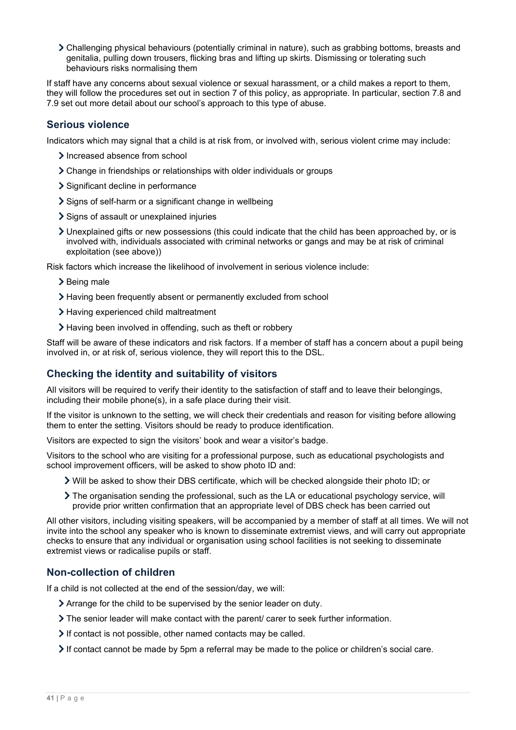- Challenging physical behaviours (potentially criminal in nature), such as grabbing bottoms, breasts and genitalia, pulling down trousers, flicking bras and lifting up skirts. Dismissing or tolerating such behaviours risks normalising them

If staff have any concerns about sexual violence or sexual harassment, or a child makes a report to them, they will follow the procedures set out in section 7 of this policy, as appropriate. In particular, section 7.8 and 7.9 set out more detail about our school's approach to this type of abuse.

## Serious violence

Indicators which may signal that a child is at risk from, or involved with, serious violent crime may include:

- Increased absence from school
- Change in friendships or relationships with older individuals or groups
- Significant decline in performance
- Signs of self-harm or a significant change in wellbeing
- Signs of assault or unexplained injuries
- Unexplained gifts or new possessions (this could indicate that the child has been approached by, or is involved with, individuals associated with criminal networks or gangs and may be at risk of criminal exploitation (see above))

Risk factors which increase the likelihood of involvement in serious violence include:

- Being male
- Having been frequently absent or permanently excluded from school
- Having experienced child maltreatment
- Having been involved in offending, such as theft or robbery

Staff will be aware of these indicators and risk factors. If a member of staff has a concern about a pupil being involved in, or at risk of, serious violence, they will report this to the DSL.

## Checking the identity and suitability of visitors

All visitors will be required to verify their identity to the satisfaction of staff and to leave their belongings, including their mobile phone(s), in a safe place during their visit.

If the visitor is unknown to the setting, we will check their credentials and reason for visiting before allowing them to enter the setting. Visitors should be ready to produce identification.

Visitors are expected to sign the visitors' book and wear a visitor's badge.

Visitors to the school who are visiting for a professional purpose, such as educational psychologists and school improvement officers, will be asked to show photo ID and:

- Will be asked to show their DBS certificate, which will be checked alongside their photo ID; or
- The organisation sending the professional, such as the LA or educational psychology service, will provide prior written confirmation that an appropriate level of DBS check has been carried out

All other visitors, including visiting speakers, will be accompanied by a member of staff at all times. We will not invite into the school any speaker who is known to disseminate extremist views, and will carry out appropriate checks to ensure that any individual or organisation using school facilities is not seeking to disseminate extremist views or radicalise pupils or staff.

## Non-collection of children

If a child is not collected at the end of the session/day, we will:

- Arrange for the child to be supervised by the senior leader on duty.
- The senior leader will make contact with the parent/ carer to seek further information.
- If contact is not possible, other named contacts may be called.
- If contact cannot be made by 5pm a referral may be made to the police or children's social care.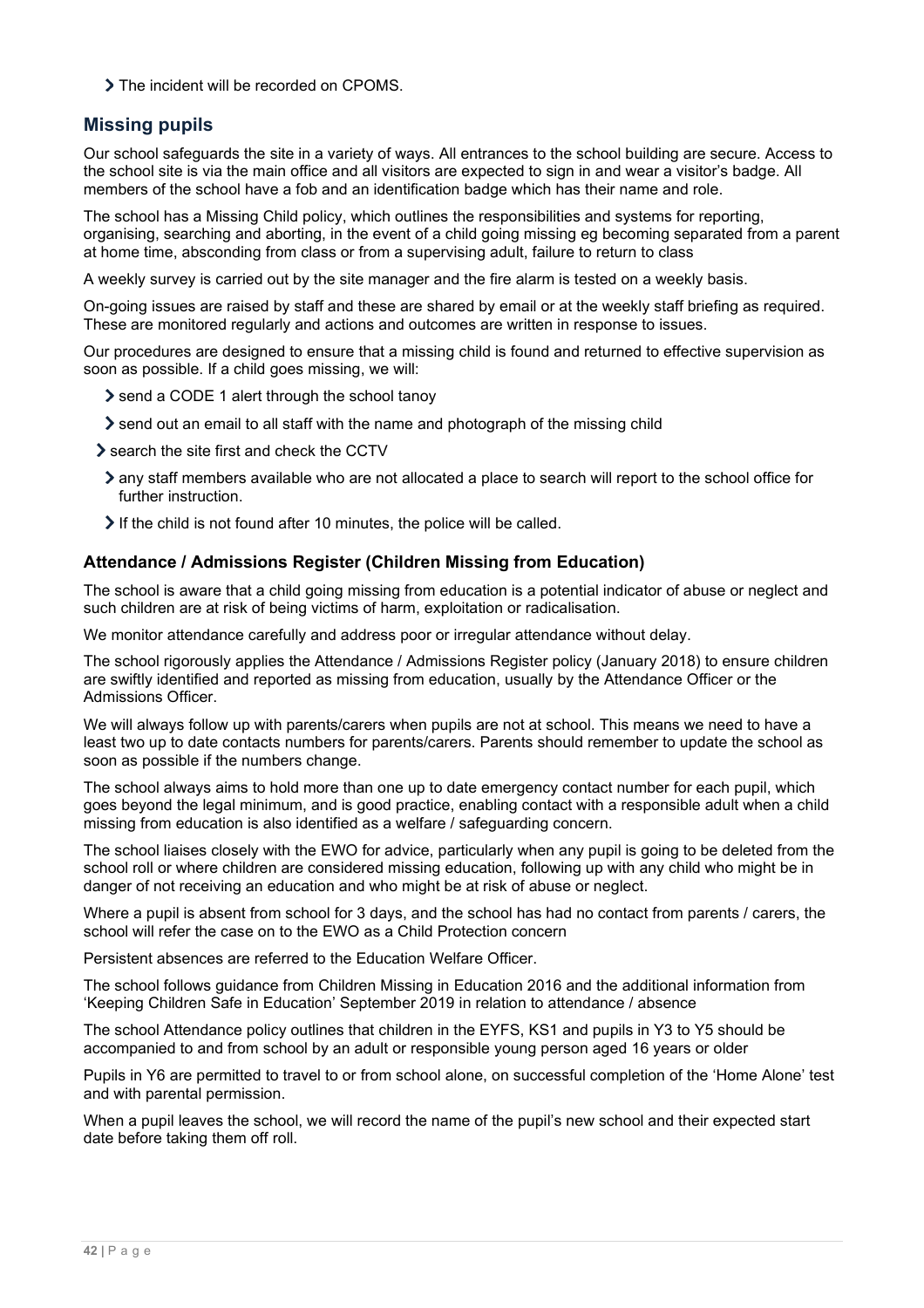- The incident will be recorded on CPOMS.

## Missing pupils

Our school safeguards the site in a variety of ways. All entrances to the school building are secure. Access to the school site is via the main office and all visitors are expected to sign in and wear a visitor's badge. All members of the school have a fob and an identification badge which has their name and role.

The school has a Missing Child policy, which outlines the responsibilities and systems for reporting, organising, searching and aborting, in the event of a child going missing eg becoming separated from a parent at home time, absconding from class or from a supervising adult, failure to return to class

A weekly survey is carried out by the site manager and the fire alarm is tested on a weekly basis.

On-going issues are raised by staff and these are shared by email or at the weekly staff briefing as required. These are monitored regularly and actions and outcomes are written in response to issues.

Our procedures are designed to ensure that a missing child is found and returned to effective supervision as soon as possible. If a child goes missing, we will:

- send a CODE 1 alert through the school tanoy
- send out an email to all staff with the name and photograph of the missing child
- search the site first and check the CCTV
- any staff members available who are not allocated a place to search will report to the school office for further instruction.
- If the child is not found after 10 minutes, the police will be called.

### Attendance / Admissions Register (Children Missing from Education)

The school is aware that a child going missing from education is a potential indicator of abuse or neglect and such children are at risk of being victims of harm, exploitation or radicalisation.

We monitor attendance carefully and address poor or irregular attendance without delay.

The school rigorously applies the Attendance / Admissions Register policy (January 2018) to ensure children are swiftly identified and reported as missing from education, usually by the Attendance Officer or the Admissions Officer.

We will always follow up with parents/carers when pupils are not at school. This means we need to have a least two up to date contacts numbers for parents/carers. Parents should remember to update the school as soon as possible if the numbers change.

The school always aims to hold more than one up to date emergency contact number for each pupil, which goes beyond the legal minimum, and is good practice, enabling contact with a responsible adult when a child missing from education is also identified as a welfare / safeguarding concern.

The school liaises closely with the EWO for advice, particularly when any pupil is going to be deleted from the school roll or where children are considered missing education, following up with any child who might be in danger of not receiving an education and who might be at risk of abuse or neglect.

Where a pupil is absent from school for 3 days, and the school has had no contact from parents / carers, the school will refer the case on to the EWO as a Child Protection concern

Persistent absences are referred to the Education Welfare Officer.

The school follows guidance from Children Missing in Education 2016 and the additional information from 'Keeping Children Safe in Education' September 2019 in relation to attendance / absence

The school Attendance policy outlines that children in the EYFS, KS1 and pupils in Y3 to Y5 should be accompanied to and from school by an adult or responsible young person aged 16 years or older

Pupils in Y6 are permitted to travel to or from school alone, on successful completion of the 'Home Alone' test and with parental permission.

When a pupil leaves the school, we will record the name of the pupil's new school and their expected start date before taking them off roll.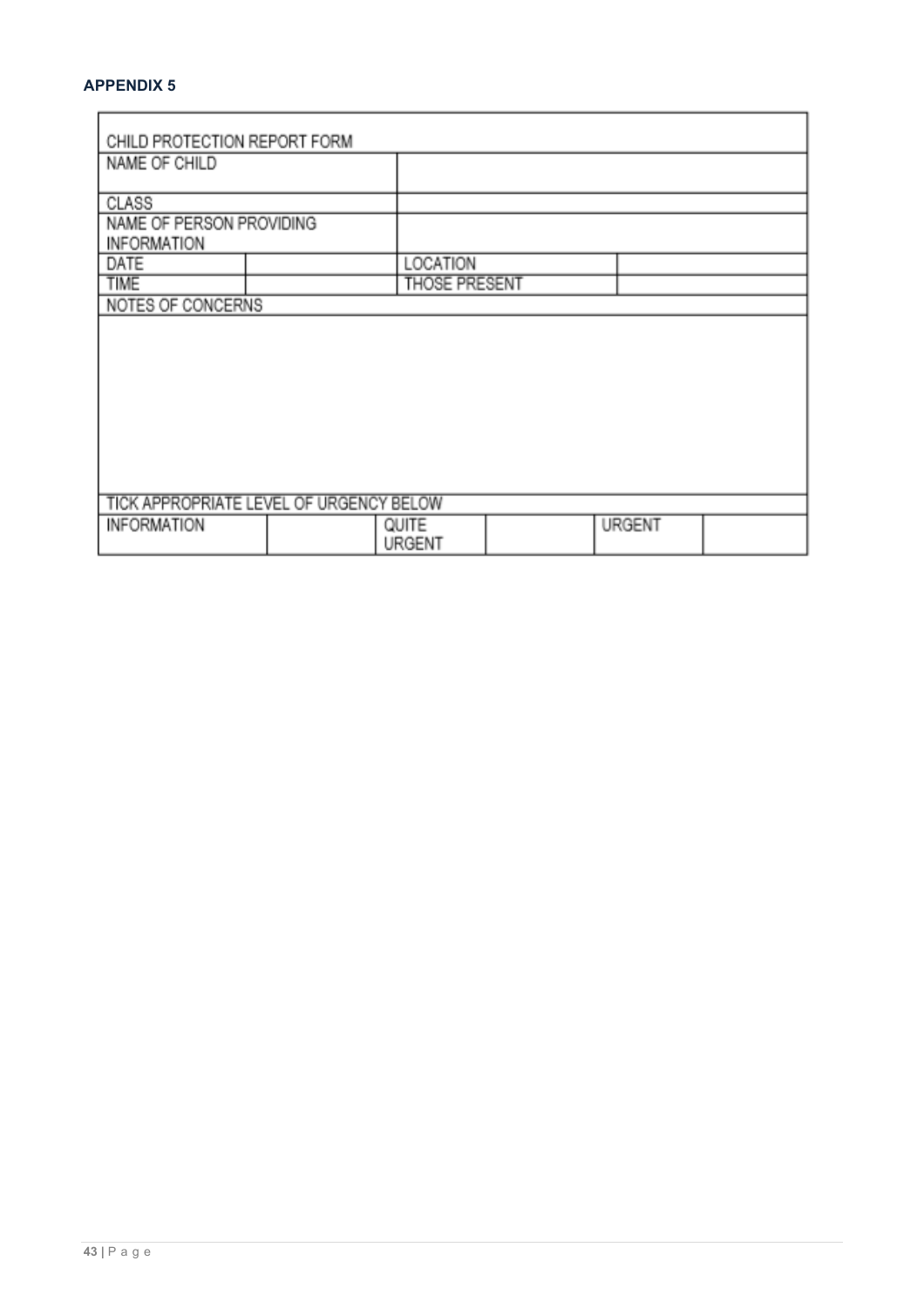**APPENDIX 5**

| CHILD PROTECTION REPORT FORM | | | | | |
|---|---|---|---|---|---|
| NAME OF CHILD | | | | | |
| CLASS | | | | | |
| NAME OF PERSON PROVIDING INFORMATION | | | | | |
| DATE | | LOCATION | | | |
| TIME | | THOSE PRESENT | | | |
| NOTES OF CONCERNS | | | | | |
| | | | | | |
| TICK APPROPRIATE LEVEL OF URGENCY BELOW | | | | | |
| INFORMATION | | QUITE URGENT | | URGENT | |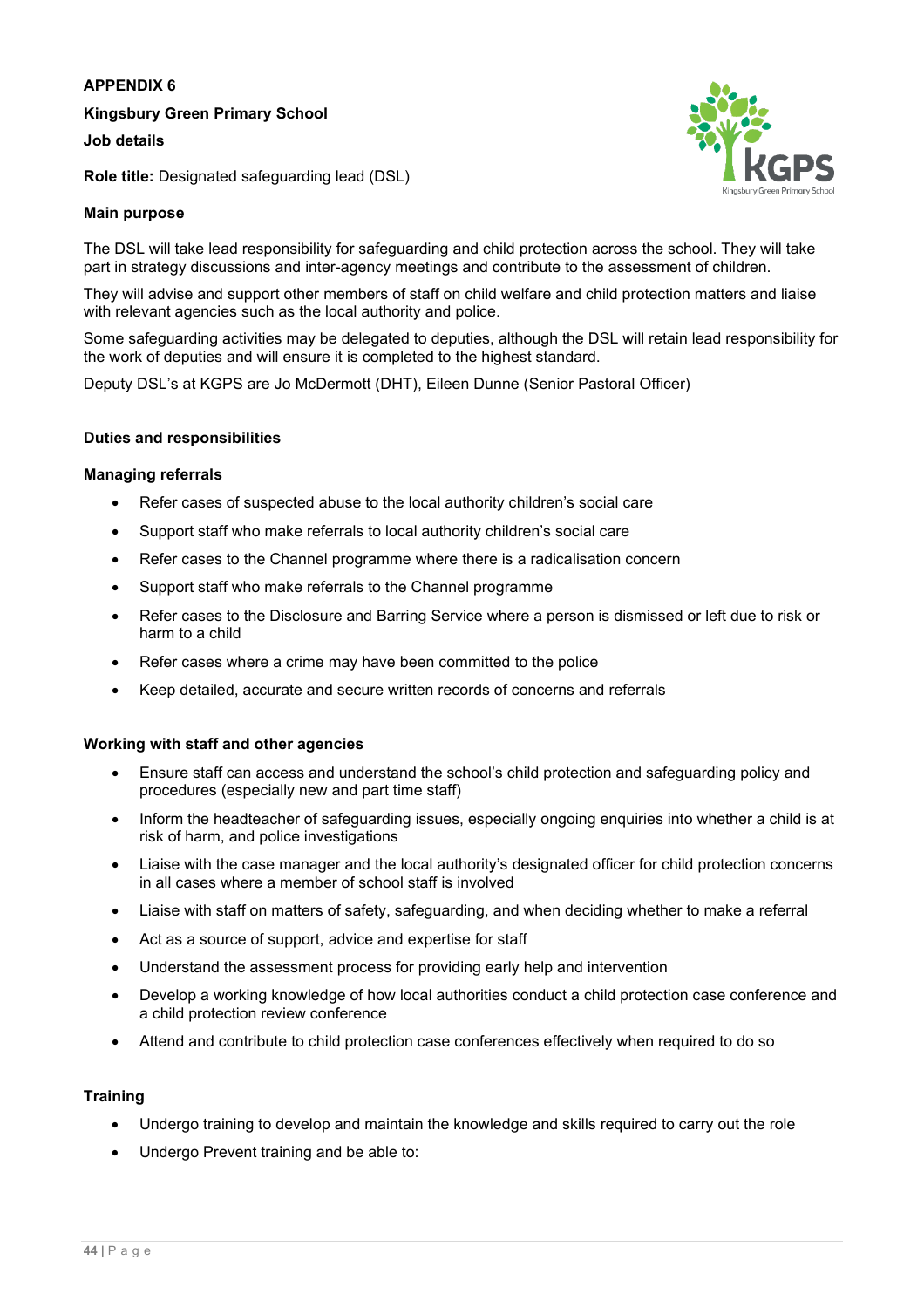**APPENDIX 6**

**Kingsbury Green Primary School**

**Job details**

**Role title:** Designated safeguarding lead (DSL)

**Main purpose**

The DSL will take lead responsibility for safeguarding and child protection across the school. They will take part in strategy discussions and inter-agency meetings and contribute to the assessment of children.

They will advise and support other members of staff on child welfare and child protection matters and liaise with relevant agencies such as the local authority and police.

Some safeguarding activities may be delegated to deputies, although the DSL will retain lead responsibility for the work of deputies and will ensure it is completed to the highest standard.

Deputy DSL's at KGPS are Jo McDermott (DHT), Eileen Dunne (Senior Pastoral Officer)

**Duties and responsibilities**

**Managing referrals**

- Refer cases of suspected abuse to the local authority children's social care
- Support staff who make referrals to local authority children's social care
- Refer cases to the Channel programme where there is a radicalisation concern
- Support staff who make referrals to the Channel programme
- Refer cases to the Disclosure and Barring Service where a person is dismissed or left due to risk or harm to a child
- Refer cases where a crime may have been committed to the police
- Keep detailed, accurate and secure written records of concerns and referrals

**Working with staff and other agencies**

- Ensure staff can access and understand the school's child protection and safeguarding policy and procedures (especially new and part time staff)
- Inform the headteacher of safeguarding issues, especially ongoing enquiries into whether a child is at risk of harm, and police investigations
- Liaise with the case manager and the local authority's designated officer for child protection concerns in all cases where a member of school staff is involved
- Liaise with staff on matters of safety, safeguarding, and when deciding whether to make a referral
- Act as a source of support, advice and expertise for staff
- Understand the assessment process for providing early help and intervention
- Develop a working knowledge of how local authorities conduct a child protection case conference and a child protection review conference
- Attend and contribute to child protection case conferences effectively when required to do so

**Training**

- Undergo training to develop and maintain the knowledge and skills required to carry out the role
- Undergo Prevent training and be able to: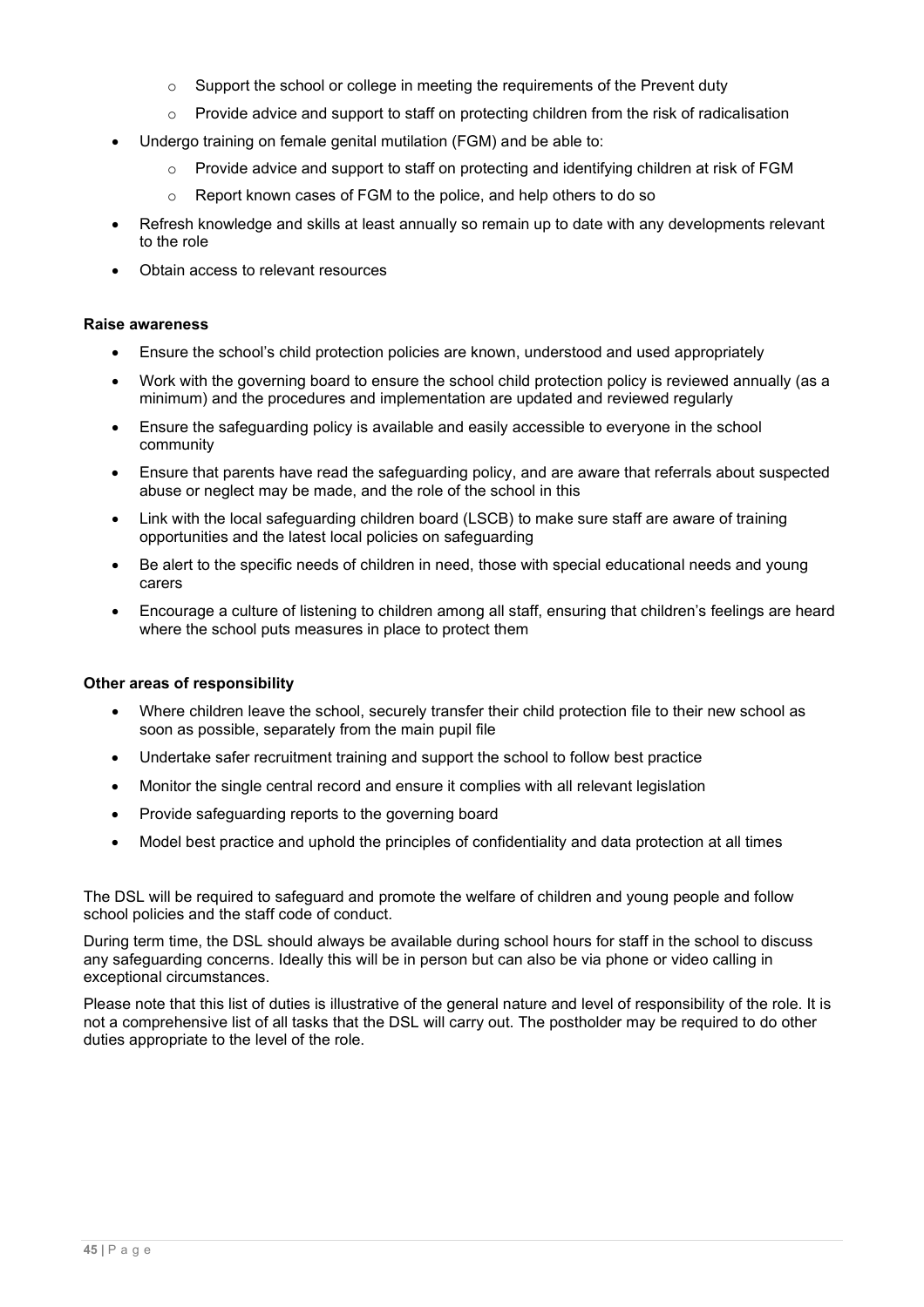- Support the school or college in meeting the requirements of the Prevent duty
  - Provide advice and support to staff on protecting children from the risk of radicalisation
- Undergo training on female genital mutilation (FGM) and be able to:
  - Provide advice and support to staff on protecting and identifying children at risk of FGM
  - Report known cases of FGM to the police, and help others to do so
- Refresh knowledge and skills at least annually so remain up to date with any developments relevant to the role
- Obtain access to relevant resources

**Raise awareness**

- Ensure the school's child protection policies are known, understood and used appropriately
- Work with the governing board to ensure the school child protection policy is reviewed annually (as a minimum) and the procedures and implementation are updated and reviewed regularly
- Ensure the safeguarding policy is available and easily accessible to everyone in the school community
- Ensure that parents have read the safeguarding policy, and are aware that referrals about suspected abuse or neglect may be made, and the role of the school in this
- Link with the local safeguarding children board (LSCB) to make sure staff are aware of training opportunities and the latest local policies on safeguarding
- Be alert to the specific needs of children in need, those with special educational needs and young carers
- Encourage a culture of listening to children among all staff, ensuring that children's feelings are heard where the school puts measures in place to protect them

**Other areas of responsibility**

- Where children leave the school, securely transfer their child protection file to their new school as soon as possible, separately from the main pupil file
- Undertake safer recruitment training and support the school to follow best practice
- Monitor the single central record and ensure it complies with all relevant legislation
- Provide safeguarding reports to the governing board
- Model best practice and uphold the principles of confidentiality and data protection at all times

The DSL will be required to safeguard and promote the welfare of children and young people and follow school policies and the staff code of conduct.

During term time, the DSL should always be available during school hours for staff in the school to discuss any safeguarding concerns. Ideally this will be in person but can also be via phone or video calling in exceptional circumstances.

Please note that this list of duties is illustrative of the general nature and level of responsibility of the role. It is not a comprehensive list of all tasks that the DSL will carry out. The postholder may be required to do other duties appropriate to the level of the role.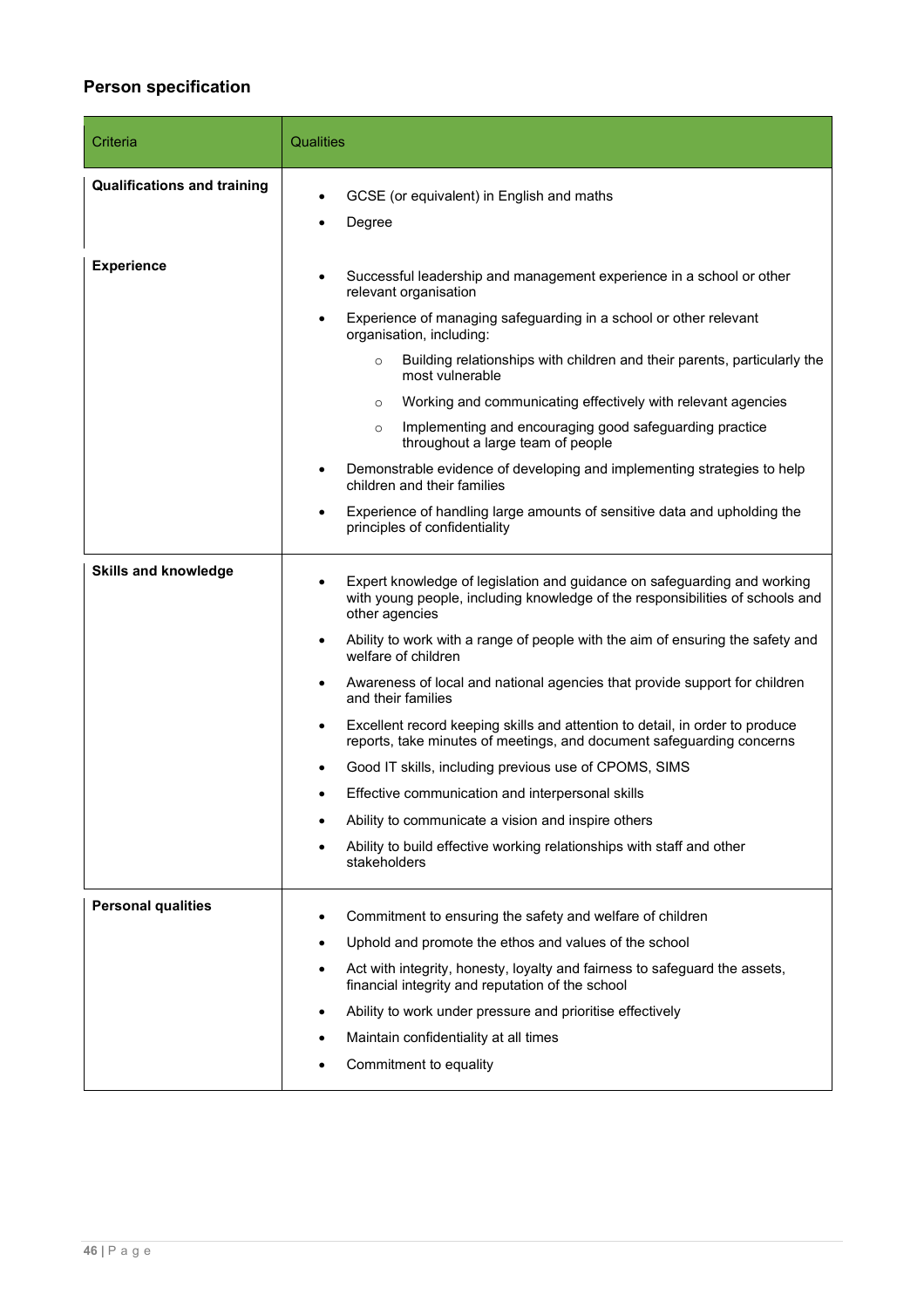## Person specification

| Criteria | Qualities |
|---|---|
| **Qualifications and training** | • GCSE (or equivalent) in English and maths<br>• Degree |
| **Experience** | • Successful leadership and management experience in a school or other relevant organisation<br>• Experience of managing safeguarding in a school or other relevant organisation, including:<br>  ○ Building relationships with children and their parents, particularly the most vulnerable<br>  ○ Working and communicating effectively with relevant agencies<br>  ○ Implementing and encouraging good safeguarding practice throughout a large team of people<br>• Demonstrable evidence of developing and implementing strategies to help children and their families<br>• Experience of handling large amounts of sensitive data and upholding the principles of confidentiality |
| **Skills and knowledge** | • Expert knowledge of legislation and guidance on safeguarding and working with young people, including knowledge of the responsibilities of schools and other agencies<br>• Ability to work with a range of people with the aim of ensuring the safety and welfare of children<br>• Awareness of local and national agencies that provide support for children and their families<br>• Excellent record keeping skills and attention to detail, in order to produce reports, take minutes of meetings, and document safeguarding concerns<br>• Good IT skills, including previous use of CPOMS, SIMS<br>• Effective communication and interpersonal skills<br>• Ability to communicate a vision and inspire others<br>• Ability to build effective working relationships with staff and other stakeholders |
| **Personal qualities** | • Commitment to ensuring the safety and welfare of children<br>• Uphold and promote the ethos and values of the school<br>• Act with integrity, honesty, loyalty and fairness to safeguard the assets, financial integrity and reputation of the school<br>• Ability to work under pressure and prioritise effectively<br>• Maintain confidentiality at all times<br>• Commitment to equality |